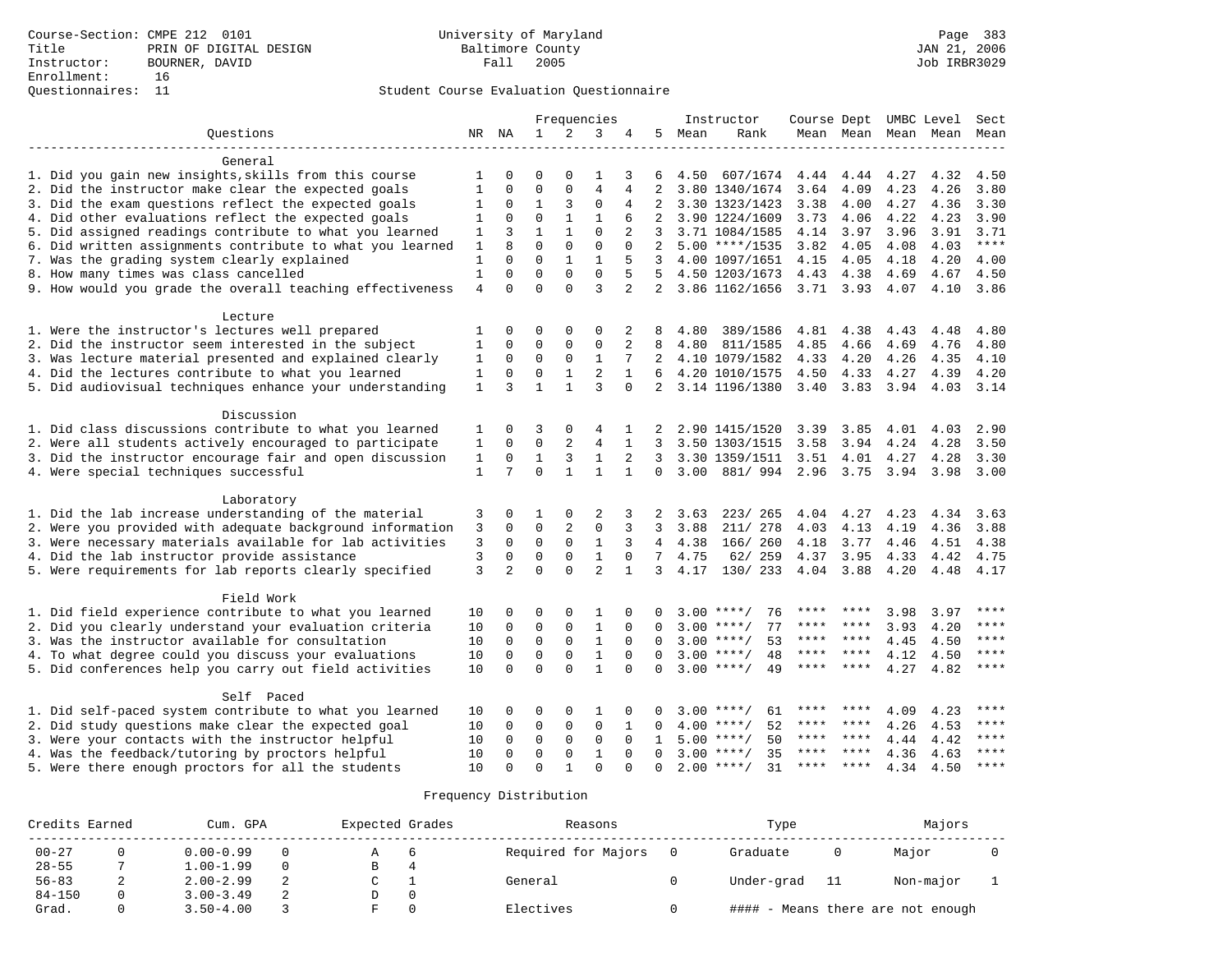Course-Section: CMPE 212 0101
Title: PRIN OF DIGITAL DESIGN
Instructor: BOURNER, DAVID
Enrollment: 16
Questionnaires: 11

University of Maryland
Baltimore County
Fall 2005

JAN 21, 2006
Job IRBR3029

Student Course Evaluation Questionnaire

| Questions | NR | NA | 1 | 2 | 3 | 4 | 5 | Instructor Mean | Instructor Rank | Course Dept Mean | Course Dept Mean | UMBC Level Mean | UMBC Level Mean | Sect Mean |
|---|---|---|---|---|---|---|---|---|---|---|---|---|---|---|
| **General** | | | | | | | | | | | | | | |
| 1. Did you gain new insights,skills from this course | 1 | 0 | 0 | 0 | 1 | 3 | 6 | 4.50 | 607/1674 | 4.44 | 4.44 | 4.27 | 4.32 | 4.50 |
| 2. Did the instructor make clear the expected goals | 1 | 0 | 0 | 0 | 4 | 4 | 2 | 3.80 | 1340/1674 | 3.64 | 4.09 | 4.23 | 4.26 | 3.80 |
| 3. Did the exam questions reflect the expected goals | 1 | 0 | 1 | 3 | 0 | 4 | 2 | 3.30 | 1323/1423 | 3.38 | 4.00 | 4.27 | 4.36 | 3.30 |
| 4. Did other evaluations reflect the expected goals | 1 | 0 | 0 | 1 | 1 | 6 | 2 | 3.90 | 1224/1609 | 3.73 | 4.06 | 4.22 | 4.23 | 3.90 |
| 5. Did assigned readings contribute to what you learned | 1 | 3 | 1 | 1 | 0 | 2 | 3 | 3.71 | 1084/1585 | 4.14 | 3.97 | 3.96 | 3.91 | 3.71 |
| 6. Did written assignments contribute to what you learned | 1 | 8 | 0 | 0 | 0 | 0 | 2 | 5.00 | ****/1535 | 3.82 | 4.05 | 4.08 | 4.03 | **** |
| 7. Was the grading system clearly explained | 1 | 0 | 0 | 1 | 1 | 5 | 3 | 4.00 | 1097/1651 | 4.15 | 4.05 | 4.18 | 4.20 | 4.00 |
| 8. How many times was class cancelled | 1 | 0 | 0 | 0 | 0 | 5 | 5 | 4.50 | 1203/1673 | 4.43 | 4.38 | 4.69 | 4.67 | 4.50 |
| 9. How would you grade the overall teaching effectiveness | 4 | 0 | 0 | 0 | 3 | 2 | 2 | 3.86 | 1162/1656 | 3.71 | 3.93 | 4.07 | 4.10 | 3.86 |
| **Lecture** | | | | | | | | | | | | | | |
| 1. Were the instructor's lectures well prepared | 1 | 0 | 0 | 0 | 0 | 2 | 8 | 4.80 | 389/1586 | 4.81 | 4.38 | 4.43 | 4.48 | 4.80 |
| 2. Did the instructor seem interested in the subject | 1 | 0 | 0 | 0 | 0 | 2 | 8 | 4.80 | 811/1585 | 4.85 | 4.66 | 4.69 | 4.76 | 4.80 |
| 3. Was lecture material presented and explained clearly | 1 | 0 | 0 | 0 | 1 | 7 | 2 | 4.10 | 1079/1582 | 4.33 | 4.20 | 4.26 | 4.35 | 4.10 |
| 4. Did the lectures contribute to what you learned | 1 | 0 | 0 | 1 | 2 | 1 | 6 | 4.20 | 1010/1575 | 4.50 | 4.33 | 4.27 | 4.39 | 4.20 |
| 5. Did audiovisual techniques enhance your understanding | 1 | 3 | 1 | 1 | 3 | 0 | 2 | 3.14 | 1196/1380 | 3.40 | 3.83 | 3.94 | 4.03 | 3.14 |
| **Discussion** | | | | | | | | | | | | | | |
| 1. Did class discussions contribute to what you learned | 1 | 0 | 3 | 0 | 4 | 1 | 2 | 2.90 | 1415/1520 | 3.39 | 3.85 | 4.01 | 4.03 | 2.90 |
| 2. Were all students actively encouraged to participate | 1 | 0 | 0 | 2 | 4 | 1 | 3 | 3.50 | 1303/1515 | 3.58 | 3.94 | 4.24 | 4.28 | 3.50 |
| 3. Did the instructor encourage fair and open discussion | 1 | 0 | 1 | 3 | 1 | 2 | 3 | 3.30 | 1359/1511 | 3.51 | 4.01 | 4.27 | 4.28 | 3.30 |
| 4. Were special techniques successful | 1 | 7 | 0 | 1 | 1 | 1 | 0 | 3.00 | 881/ 994 | 2.96 | 3.75 | 3.94 | 3.98 | 3.00 |
| **Laboratory** | | | | | | | | | | | | | | |
| 1. Did the lab increase understanding of the material | 3 | 0 | 1 | 0 | 2 | 3 | 2 | 3.63 | 223/ 265 | 4.04 | 4.27 | 4.23 | 4.34 | 3.63 |
| 2. Were you provided with adequate background information | 3 | 0 | 0 | 2 | 0 | 3 | 3 | 3.88 | 211/ 278 | 4.03 | 4.13 | 4.19 | 4.36 | 3.88 |
| 3. Were necessary materials available for lab activities | 3 | 0 | 0 | 0 | 1 | 3 | 4 | 4.38 | 166/ 260 | 4.18 | 3.77 | 4.46 | 4.51 | 4.38 |
| 4. Did the lab instructor provide assistance | 3 | 0 | 0 | 0 | 1 | 0 | 7 | 4.75 | 62/ 259 | 4.37 | 3.95 | 4.33 | 4.42 | 4.75 |
| 5. Were requirements for lab reports clearly specified | 3 | 2 | 0 | 0 | 2 | 1 | 3 | 4.17 | 130/ 233 | 4.04 | 3.88 | 4.20 | 4.48 | 4.17 |
| **Field Work** | | | | | | | | | | | | | | |
| 1. Did field experience contribute to what you learned | 10 | 0 | 0 | 0 | 1 | 0 | 0 | 3.00 | ****/ 76 | **** | **** | 3.98 | 3.97 | **** |
| 2. Did you clearly understand your evaluation criteria | 10 | 0 | 0 | 0 | 1 | 0 | 0 | 3.00 | ****/ 77 | **** | **** | 3.93 | 4.20 | **** |
| 3. Was the instructor available for consultation | 10 | 0 | 0 | 0 | 1 | 0 | 0 | 3.00 | ****/ 53 | **** | **** | 4.45 | 4.50 | **** |
| 4. To what degree could you discuss your evaluations | 10 | 0 | 0 | 0 | 1 | 0 | 0 | 3.00 | ****/ 48 | **** | **** | 4.12 | 4.50 | **** |
| 5. Did conferences help you carry out field activities | 10 | 0 | 0 | 0 | 1 | 0 | 0 | 3.00 | ****/ 49 | **** | **** | 4.27 | 4.82 | **** |
| **Self Paced** | | | | | | | | | | | | | | |
| 1. Did self-paced system contribute to what you learned | 10 | 0 | 0 | 0 | 1 | 0 | 0 | 3.00 | ****/ 61 | **** | **** | 4.09 | 4.23 | **** |
| 2. Did study questions make clear the expected goal | 10 | 0 | 0 | 0 | 0 | 1 | 0 | 4.00 | ****/ 52 | **** | **** | 4.26 | 4.53 | **** |
| 3. Were your contacts with the instructor helpful | 10 | 0 | 0 | 0 | 0 | 0 | 1 | 5.00 | ****/ 50 | **** | **** | 4.44 | 4.42 | **** |
| 4. Was the feedback/tutoring by proctors helpful | 10 | 0 | 0 | 0 | 1 | 0 | 0 | 3.00 | ****/ 35 | **** | **** | 4.36 | 4.63 | **** |
| 5. Were there enough proctors for all the students | 10 | 0 | 0 | 1 | 0 | 0 | 0 | 2.00 | ****/ 31 | **** | **** | 4.34 | 4.50 | **** |

Frequency Distribution

| Credits Earned | | Cum. GPA | | Expected Grades | | Reasons | | Type | | Majors | |
|---|---|---|---|---|---|---|---|---|---|---|---|
| 00-27 | 0 | 0.00-0.99 | 0 | A | 6 | Required for Majors | 0 | Graduate | 0 | Major | 0 |
| 28-55 | 7 | 1.00-1.99 | 0 | B | 4 | | | | | | |
| 56-83 | 2 | 2.00-2.99 | 2 | C | 1 | General | 0 | Under-grad | 11 | Non-major | 1 |
| 84-150 | 0 | 3.00-3.49 | 2 | D | 0 | | | | | | |
| Grad. | 0 | 3.50-4.00 | 3 | F | 0 | Electives | 0 | #### - Means there are not enough | | | |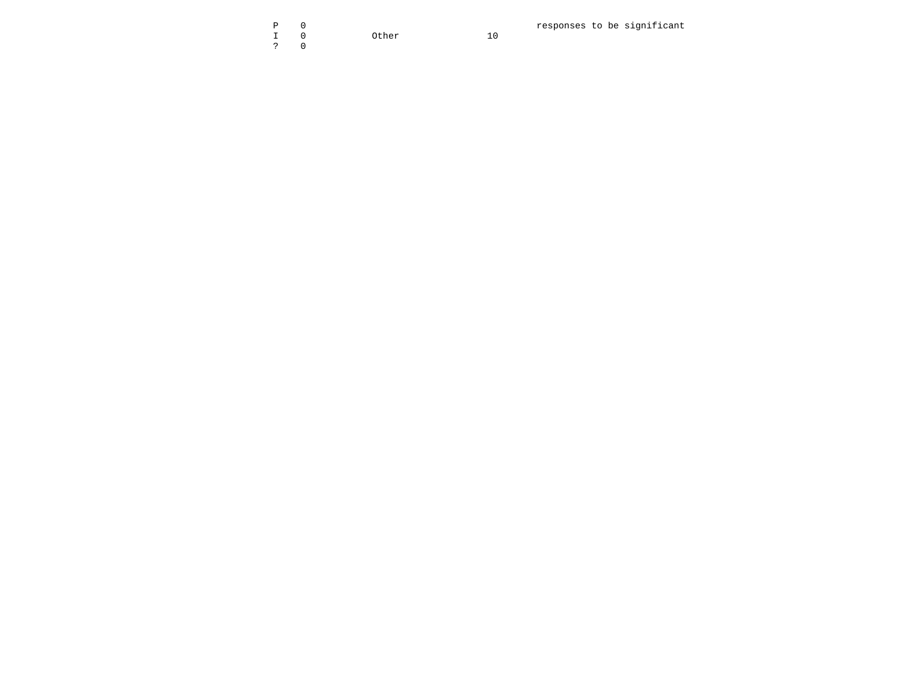| | | | | |
|---|---|---|---|---|
| P | 0 | | | responses to be significant |
| I | 0 | Other | 10 | |
| ? | 0 | | | |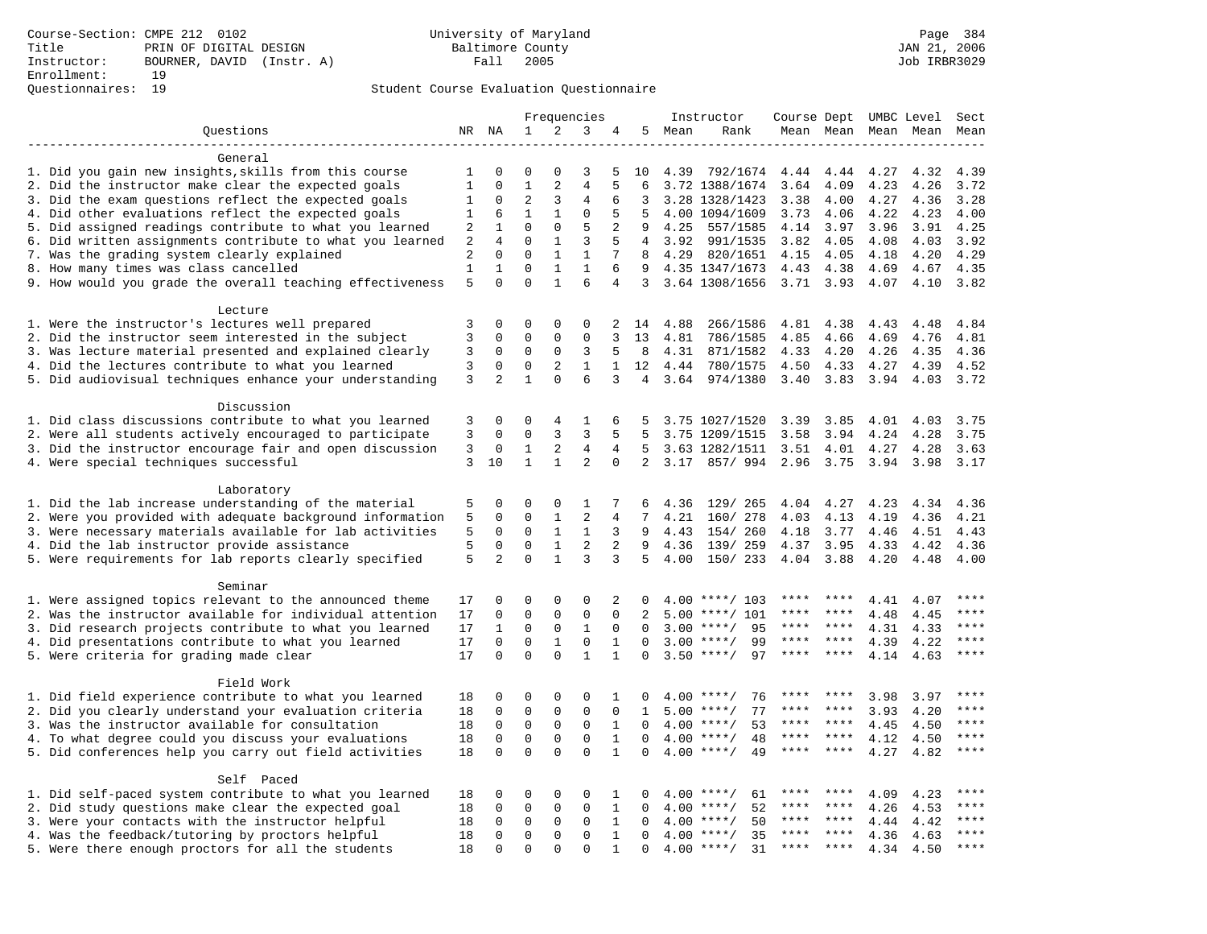Course-Section: CMPE 212 0102
Title: PRIN OF DIGITAL DESIGN
Instructor: BOURNER, DAVID (Instr. A)
Enrollment: 19
Questionnaires: 19

University of Maryland
Baltimore County
Fall 2005

JAN 21, 2006
Job IRBR3029

Student Course Evaluation Questionnaire

| Questions | NR | NA | 1 | 2 | 3 | 4 | 5 | Instructor Mean | Instructor Rank | Course Mean | Dept Mean | UMBC Mean | Level Mean | Sect Mean |
|---|---|---|---|---|---|---|---|---|---|---|---|---|---|---|
| **General** | | | | | | | | | | | | | | |
| 1. Did you gain new insights,skills from this course | 1 | 0 | 0 | 0 | 3 | 5 | 10 | 4.39 | 792/1674 | 4.44 | 4.44 | 4.27 | 4.32 | 4.39 |
| 2. Did the instructor make clear the expected goals | 1 | 0 | 1 | 2 | 4 | 5 | 6 | 3.72 | 1388/1674 | 3.64 | 4.09 | 4.23 | 4.26 | 3.72 |
| 3. Did the exam questions reflect the expected goals | 1 | 0 | 2 | 3 | 4 | 6 | 3 | 3.28 | 1328/1423 | 3.38 | 4.00 | 4.27 | 4.36 | 3.28 |
| 4. Did other evaluations reflect the expected goals | 1 | 6 | 1 | 1 | 0 | 5 | 5 | 4.00 | 1094/1609 | 3.73 | 4.06 | 4.22 | 4.23 | 4.00 |
| 5. Did assigned readings contribute to what you learned | 2 | 1 | 0 | 0 | 5 | 2 | 9 | 4.25 | 557/1585 | 4.14 | 3.97 | 3.96 | 3.91 | 4.25 |
| 6. Did written assignments contribute to what you learned | 2 | 4 | 0 | 1 | 3 | 5 | 4 | 3.92 | 991/1535 | 3.82 | 4.05 | 4.08 | 4.03 | 3.92 |
| 7. Was the grading system clearly explained | 2 | 0 | 0 | 1 | 1 | 7 | 8 | 4.29 | 820/1651 | 4.15 | 4.05 | 4.18 | 4.20 | 4.29 |
| 8. How many times was class cancelled | 1 | 1 | 0 | 1 | 1 | 6 | 9 | 4.35 | 1347/1673 | 4.43 | 4.38 | 4.69 | 4.67 | 4.35 |
| 9. How would you grade the overall teaching effectiveness | 5 | 0 | 0 | 1 | 6 | 4 | 3 | 3.64 | 1308/1656 | 3.71 | 3.93 | 4.07 | 4.10 | 3.82 |
| **Lecture** | | | | | | | | | | | | | | |
| 1. Were the instructor's lectures well prepared | 3 | 0 | 0 | 0 | 0 | 2 | 14 | 4.88 | 266/1586 | 4.81 | 4.38 | 4.43 | 4.48 | 4.84 |
| 2. Did the instructor seem interested in the subject | 3 | 0 | 0 | 0 | 0 | 3 | 13 | 4.81 | 786/1585 | 4.85 | 4.66 | 4.69 | 4.76 | 4.81 |
| 3. Was lecture material presented and explained clearly | 3 | 0 | 0 | 0 | 3 | 5 | 8 | 4.31 | 871/1582 | 4.33 | 4.20 | 4.26 | 4.35 | 4.36 |
| 4. Did the lectures contribute to what you learned | 3 | 0 | 0 | 2 | 1 | 1 | 12 | 4.44 | 780/1575 | 4.50 | 4.33 | 4.27 | 4.39 | 4.52 |
| 5. Did audiovisual techniques enhance your understanding | 3 | 2 | 1 | 0 | 6 | 3 | 4 | 3.64 | 974/1380 | 3.40 | 3.83 | 3.94 | 4.03 | 3.72 |
| **Discussion** | | | | | | | | | | | | | | |
| 1. Did class discussions contribute to what you learned | 3 | 0 | 0 | 4 | 1 | 6 | 5 | 3.75 | 1027/1520 | 3.39 | 3.85 | 4.01 | 4.03 | 3.75 |
| 2. Were all students actively encouraged to participate | 3 | 0 | 0 | 3 | 3 | 5 | 5 | 3.75 | 1209/1515 | 3.58 | 3.94 | 4.24 | 4.28 | 3.75 |
| 3. Did the instructor encourage fair and open discussion | 3 | 0 | 1 | 2 | 4 | 4 | 5 | 3.63 | 1282/1511 | 3.51 | 4.01 | 4.27 | 4.28 | 3.63 |
| 4. Were special techniques successful | 3 | 10 | 1 | 1 | 2 | 0 | 2 | 3.17 | 857/ 994 | 2.96 | 3.75 | 3.94 | 3.98 | 3.17 |
| **Laboratory** | | | | | | | | | | | | | | |
| 1. Did the lab increase understanding of the material | 5 | 0 | 0 | 0 | 1 | 7 | 6 | 4.36 | 129/ 265 | 4.04 | 4.27 | 4.23 | 4.34 | 4.36 |
| 2. Were you provided with adequate background information | 5 | 0 | 0 | 1 | 2 | 4 | 7 | 4.21 | 160/ 278 | 4.03 | 4.13 | 4.19 | 4.36 | 4.21 |
| 3. Were necessary materials available for lab activities | 5 | 0 | 0 | 1 | 1 | 3 | 9 | 4.43 | 154/ 260 | 4.18 | 3.77 | 4.46 | 4.51 | 4.43 |
| 4. Did the lab instructor provide assistance | 5 | 0 | 0 | 1 | 2 | 2 | 9 | 4.36 | 139/ 259 | 4.37 | 3.95 | 4.33 | 4.42 | 4.36 |
| 5. Were requirements for lab reports clearly specified | 5 | 2 | 0 | 1 | 3 | 3 | 5 | 4.00 | 150/ 233 | 4.04 | 3.88 | 4.20 | 4.48 | 4.00 |
| **Seminar** | | | | | | | | | | | | | | |
| 1. Were assigned topics relevant to the announced theme | 17 | 0 | 0 | 0 | 0 | 2 | 0 | 4.00 | ****/ 103 | **** | **** | 4.41 | 4.07 | **** |
| 2. Was the instructor available for individual attention | 17 | 0 | 0 | 0 | 0 | 0 | 2 | 5.00 | ****/ 101 | **** | **** | 4.48 | 4.45 | **** |
| 3. Did research projects contribute to what you learned | 17 | 1 | 0 | 0 | 1 | 0 | 0 | 3.00 | ****/ 95 | **** | **** | 4.31 | 4.33 | **** |
| 4. Did presentations contribute to what you learned | 17 | 0 | 0 | 1 | 0 | 1 | 0 | 3.00 | ****/ 99 | **** | **** | 4.39 | 4.22 | **** |
| 5. Were criteria for grading made clear | 17 | 0 | 0 | 0 | 1 | 1 | 0 | 3.50 | ****/ 97 | **** | **** | 4.14 | 4.63 | **** |
| **Field Work** | | | | | | | | | | | | | | |
| 1. Did field experience contribute to what you learned | 18 | 0 | 0 | 0 | 0 | 1 | 0 | 4.00 | ****/ 76 | **** | **** | 3.98 | 3.97 | **** |
| 2. Did you clearly understand your evaluation criteria | 18 | 0 | 0 | 0 | 0 | 0 | 1 | 5.00 | ****/ 77 | **** | **** | 3.93 | 4.20 | **** |
| 3. Was the instructor available for consultation | 18 | 0 | 0 | 0 | 0 | 1 | 0 | 4.00 | ****/ 53 | **** | **** | 4.45 | 4.50 | **** |
| 4. To what degree could you discuss your evaluations | 18 | 0 | 0 | 0 | 0 | 1 | 0 | 4.00 | ****/ 48 | **** | **** | 4.12 | 4.50 | **** |
| 5. Did conferences help you carry out field activities | 18 | 0 | 0 | 0 | 0 | 1 | 0 | 4.00 | ****/ 49 | **** | **** | 4.27 | 4.82 | **** |
| **Self Paced** | | | | | | | | | | | | | | |
| 1. Did self-paced system contribute to what you learned | 18 | 0 | 0 | 0 | 0 | 1 | 0 | 4.00 | ****/ 61 | **** | **** | 4.09 | 4.23 | **** |
| 2. Did study questions make clear the expected goal | 18 | 0 | 0 | 0 | 0 | 1 | 0 | 4.00 | ****/ 52 | **** | **** | 4.26 | 4.53 | **** |
| 3. Were your contacts with the instructor helpful | 18 | 0 | 0 | 0 | 0 | 1 | 0 | 4.00 | ****/ 50 | **** | **** | 4.44 | 4.42 | **** |
| 4. Was the feedback/tutoring by proctors helpful | 18 | 0 | 0 | 0 | 0 | 1 | 0 | 4.00 | ****/ 35 | **** | **** | 4.36 | 4.63 | **** |
| 5. Were there enough proctors for all the students | 18 | 0 | 0 | 0 | 0 | 1 | 0 | 4.00 | ****/ 31 | **** | **** | 4.34 | 4.50 | **** |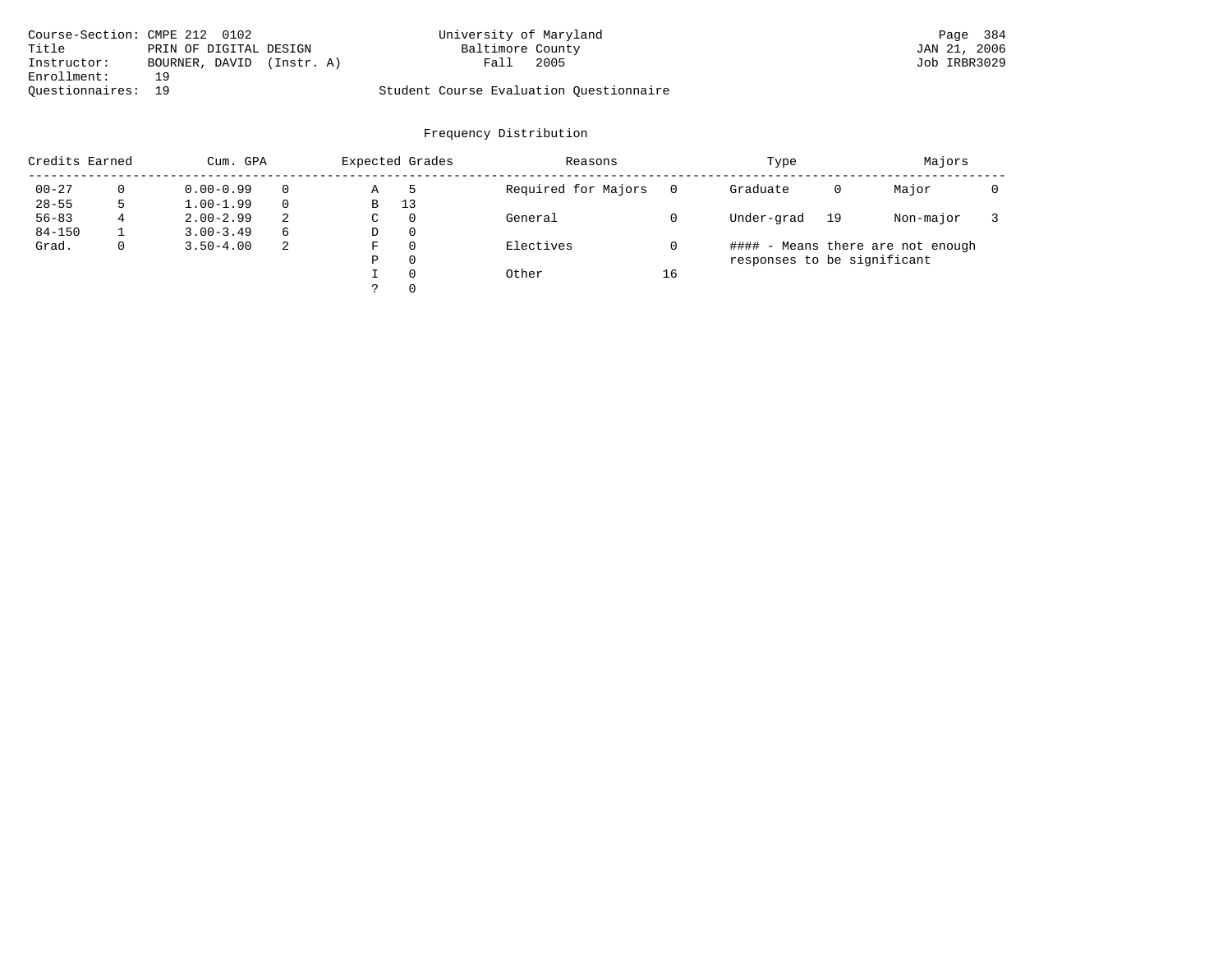Course-Section: CMPE 212 0102
Title: PRIN OF DIGITAL DESIGN
Instructor: BOURNER, DAVID (Instr. A)
Enrollment: 19
Questionnaires: 19

University of Maryland
Baltimore County
Fall 2005

Student Course Evaluation Questionnaire

## Frequency Distribution

| Credits Earned | | Cum. GPA | | Expected Grades | | Reasons | | Type | | Majors | |
|---|---|---|---|---|---|---|---|---|---|---|---|
| 00-27 | 0 | 0.00-0.99 | 0 | A | 5 | Required for Majors | 0 | Graduate | 0 | Major | 0 |
| 28-55 | 5 | 1.00-1.99 | 0 | B | 13 | | | | | | |
| 56-83 | 4 | 2.00-2.99 | 2 | C | 0 | General | 0 | Under-grad | 19 | Non-major | 3 |
| 84-150 | 1 | 3.00-3.49 | 6 | D | 0 | | | | | | |
| Grad. | 0 | 3.50-4.00 | 2 | F | 0 | Electives | 0 | | | | |
| | | | | P | 0 | | | | | | |
| | | | | I | 0 | Other | 16 | | | | |
| | | | | ? | 0 | | | | | | |

#### - Means there are not enough responses to be significant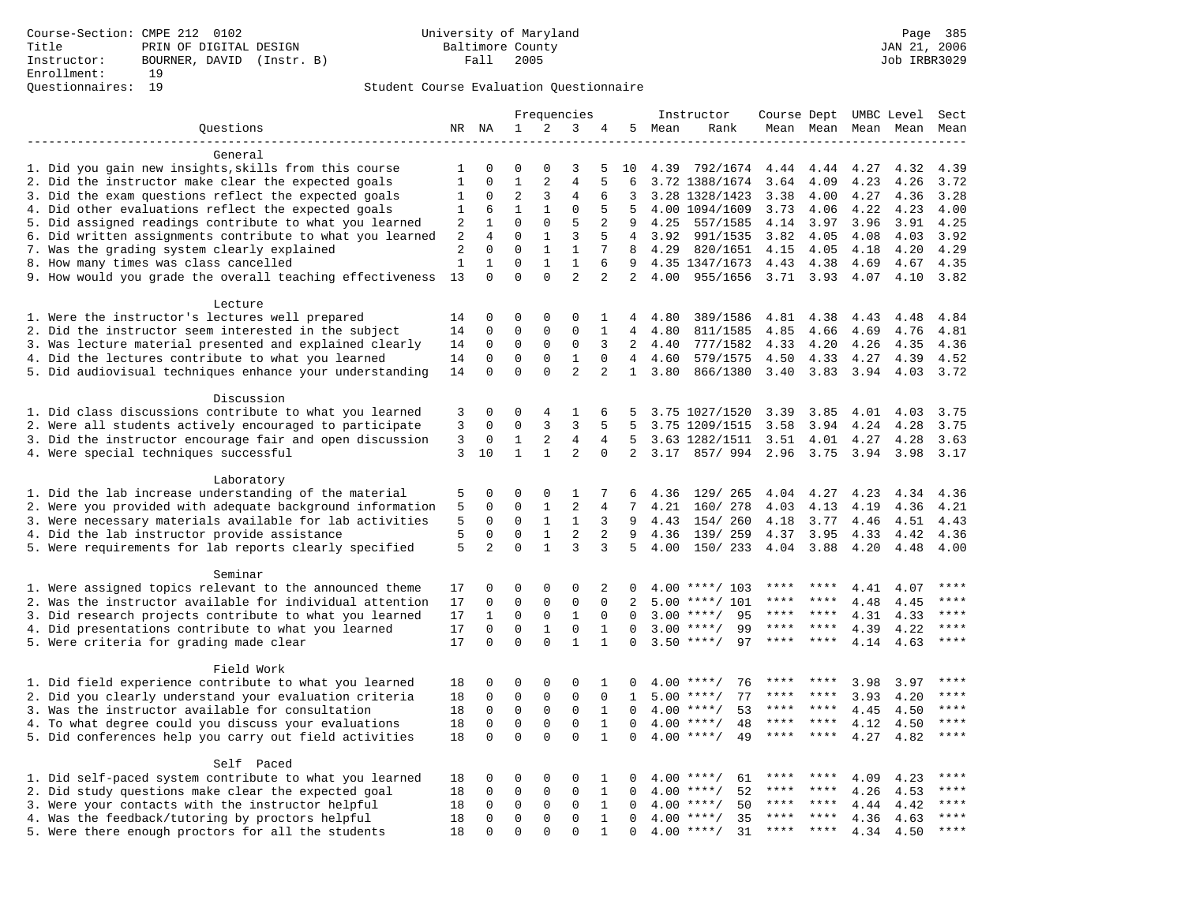Course-Section: CMPE 212 0102
Title: PRIN OF DIGITAL DESIGN
Instructor: BOURNER, DAVID (Instr. B)
Enrollment: 19
Questionnaires: 19

University of Maryland
Baltimore County
Fall 2005

JAN 21, 2006
Job IRBR3029

Student Course Evaluation Questionnaire

| Questions | NR | NA | 1 | 2 | 3 | 4 | 5 | Instructor Mean | Instructor Rank | Course Mean | Dept Mean | UMBC Mean | Level Mean | Sect Mean |
|---|---|---|---|---|---|---|---|---|---|---|---|---|---|---|
| **General** | | | | | | | | | | | | | | |
| 1. Did you gain new insights,skills from this course | 1 | 0 | 0 | 0 | 3 | 5 | 10 | 4.39 | 792/1674 | 4.44 | 4.44 | 4.27 | 4.32 | 4.39 |
| 2. Did the instructor make clear the expected goals | 1 | 0 | 1 | 2 | 4 | 5 | 6 | 3.72 | 1388/1674 | 3.64 | 4.09 | 4.23 | 4.26 | 3.72 |
| 3. Did the exam questions reflect the expected goals | 1 | 0 | 2 | 3 | 4 | 6 | 3 | 3.28 | 1328/1423 | 3.38 | 4.00 | 4.27 | 4.36 | 3.28 |
| 4. Did other evaluations reflect the expected goals | 1 | 6 | 1 | 1 | 0 | 5 | 5 | 4.00 | 1094/1609 | 3.73 | 4.06 | 4.22 | 4.23 | 4.00 |
| 5. Did assigned readings contribute to what you learned | 2 | 1 | 0 | 0 | 5 | 2 | 9 | 4.25 | 557/1585 | 4.14 | 3.97 | 3.96 | 3.91 | 4.25 |
| 6. Did written assignments contribute to what you learned | 2 | 4 | 0 | 1 | 3 | 5 | 4 | 3.92 | 991/1535 | 3.82 | 4.05 | 4.08 | 4.03 | 3.92 |
| 7. Was the grading system clearly explained | 2 | 0 | 0 | 1 | 1 | 7 | 8 | 4.29 | 820/1651 | 4.15 | 4.05 | 4.18 | 4.20 | 4.29 |
| 8. How many times was class cancelled | 1 | 1 | 0 | 1 | 1 | 6 | 9 | 4.35 | 1347/1673 | 4.43 | 4.38 | 4.69 | 4.67 | 4.35 |
| 9. How would you grade the overall teaching effectiveness | 13 | 0 | 0 | 0 | 2 | 2 | 2 | 4.00 | 955/1656 | 3.71 | 3.93 | 4.07 | 4.10 | 3.82 |
| **Lecture** | | | | | | | | | | | | | | |
| 1. Were the instructor's lectures well prepared | 14 | 0 | 0 | 0 | 0 | 1 | 4 | 4.80 | 389/1586 | 4.81 | 4.38 | 4.43 | 4.48 | 4.84 |
| 2. Did the instructor seem interested in the subject | 14 | 0 | 0 | 0 | 0 | 1 | 4 | 4.80 | 811/1585 | 4.85 | 4.66 | 4.69 | 4.76 | 4.81 |
| 3. Was lecture material presented and explained clearly | 14 | 0 | 0 | 0 | 0 | 3 | 2 | 4.40 | 777/1582 | 4.33 | 4.20 | 4.26 | 4.35 | 4.36 |
| 4. Did the lectures contribute to what you learned | 14 | 0 | 0 | 0 | 1 | 0 | 4 | 4.60 | 579/1575 | 4.50 | 4.33 | 4.27 | 4.39 | 4.52 |
| 5. Did audiovisual techniques enhance your understanding | 14 | 0 | 0 | 0 | 2 | 2 | 1 | 3.80 | 866/1380 | 3.40 | 3.83 | 3.94 | 4.03 | 3.72 |
| **Discussion** | | | | | | | | | | | | | | |
| 1. Did class discussions contribute to what you learned | 3 | 0 | 0 | 4 | 1 | 6 | 5 | 3.75 | 1027/1520 | 3.39 | 3.85 | 4.01 | 4.03 | 3.75 |
| 2. Were all students actively encouraged to participate | 3 | 0 | 0 | 3 | 3 | 5 | 5 | 3.75 | 1209/1515 | 3.58 | 3.94 | 4.24 | 4.28 | 3.75 |
| 3. Did the instructor encourage fair and open discussion | 3 | 0 | 1 | 2 | 4 | 4 | 5 | 3.63 | 1282/1511 | 3.51 | 4.01 | 4.27 | 4.28 | 3.63 |
| 4. Were special techniques successful | 3 | 10 | 1 | 1 | 2 | 0 | 2 | 3.17 | 857/ 994 | 2.96 | 3.75 | 3.94 | 3.98 | 3.17 |
| **Laboratory** | | | | | | | | | | | | | | |
| 1. Did the lab increase understanding of the material | 5 | 0 | 0 | 0 | 1 | 7 | 6 | 4.36 | 129/ 265 | 4.04 | 4.27 | 4.23 | 4.34 | 4.36 |
| 2. Were you provided with adequate background information | 5 | 0 | 0 | 1 | 2 | 4 | 7 | 4.21 | 160/ 278 | 4.03 | 4.13 | 4.19 | 4.36 | 4.21 |
| 3. Were necessary materials available for lab activities | 5 | 0 | 0 | 1 | 1 | 3 | 9 | 4.43 | 154/ 260 | 4.18 | 3.77 | 4.46 | 4.51 | 4.43 |
| 4. Did the lab instructor provide assistance | 5 | 0 | 0 | 1 | 2 | 2 | 9 | 4.36 | 139/ 259 | 4.37 | 3.95 | 4.33 | 4.42 | 4.36 |
| 5. Were requirements for lab reports clearly specified | 5 | 2 | 0 | 1 | 3 | 3 | 5 | 4.00 | 150/ 233 | 4.04 | 3.88 | 4.20 | 4.48 | 4.00 |
| **Seminar** | | | | | | | | | | | | | | |
| 1. Were assigned topics relevant to the announced theme | 17 | 0 | 0 | 0 | 0 | 2 | 0 | 4.00 | ****/ 103 | **** | **** | 4.41 | 4.07 | **** |
| 2. Was the instructor available for individual attention | 17 | 0 | 0 | 0 | 0 | 0 | 2 | 5.00 | ****/ 101 | **** | **** | 4.48 | 4.45 | **** |
| 3. Did research projects contribute to what you learned | 17 | 1 | 0 | 0 | 1 | 0 | 0 | 3.00 | ****/ 95 | **** | **** | 4.31 | 4.33 | **** |
| 4. Did presentations contribute to what you learned | 17 | 0 | 0 | 1 | 0 | 1 | 0 | 3.00 | ****/ 99 | **** | **** | 4.39 | 4.22 | **** |
| 5. Were criteria for grading made clear | 17 | 0 | 0 | 0 | 1 | 1 | 0 | 3.50 | ****/ 97 | **** | **** | 4.14 | 4.63 | **** |
| **Field Work** | | | | | | | | | | | | | | |
| 1. Did field experience contribute to what you learned | 18 | 0 | 0 | 0 | 0 | 1 | 0 | 4.00 | ****/ 76 | **** | **** | 3.98 | 3.97 | **** |
| 2. Did you clearly understand your evaluation criteria | 18 | 0 | 0 | 0 | 0 | 0 | 1 | 5.00 | ****/ 77 | **** | **** | 3.93 | 4.20 | **** |
| 3. Was the instructor available for consultation | 18 | 0 | 0 | 0 | 0 | 1 | 0 | 4.00 | ****/ 53 | **** | **** | 4.45 | 4.50 | **** |
| 4. To what degree could you discuss your evaluations | 18 | 0 | 0 | 0 | 0 | 1 | 0 | 4.00 | ****/ 48 | **** | **** | 4.12 | 4.50 | **** |
| 5. Did conferences help you carry out field activities | 18 | 0 | 0 | 0 | 0 | 1 | 0 | 4.00 | ****/ 49 | **** | **** | 4.27 | 4.82 | **** |
| **Self Paced** | | | | | | | | | | | | | | |
| 1. Did self-paced system contribute to what you learned | 18 | 0 | 0 | 0 | 0 | 1 | 0 | 4.00 | ****/ 61 | **** | **** | 4.09 | 4.23 | **** |
| 2. Did study questions make clear the expected goal | 18 | 0 | 0 | 0 | 0 | 1 | 0 | 4.00 | ****/ 52 | **** | **** | 4.26 | 4.53 | **** |
| 3. Were your contacts with the instructor helpful | 18 | 0 | 0 | 0 | 0 | 1 | 0 | 4.00 | ****/ 50 | **** | **** | 4.44 | 4.42 | **** |
| 4. Was the feedback/tutoring by proctors helpful | 18 | 0 | 0 | 0 | 0 | 1 | 0 | 4.00 | ****/ 35 | **** | **** | 4.36 | 4.63 | **** |
| 5. Were there enough proctors for all the students | 18 | 0 | 0 | 0 | 0 | 1 | 0 | 4.00 | ****/ 31 | **** | **** | 4.34 | 4.50 | **** |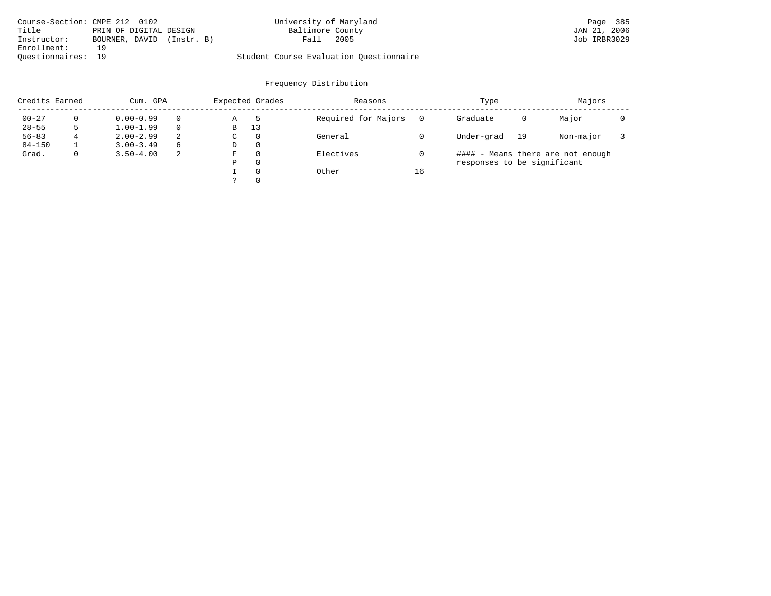Course-Section: CMPE 212  0102
Title: PRIN OF DIGITAL DESIGN
Instructor: BOURNER, DAVID  (Instr. B)
Enrollment: 19
Questionnaires: 19

University of Maryland
Baltimore County
Fall 2005

Student Course Evaluation Questionnaire

JAN 21, 2006
Job IRBR3029

## Frequency Distribution

| Credits Earned | | Cum. GPA | | Expected Grades | | Reasons | | Type | | Majors | |
|---|---|---|---|---|---|---|---|---|---|---|---|
| 00-27 | 0 | 0.00-0.99 | 0 | A | 5 | Required for Majors | 0 | Graduate | 0 | Major | 0 |
| 28-55 | 5 | 1.00-1.99 | 0 | B | 13 | | | | | | |
| 56-83 | 4 | 2.00-2.99 | 2 | C | 0 | General | 0 | Under-grad | 19 | Non-major | 3 |
| 84-150 | 1 | 3.00-3.49 | 6 | D | 0 | | | | | | |
| Grad. | 0 | 3.50-4.00 | 2 | F | 0 | Electives | 0 | | | | |
| | | | | P | 0 | | | | | | |
| | | | | I | 0 | Other | 16 | | | | |
| | | | | ? | 0 | | | | | | |

#### - Means there are not enough responses to be significant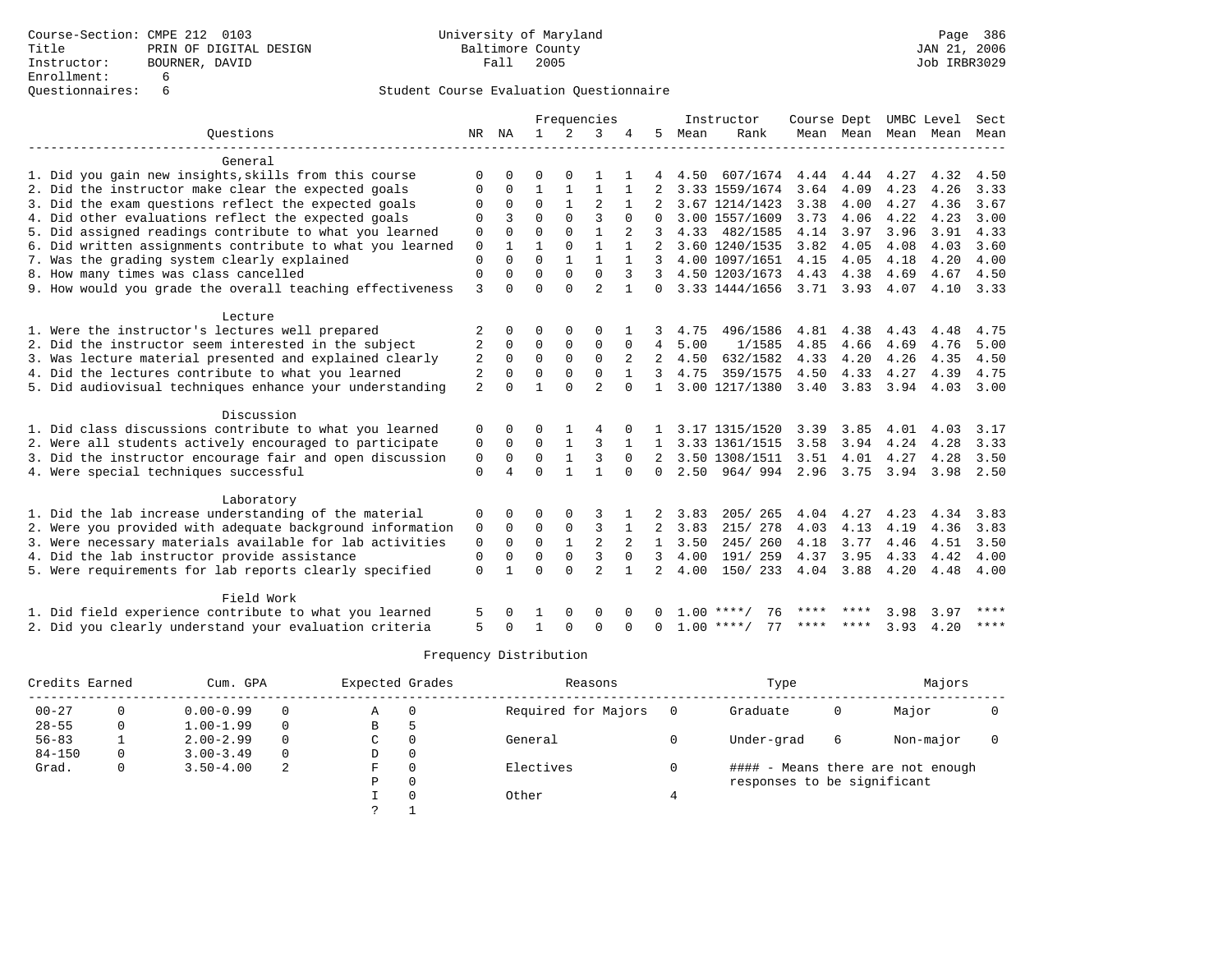Course-Section: CMPE 212 0103
Title: PRIN OF DIGITAL DESIGN
Instructor: BOURNER, DAVID
Enrollment: 6
Questionnaires: 6

University of Maryland
Baltimore County
Fall 2005

Page 386
JAN 21, 2006
Job IRBR3029

## Student Course Evaluation Questionnaire

| Questions | NR | NA | 1 | 2 | 3 | 4 | 5 | Instructor Mean | Instructor Rank | Course Mean | Dept Mean | UMBC Mean | Level Mean | Sect Mean |
|---|---|---|---|---|---|---|---|---|---|---|---|---|---|---|
| **General** | | | | | | | | | | | | | | |
| 1. Did you gain new insights,skills from this course | 0 | 0 | 0 | 0 | 1 | 1 | 4 | 4.50 | 607/1674 | 4.44 | 4.44 | 4.27 | 4.32 | 4.50 |
| 2. Did the instructor make clear the expected goals | 0 | 0 | 1 | 1 | 1 | 1 | 2 | 3.33 | 1559/1674 | 3.64 | 4.09 | 4.23 | 4.26 | 3.33 |
| 3. Did the exam questions reflect the expected goals | 0 | 0 | 0 | 1 | 2 | 1 | 2 | 3.67 | 1214/1423 | 3.38 | 4.00 | 4.27 | 4.36 | 3.67 |
| 4. Did other evaluations reflect the expected goals | 0 | 3 | 0 | 0 | 3 | 0 | 0 | 3.00 | 1557/1609 | 3.73 | 4.06 | 4.22 | 4.23 | 3.00 |
| 5. Did assigned readings contribute to what you learned | 0 | 0 | 0 | 0 | 1 | 2 | 3 | 4.33 | 482/1585 | 4.14 | 3.97 | 3.96 | 3.91 | 4.33 |
| 6. Did written assignments contribute to what you learned | 0 | 1 | 1 | 0 | 1 | 1 | 2 | 3.60 | 1240/1535 | 3.82 | 4.05 | 4.08 | 4.03 | 3.60 |
| 7. Was the grading system clearly explained | 0 | 0 | 0 | 1 | 1 | 1 | 3 | 4.00 | 1097/1651 | 4.15 | 4.05 | 4.18 | 4.20 | 4.00 |
| 8. How many times was class cancelled | 0 | 0 | 0 | 0 | 0 | 3 | 3 | 4.50 | 1203/1673 | 4.43 | 4.38 | 4.69 | 4.67 | 4.50 |
| 9. How would you grade the overall teaching effectiveness | 3 | 0 | 0 | 0 | 2 | 1 | 0 | 3.33 | 1444/1656 | 3.71 | 3.93 | 4.07 | 4.10 | 3.33 |
| **Lecture** | | | | | | | | | | | | | | |
| 1. Were the instructor's lectures well prepared | 2 | 0 | 0 | 0 | 0 | 1 | 3 | 4.75 | 496/1586 | 4.81 | 4.38 | 4.43 | 4.48 | 4.75 |
| 2. Did the instructor seem interested in the subject | 2 | 0 | 0 | 0 | 0 | 0 | 4 | 5.00 | 1/1585 | 4.85 | 4.66 | 4.69 | 4.76 | 5.00 |
| 3. Was lecture material presented and explained clearly | 2 | 0 | 0 | 0 | 0 | 2 | 2 | 4.50 | 632/1582 | 4.33 | 4.20 | 4.26 | 4.35 | 4.50 |
| 4. Did the lectures contribute to what you learned | 2 | 0 | 0 | 0 | 0 | 1 | 3 | 4.75 | 359/1575 | 4.50 | 4.33 | 4.27 | 4.39 | 4.75 |
| 5. Did audiovisual techniques enhance your understanding | 2 | 0 | 1 | 0 | 2 | 0 | 1 | 3.00 | 1217/1380 | 3.40 | 3.83 | 3.94 | 4.03 | 3.00 |
| **Discussion** | | | | | | | | | | | | | | |
| 1. Did class discussions contribute to what you learned | 0 | 0 | 0 | 1 | 4 | 0 | 1 | 3.17 | 1315/1520 | 3.39 | 3.85 | 4.01 | 4.03 | 3.17 |
| 2. Were all students actively encouraged to participate | 0 | 0 | 0 | 1 | 3 | 1 | 1 | 3.33 | 1361/1515 | 3.58 | 3.94 | 4.24 | 4.28 | 3.33 |
| 3. Did the instructor encourage fair and open discussion | 0 | 0 | 0 | 1 | 3 | 0 | 2 | 3.50 | 1308/1511 | 3.51 | 4.01 | 4.27 | 4.28 | 3.50 |
| 4. Were special techniques successful | 0 | 4 | 0 | 1 | 1 | 0 | 0 | 2.50 | 964/ 994 | 2.96 | 3.75 | 3.94 | 3.98 | 2.50 |
| **Laboratory** | | | | | | | | | | | | | | |
| 1. Did the lab increase understanding of the material | 0 | 0 | 0 | 0 | 3 | 1 | 2 | 3.83 | 205/ 265 | 4.04 | 4.27 | 4.23 | 4.34 | 3.83 |
| 2. Were you provided with adequate background information | 0 | 0 | 0 | 0 | 3 | 1 | 2 | 3.83 | 215/ 278 | 4.03 | 4.13 | 4.19 | 4.36 | 3.83 |
| 3. Were necessary materials available for lab activities | 0 | 0 | 0 | 1 | 2 | 2 | 1 | 3.50 | 245/ 260 | 4.18 | 3.77 | 4.46 | 4.51 | 3.50 |
| 4. Did the lab instructor provide assistance | 0 | 0 | 0 | 0 | 3 | 0 | 3 | 4.00 | 191/ 259 | 4.37 | 3.95 | 4.33 | 4.42 | 4.00 |
| 5. Were requirements for lab reports clearly specified | 0 | 1 | 0 | 0 | 2 | 1 | 2 | 4.00 | 150/ 233 | 4.04 | 3.88 | 4.20 | 4.48 | 4.00 |
| **Field Work** | | | | | | | | | | | | | | |
| 1. Did field experience contribute to what you learned | 5 | 0 | 1 | 0 | 0 | 0 | 0 | 1.00 | ****/ 76 | **** | **** | 3.98 | 3.97 | **** |
| 2. Did you clearly understand your evaluation criteria | 5 | 0 | 1 | 0 | 0 | 0 | 0 | 1.00 | ****/ 77 | **** | **** | 3.93 | 4.20 | **** |

### Frequency Distribution

| Credits Earned | | Cum. GPA | | Expected Grades | | Reasons | | Type | | Majors | |
|---|---|---|---|---|---|---|---|---|---|---|---|
| 00-27 | 0 | 0.00-0.99 | 0 | A | 0 | Required for Majors | 0 | Graduate | 0 | Major | 0 |
| 28-55 | 0 | 1.00-1.99 | 0 | B | 5 | | | | | | |
| 56-83 | 1 | 2.00-2.99 | 0 | C | 0 | General | 0 | Under-grad | 6 | Non-major | 0 |
| 84-150 | 0 | 3.00-3.49 | 0 | D | 0 | | | | | | |
| Grad. | 0 | 3.50-4.00 | 2 | F | 0 | Electives | 0 | | | | |
| | | | | P | 0 | | | | | | |
| | | | | I | 0 | Other | 4 | | | | |
| | | | | ? | 1 | | | | | | |

#### - Means there are not enough responses to be significant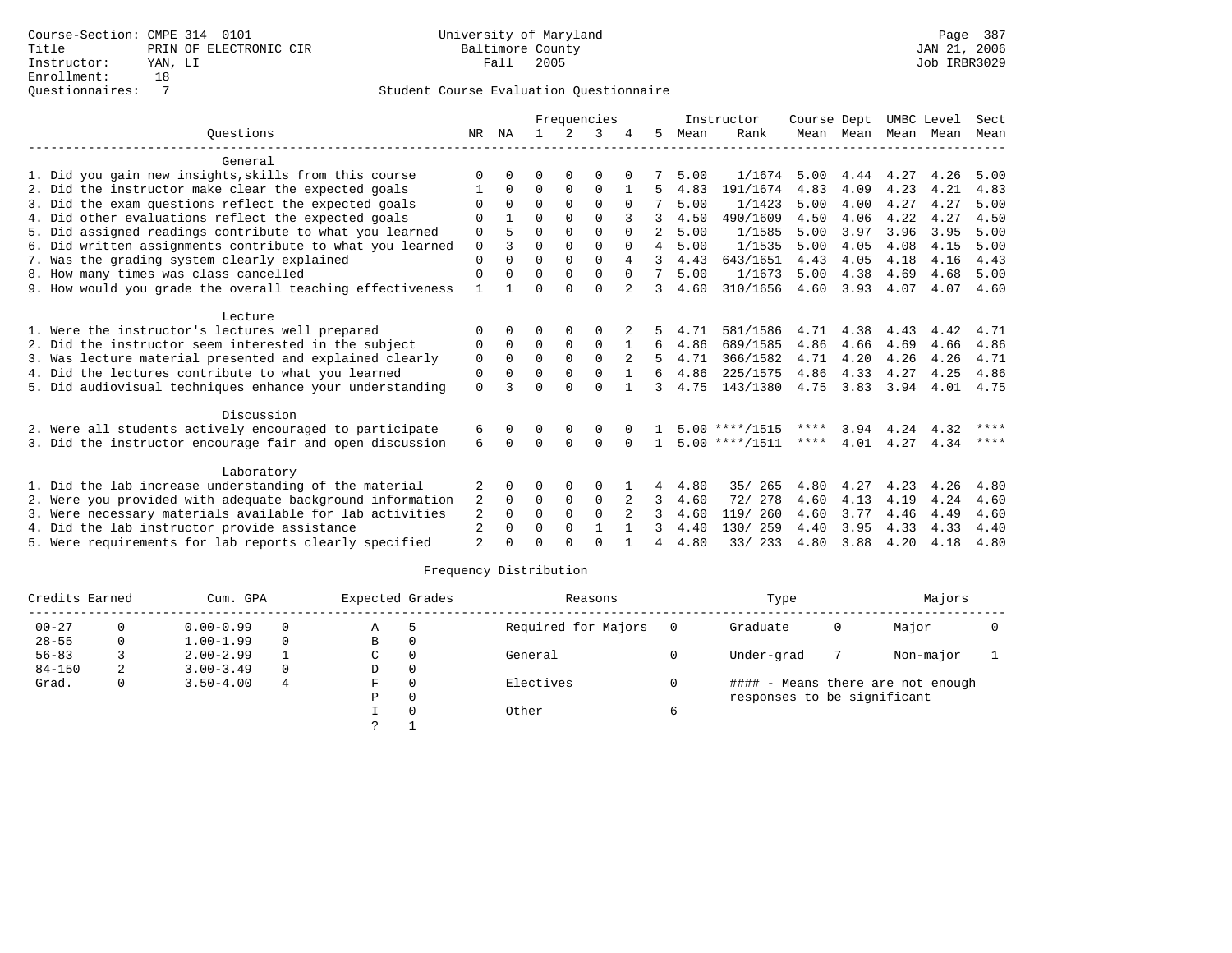Course-Section: CMPE 314 0101
Title: PRIN OF ELECTRONIC CIR
Instructor: YAN, LI
Enrollment: 18
Questionnaires: 7

University of Maryland
Baltimore County
Fall 2005

JAN 21, 2006
Job IRBR3029

## Student Course Evaluation Questionnaire

| Questions | NR | NA | 1 | 2 | 3 | 4 | 5 | Instructor Mean | Instructor Rank | Course Mean | Dept Mean | UMBC Level Mean | Level Mean | Sect Mean |
|---|---|---|---|---|---|---|---|---|---|---|---|---|---|---|
| **General** | | | | | | | | | | | | | | |
| 1. Did you gain new insights,skills from this course | 0 | 0 | 0 | 0 | 0 | 0 | 7 | 5.00 | 1/1674 | 5.00 | 4.44 | 4.27 | 4.26 | 5.00 |
| 2. Did the instructor make clear the expected goals | 1 | 0 | 0 | 0 | 0 | 1 | 5 | 4.83 | 191/1674 | 4.83 | 4.09 | 4.23 | 4.21 | 4.83 |
| 3. Did the exam questions reflect the expected goals | 0 | 0 | 0 | 0 | 0 | 0 | 7 | 5.00 | 1/1423 | 5.00 | 4.00 | 4.27 | 4.27 | 5.00 |
| 4. Did other evaluations reflect the expected goals | 0 | 1 | 0 | 0 | 0 | 3 | 3 | 4.50 | 490/1609 | 4.50 | 4.06 | 4.22 | 4.27 | 4.50 |
| 5. Did assigned readings contribute to what you learned | 0 | 5 | 0 | 0 | 0 | 0 | 2 | 5.00 | 1/1585 | 5.00 | 3.97 | 3.96 | 3.95 | 5.00 |
| 6. Did written assignments contribute to what you learned | 0 | 3 | 0 | 0 | 0 | 0 | 4 | 5.00 | 1/1535 | 5.00 | 4.05 | 4.08 | 4.15 | 5.00 |
| 7. Was the grading system clearly explained | 0 | 0 | 0 | 0 | 0 | 4 | 3 | 4.43 | 643/1651 | 4.43 | 4.05 | 4.18 | 4.16 | 4.43 |
| 8. How many times was class cancelled | 0 | 0 | 0 | 0 | 0 | 0 | 7 | 5.00 | 1/1673 | 5.00 | 4.38 | 4.69 | 4.68 | 5.00 |
| 9. How would you grade the overall teaching effectiveness | 1 | 1 | 0 | 0 | 0 | 2 | 3 | 4.60 | 310/1656 | 4.60 | 3.93 | 4.07 | 4.07 | 4.60 |
| **Lecture** | | | | | | | | | | | | | | |
| 1. Were the instructor's lectures well prepared | 0 | 0 | 0 | 0 | 0 | 2 | 5 | 4.71 | 581/1586 | 4.71 | 4.38 | 4.43 | 4.42 | 4.71 |
| 2. Did the instructor seem interested in the subject | 0 | 0 | 0 | 0 | 0 | 1 | 6 | 4.86 | 689/1585 | 4.86 | 4.66 | 4.69 | 4.66 | 4.86 |
| 3. Was lecture material presented and explained clearly | 0 | 0 | 0 | 0 | 0 | 2 | 5 | 4.71 | 366/1582 | 4.71 | 4.20 | 4.26 | 4.26 | 4.71 |
| 4. Did the lectures contribute to what you learned | 0 | 0 | 0 | 0 | 0 | 1 | 6 | 4.86 | 225/1575 | 4.86 | 4.33 | 4.27 | 4.25 | 4.86 |
| 5. Did audiovisual techniques enhance your understanding | 0 | 3 | 0 | 0 | 0 | 1 | 3 | 4.75 | 143/1380 | 4.75 | 3.83 | 3.94 | 4.01 | 4.75 |
| **Discussion** | | | | | | | | | | | | | | |
| 2. Were all students actively encouraged to participate | 6 | 0 | 0 | 0 | 0 | 0 | 1 | 5.00 | ****/1515 | **** | 3.94 | 4.24 | 4.32 | **** |
| 3. Did the instructor encourage fair and open discussion | 6 | 0 | 0 | 0 | 0 | 0 | 1 | 5.00 | ****/1511 | **** | 4.01 | 4.27 | 4.34 | **** |
| **Laboratory** | | | | | | | | | | | | | | |
| 1. Did the lab increase understanding of the material | 2 | 0 | 0 | 0 | 0 | 1 | 4 | 4.80 | 35/ 265 | 4.80 | 4.27 | 4.23 | 4.26 | 4.80 |
| 2. Were you provided with adequate background information | 2 | 0 | 0 | 0 | 0 | 2 | 3 | 4.60 | 72/ 278 | 4.60 | 4.13 | 4.19 | 4.24 | 4.60 |
| 3. Were necessary materials available for lab activities | 2 | 0 | 0 | 0 | 0 | 2 | 3 | 4.60 | 119/ 260 | 4.60 | 3.77 | 4.46 | 4.49 | 4.60 |
| 4. Did the lab instructor provide assistance | 2 | 0 | 0 | 0 | 1 | 1 | 3 | 4.40 | 130/ 259 | 4.40 | 3.95 | 4.33 | 4.33 | 4.40 |
| 5. Were requirements for lab reports clearly specified | 2 | 0 | 0 | 0 | 0 | 1 | 4 | 4.80 | 33/ 233 | 4.80 | 3.88 | 4.20 | 4.18 | 4.80 |

## Frequency Distribution

| Credits Earned | | Cum. GPA | | Expected Grades | | Reasons | | Type | | Majors | |
|---|---|---|---|---|---|---|---|---|---|---|---|
| 00-27 | 0 | 0.00-0.99 | 0 | A | 5 | Required for Majors | 0 | Graduate | 0 | Major | 0 |
| 28-55 | 0 | 1.00-1.99 | 0 | B | 0 | | | | | | |
| 56-83 | 3 | 2.00-2.99 | 1 | C | 0 | General | 0 | Under-grad | 7 | Non-major | 1 |
| 84-150 | 2 | 3.00-3.49 | 0 | D | 0 | | | | | | |
| Grad. | 0 | 3.50-4.00 | 4 | F | 0 | Electives | 0 | #### - Means there are not enough responses to be significant | | | |
| | | | | P | 0 | | | | | | |
| | | | | I | 0 | Other | 6 | | | | |
| | | | | ? | 1 | | | | | | |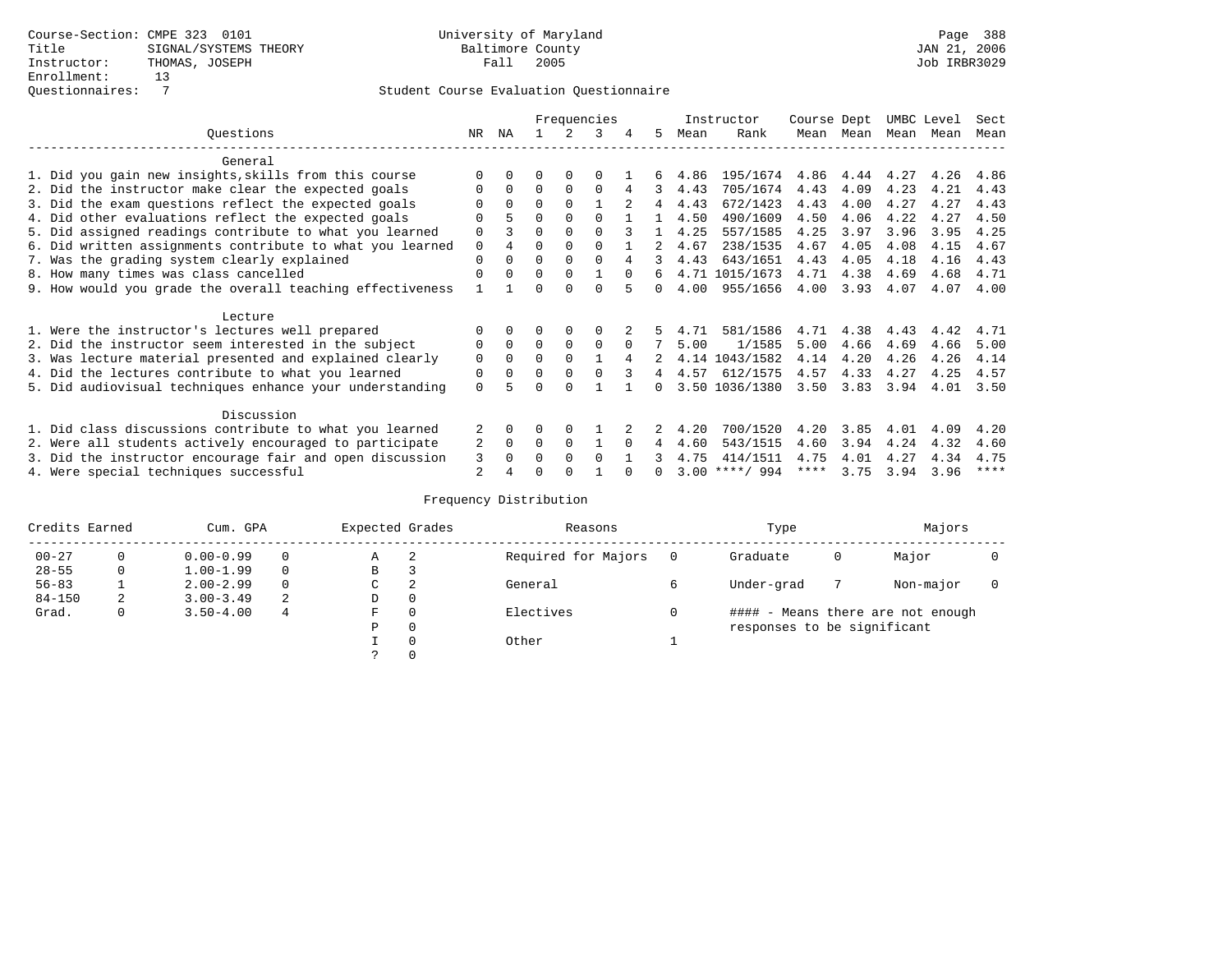Course-Section: CMPE 323 0101
Title: SIGNAL/SYSTEMS THEORY
Instructor: THOMAS, JOSEPH
Enrollment: 13
Questionnaires: 7

University of Maryland
Baltimore County
Fall 2005

Page 388
JAN 21, 2006
Job IRBR3029

Student Course Evaluation Questionnaire

| Questions | NR | NA | 1 | 2 | 3 | 4 | 5 | Instructor Mean | Instructor Rank | Course Mean | Dept Mean | UMBC Mean | Level Mean | Sect Mean |
|---|---|---|---|---|---|---|---|---|---|---|---|---|---|---|
| **General** | | | | | | | | | | | | | | |
| 1. Did you gain new insights,skills from this course | 0 | 0 | 0 | 0 | 0 | 1 | 6 | 4.86 | 195/1674 | 4.86 | 4.44 | 4.27 | 4.26 | 4.86 |
| 2. Did the instructor make clear the expected goals | 0 | 0 | 0 | 0 | 0 | 4 | 3 | 4.43 | 705/1674 | 4.43 | 4.09 | 4.23 | 4.21 | 4.43 |
| 3. Did the exam questions reflect the expected goals | 0 | 0 | 0 | 0 | 1 | 2 | 4 | 4.43 | 672/1423 | 4.43 | 4.00 | 4.27 | 4.27 | 4.43 |
| 4. Did other evaluations reflect the expected goals | 0 | 5 | 0 | 0 | 0 | 1 | 1 | 4.50 | 490/1609 | 4.50 | 4.06 | 4.22 | 4.27 | 4.50 |
| 5. Did assigned readings contribute to what you learned | 0 | 3 | 0 | 0 | 0 | 3 | 1 | 4.25 | 557/1585 | 4.25 | 3.97 | 3.96 | 3.95 | 4.25 |
| 6. Did written assignments contribute to what you learned | 0 | 4 | 0 | 0 | 0 | 1 | 2 | 4.67 | 238/1535 | 4.67 | 4.05 | 4.08 | 4.15 | 4.67 |
| 7. Was the grading system clearly explained | 0 | 0 | 0 | 0 | 0 | 4 | 3 | 4.43 | 643/1651 | 4.43 | 4.05 | 4.18 | 4.16 | 4.43 |
| 8. How many times was class cancelled | 0 | 0 | 0 | 0 | 1 | 0 | 6 | 4.71 | 1015/1673 | 4.71 | 4.38 | 4.69 | 4.68 | 4.71 |
| 9. How would you grade the overall teaching effectiveness | 1 | 1 | 0 | 0 | 0 | 5 | 0 | 4.00 | 955/1656 | 4.00 | 3.93 | 4.07 | 4.07 | 4.00 |
| **Lecture** | | | | | | | | | | | | | | |
| 1. Were the instructor's lectures well prepared | 0 | 0 | 0 | 0 | 0 | 2 | 5 | 4.71 | 581/1586 | 4.71 | 4.38 | 4.43 | 4.42 | 4.71 |
| 2. Did the instructor seem interested in the subject | 0 | 0 | 0 | 0 | 0 | 0 | 7 | 5.00 | 1/1585 | 5.00 | 4.66 | 4.69 | 4.66 | 5.00 |
| 3. Was lecture material presented and explained clearly | 0 | 0 | 0 | 0 | 1 | 4 | 2 | 4.14 | 1043/1582 | 4.14 | 4.20 | 4.26 | 4.26 | 4.14 |
| 4. Did the lectures contribute to what you learned | 0 | 0 | 0 | 0 | 0 | 3 | 4 | 4.57 | 612/1575 | 4.57 | 4.33 | 4.27 | 4.25 | 4.57 |
| 5. Did audiovisual techniques enhance your understanding | 0 | 5 | 0 | 0 | 1 | 1 | 0 | 3.50 | 1036/1380 | 3.50 | 3.83 | 3.94 | 4.01 | 3.50 |
| **Discussion** | | | | | | | | | | | | | | |
| 1. Did class discussions contribute to what you learned | 2 | 0 | 0 | 0 | 1 | 2 | 2 | 4.20 | 700/1520 | 4.20 | 3.85 | 4.01 | 4.09 | 4.20 |
| 2. Were all students actively encouraged to participate | 2 | 0 | 0 | 0 | 1 | 0 | 4 | 4.60 | 543/1515 | 4.60 | 3.94 | 4.24 | 4.32 | 4.60 |
| 3. Did the instructor encourage fair and open discussion | 3 | 0 | 0 | 0 | 0 | 1 | 3 | 4.75 | 414/1511 | 4.75 | 4.01 | 4.27 | 4.34 | 4.75 |
| 4. Were special techniques successful | 2 | 4 | 0 | 0 | 1 | 0 | 0 | 3.00 | ****/ 994 | **** | 3.75 | 3.94 | 3.96 | **** |

Frequency Distribution

| Credits Earned | | Cum. GPA | | Expected Grades | | Reasons | | Type | | Majors | |
|---|---|---|---|---|---|---|---|---|---|---|---|
| 00-27 | 0 | 0.00-0.99 | 0 | A | 2 | Required for Majors | 0 | Graduate | 0 | Major | 0 |
| 28-55 | 0 | 1.00-1.99 | 0 | B | 3 | | | | | | |
| 56-83 | 1 | 2.00-2.99 | 0 | C | 2 | General | 6 | Under-grad | 7 | Non-major | 0 |
| 84-150 | 2 | 3.00-3.49 | 2 | D | 0 | | | | | | |
| Grad. | 0 | 3.50-4.00 | 4 | F | 0 | Electives | 0 | #### - Means there are not enough responses to be significant | | | |
| | | | | P | 0 | | | | | | |
| | | | | I | 0 | Other | 1 | | | | |
| | | | | ? | 0 | | | | | | |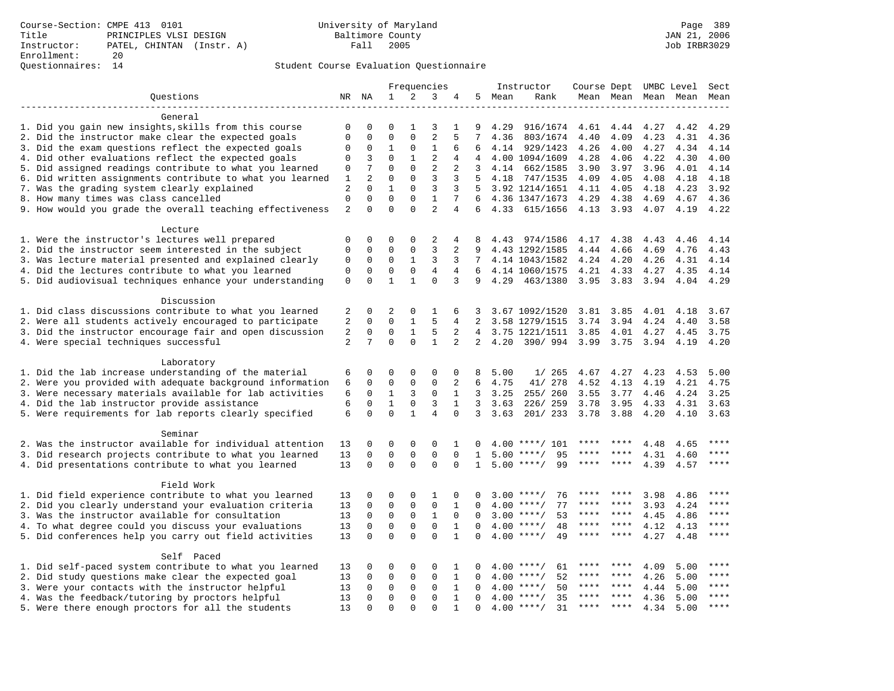Course-Section: CMPE 413 0101
Title: PRINCIPLES VLSI DESIGN
Instructor: PATEL, CHINTAN (Instr. A)
Enrollment: 20
Questionnaires: 14

University of Maryland
Baltimore County
Fall 2005

Page 389
JAN 21, 2006
Job IRBR3029

Student Course Evaluation Questionnaire

| Questions | NR | NA | 1 | 2 | 3 | 4 | 5 | Instructor Mean | Instructor Rank | Course Mean | Dept Mean | UMBC Mean | Level Mean | Sect Mean |
|---|---|---|---|---|---|---|---|---|---|---|---|---|---|---|
| **General** | | | | | | | | | | | | | | |
| 1. Did you gain new insights,skills from this course | 0 | 0 | 0 | 1 | 3 | 1 | 9 | 4.29 | 916/1674 | 4.61 | 4.44 | 4.27 | 4.42 | 4.29 |
| 2. Did the instructor make clear the expected goals | 0 | 0 | 0 | 0 | 2 | 5 | 7 | 4.36 | 803/1674 | 4.40 | 4.09 | 4.23 | 4.31 | 4.36 |
| 3. Did the exam questions reflect the expected goals | 0 | 0 | 1 | 0 | 1 | 6 | 6 | 4.14 | 929/1423 | 4.26 | 4.00 | 4.27 | 4.34 | 4.14 |
| 4. Did other evaluations reflect the expected goals | 0 | 3 | 0 | 1 | 2 | 4 | 4 | 4.00 | 1094/1609 | 4.28 | 4.06 | 4.22 | 4.30 | 4.00 |
| 5. Did assigned readings contribute to what you learned | 0 | 7 | 0 | 0 | 2 | 2 | 3 | 4.14 | 662/1585 | 3.90 | 3.97 | 3.96 | 4.01 | 4.14 |
| 6. Did written assignments contribute to what you learned | 1 | 2 | 0 | 0 | 3 | 3 | 5 | 4.18 | 747/1535 | 4.09 | 4.05 | 4.08 | 4.18 | 4.18 |
| 7. Was the grading system clearly explained | 2 | 0 | 1 | 0 | 3 | 3 | 5 | 3.92 | 1214/1651 | 4.11 | 4.05 | 4.18 | 4.23 | 3.92 |
| 8. How many times was class cancelled | 0 | 0 | 0 | 0 | 1 | 7 | 6 | 4.36 | 1347/1673 | 4.29 | 4.38 | 4.69 | 4.67 | 4.36 |
| 9. How would you grade the overall teaching effectiveness | 2 | 0 | 0 | 0 | 2 | 4 | 6 | 4.33 | 615/1656 | 4.13 | 3.93 | 4.07 | 4.19 | 4.22 |
| **Lecture** | | | | | | | | | | | | | | |
| 1. Were the instructor's lectures well prepared | 0 | 0 | 0 | 0 | 2 | 4 | 8 | 4.43 | 974/1586 | 4.17 | 4.38 | 4.43 | 4.46 | 4.14 |
| 2. Did the instructor seem interested in the subject | 0 | 0 | 0 | 0 | 3 | 2 | 9 | 4.43 | 1292/1585 | 4.44 | 4.66 | 4.69 | 4.76 | 4.43 |
| 3. Was lecture material presented and explained clearly | 0 | 0 | 0 | 1 | 3 | 3 | 7 | 4.14 | 1043/1582 | 4.24 | 4.20 | 4.26 | 4.31 | 4.14 |
| 4. Did the lectures contribute to what you learned | 0 | 0 | 0 | 0 | 4 | 4 | 6 | 4.14 | 1060/1575 | 4.21 | 4.33 | 4.27 | 4.35 | 4.14 |
| 5. Did audiovisual techniques enhance your understanding | 0 | 0 | 1 | 1 | 0 | 3 | 9 | 4.29 | 463/1380 | 3.95 | 3.83 | 3.94 | 4.04 | 4.29 |
| **Discussion** | | | | | | | | | | | | | | |
| 1. Did class discussions contribute to what you learned | 2 | 0 | 2 | 0 | 1 | 6 | 3 | 3.67 | 1092/1520 | 3.81 | 3.85 | 4.01 | 4.18 | 3.67 |
| 2. Were all students actively encouraged to participate | 2 | 0 | 0 | 1 | 5 | 4 | 2 | 3.58 | 1279/1515 | 3.74 | 3.94 | 4.24 | 4.40 | 3.58 |
| 3. Did the instructor encourage fair and open discussion | 2 | 0 | 0 | 1 | 5 | 2 | 4 | 3.75 | 1221/1511 | 3.85 | 4.01 | 4.27 | 4.45 | 3.75 |
| 4. Were special techniques successful | 2 | 7 | 0 | 0 | 1 | 2 | 2 | 4.20 | 390/ 994 | 3.99 | 3.75 | 3.94 | 4.19 | 4.20 |
| **Laboratory** | | | | | | | | | | | | | | |
| 1. Did the lab increase understanding of the material | 6 | 0 | 0 | 0 | 0 | 0 | 8 | 5.00 | 1/ 265 | 4.67 | 4.27 | 4.23 | 4.53 | 5.00 |
| 2. Were you provided with adequate background information | 6 | 0 | 0 | 0 | 0 | 2 | 6 | 4.75 | 41/ 278 | 4.52 | 4.13 | 4.19 | 4.21 | 4.75 |
| 3. Were necessary materials available for lab activities | 6 | 0 | 1 | 3 | 0 | 1 | 3 | 3.25 | 255/ 260 | 3.55 | 3.77 | 4.46 | 4.24 | 3.25 |
| 4. Did the lab instructor provide assistance | 6 | 0 | 1 | 0 | 3 | 1 | 3 | 3.63 | 226/ 259 | 3.78 | 3.95 | 4.33 | 4.31 | 3.63 |
| 5. Were requirements for lab reports clearly specified | 6 | 0 | 0 | 1 | 4 | 0 | 3 | 3.63 | 201/ 233 | 3.78 | 3.88 | 4.20 | 4.10 | 3.63 |
| **Seminar** | | | | | | | | | | | | | | |
| 2. Was the instructor available for individual attention | 13 | 0 | 0 | 0 | 0 | 1 | 0 | 4.00 | ****/ 101 | **** | **** | 4.48 | 4.65 | **** |
| 3. Did research projects contribute to what you learned | 13 | 0 | 0 | 0 | 0 | 0 | 1 | 5.00 | ****/ 95 | **** | **** | 4.31 | 4.60 | **** |
| 4. Did presentations contribute to what you learned | 13 | 0 | 0 | 0 | 0 | 0 | 1 | 5.00 | ****/ 99 | **** | **** | 4.39 | 4.57 | **** |
| **Field Work** | | | | | | | | | | | | | | |
| 1. Did field experience contribute to what you learned | 13 | 0 | 0 | 0 | 1 | 0 | 0 | 3.00 | ****/ 76 | **** | **** | 3.98 | 4.86 | **** |
| 2. Did you clearly understand your evaluation criteria | 13 | 0 | 0 | 0 | 0 | 1 | 0 | 4.00 | ****/ 77 | **** | **** | 3.93 | 4.24 | **** |
| 3. Was the instructor available for consultation | 13 | 0 | 0 | 0 | 1 | 0 | 0 | 3.00 | ****/ 53 | **** | **** | 4.45 | 4.86 | **** |
| 4. To what degree could you discuss your evaluations | 13 | 0 | 0 | 0 | 0 | 1 | 0 | 4.00 | ****/ 48 | **** | **** | 4.12 | 4.13 | **** |
| 5. Did conferences help you carry out field activities | 13 | 0 | 0 | 0 | 0 | 1 | 0 | 4.00 | ****/ 49 | **** | **** | 4.27 | 4.48 | **** |
| **Self Paced** | | | | | | | | | | | | | | |
| 1. Did self-paced system contribute to what you learned | 13 | 0 | 0 | 0 | 0 | 1 | 0 | 4.00 | ****/ 61 | **** | **** | 4.09 | 5.00 | **** |
| 2. Did study questions make clear the expected goal | 13 | 0 | 0 | 0 | 0 | 1 | 0 | 4.00 | ****/ 52 | **** | **** | 4.26 | 5.00 | **** |
| 3. Were your contacts with the instructor helpful | 13 | 0 | 0 | 0 | 0 | 1 | 0 | 4.00 | ****/ 50 | **** | **** | 4.44 | 5.00 | **** |
| 4. Was the feedback/tutoring by proctors helpful | 13 | 0 | 0 | 0 | 0 | 1 | 0 | 4.00 | ****/ 35 | **** | **** | 4.36 | 5.00 | **** |
| 5. Were there enough proctors for all the students | 13 | 0 | 0 | 0 | 0 | 1 | 0 | 4.00 | ****/ 31 | **** | **** | 4.34 | 5.00 | **** |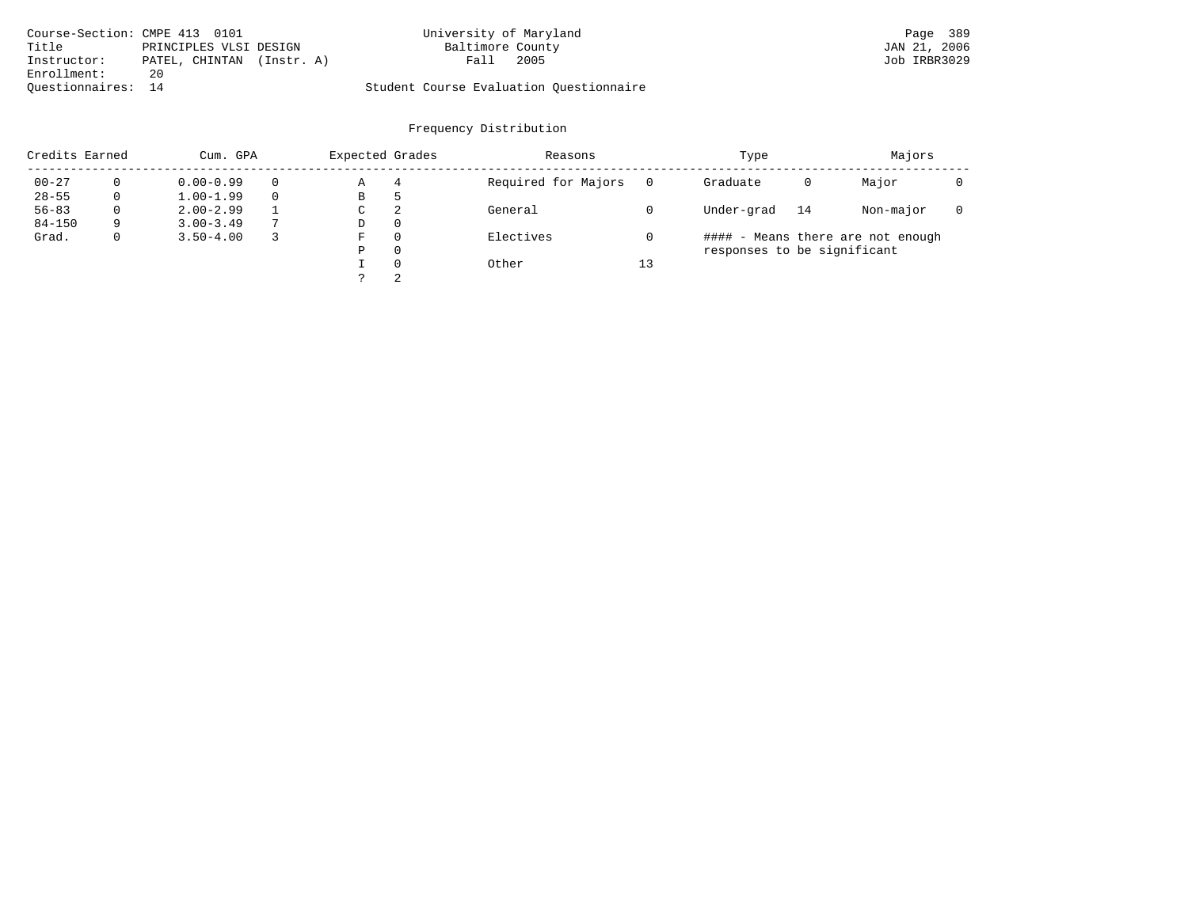Course-Section: CMPE 413 0101
Title: PRINCIPLES VLSI DESIGN
Instructor: PATEL, CHINTAN (Instr. A)
Enrollment: 20
Questionnaires: 14

University of Maryland
Baltimore County
Fall 2005

Student Course Evaluation Questionnaire

Page 389
JAN 21, 2006
Job IRBR3029

## Frequency Distribution

| Credits Earned | | Cum. GPA | | Expected Grades | | Reasons | | Type | | Majors | |
|---|---|---|---|---|---|---|---|---|---|---|---|
| 00-27 | 0 | 0.00-0.99 | 0 | A | 4 | Required for Majors | 0 | Graduate | 0 | Major | 0 |
| 28-55 | 0 | 1.00-1.99 | 0 | B | 5 | | | | | | |
| 56-83 | 0 | 2.00-2.99 | 1 | C | 2 | General | 0 | Under-grad | 14 | Non-major | 0 |
| 84-150 | 9 | 3.00-3.49 | 7 | D | 0 | | | | | | |
| Grad. | 0 | 3.50-4.00 | 3 | F | 0 | Electives | 0 | | | | |
| | | | | P | 0 | | | | | | |
| | | | | I | 0 | Other | 13 | | | | |
| | | | | ? | 2 | | | | | | |

#### - Means there are not enough responses to be significant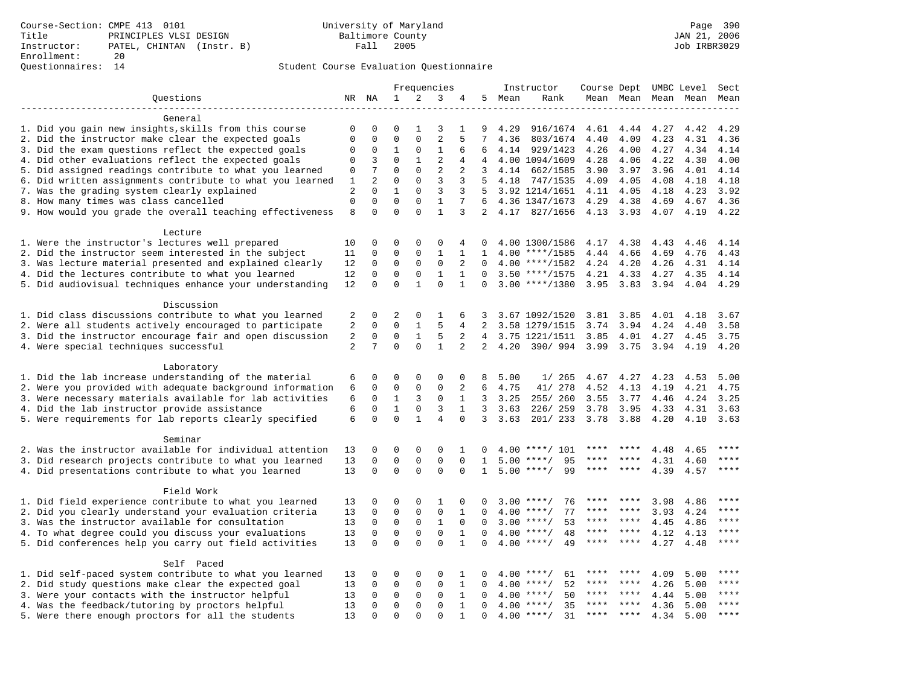Course-Section: CMPE 413 0101
Title: PRINCIPLES VLSI DESIGN
Instructor: PATEL, CHINTAN (Instr. B)
Enrollment: 20
Questionnaires: 14

University of Maryland
Baltimore County
Fall 2005

JAN 21, 2006
Job IRBR3029

Student Course Evaluation Questionnaire

| Questions | NR | NA | 1 | 2 | 3 | 4 | 5 | Instructor Mean | Instructor Rank | Course Mean | Dept Mean | UMBC Level Mean | Level Mean | Sect Mean |
|---|---|---|---|---|---|---|---|---|---|---|---|---|---|---|
| **General** | | | | | | | | | | | | | | |
| 1. Did you gain new insights,skills from this course | 0 | 0 | 0 | 1 | 3 | 1 | 9 | 4.29 | 916/1674 | 4.61 | 4.44 | 4.27 | 4.42 | 4.29 |
| 2. Did the instructor make clear the expected goals | 0 | 0 | 0 | 0 | 2 | 5 | 7 | 4.36 | 803/1674 | 4.40 | 4.09 | 4.23 | 4.31 | 4.36 |
| 3. Did the exam questions reflect the expected goals | 0 | 0 | 1 | 0 | 1 | 6 | 6 | 4.14 | 929/1423 | 4.26 | 4.00 | 4.27 | 4.34 | 4.14 |
| 4. Did other evaluations reflect the expected goals | 0 | 3 | 0 | 1 | 2 | 4 | 4 | 4.00 | 1094/1609 | 4.28 | 4.06 | 4.22 | 4.30 | 4.00 |
| 5. Did assigned readings contribute to what you learned | 0 | 7 | 0 | 0 | 2 | 2 | 3 | 4.14 | 662/1585 | 3.90 | 3.97 | 3.96 | 4.01 | 4.14 |
| 6. Did written assignments contribute to what you learned | 1 | 2 | 0 | 0 | 3 | 3 | 5 | 4.18 | 747/1535 | 4.09 | 4.05 | 4.08 | 4.18 | 4.18 |
| 7. Was the grading system clearly explained | 2 | 0 | 1 | 0 | 3 | 3 | 5 | 3.92 | 1214/1651 | 4.11 | 4.05 | 4.18 | 4.23 | 3.92 |
| 8. How many times was class cancelled | 0 | 0 | 0 | 0 | 1 | 7 | 6 | 4.36 | 1347/1673 | 4.29 | 4.38 | 4.69 | 4.67 | 4.36 |
| 9. How would you grade the overall teaching effectiveness | 8 | 0 | 0 | 0 | 1 | 3 | 2 | 4.17 | 827/1656 | 4.13 | 3.93 | 4.07 | 4.19 | 4.22 |
| **Lecture** | | | | | | | | | | | | | | |
| 1. Were the instructor's lectures well prepared | 10 | 0 | 0 | 0 | 0 | 4 | 0 | 4.00 | 1300/1586 | 4.17 | 4.38 | 4.43 | 4.46 | 4.14 |
| 2. Did the instructor seem interested in the subject | 11 | 0 | 0 | 0 | 1 | 1 | 1 | 4.00 | ****/1585 | 4.44 | 4.66 | 4.69 | 4.76 | 4.43 |
| 3. Was lecture material presented and explained clearly | 12 | 0 | 0 | 0 | 0 | 2 | 0 | 4.00 | ****/1582 | 4.24 | 4.20 | 4.26 | 4.31 | 4.14 |
| 4. Did the lectures contribute to what you learned | 12 | 0 | 0 | 0 | 1 | 1 | 0 | 3.50 | ****/1575 | 4.21 | 4.33 | 4.27 | 4.35 | 4.14 |
| 5. Did audiovisual techniques enhance your understanding | 12 | 0 | 0 | 1 | 0 | 1 | 0 | 3.00 | ****/1380 | 3.95 | 3.83 | 3.94 | 4.04 | 4.29 |
| **Discussion** | | | | | | | | | | | | | | |
| 1. Did class discussions contribute to what you learned | 2 | 0 | 2 | 0 | 1 | 6 | 3 | 3.67 | 1092/1520 | 3.81 | 3.85 | 4.01 | 4.18 | 3.67 |
| 2. Were all students actively encouraged to participate | 2 | 0 | 0 | 1 | 5 | 4 | 2 | 3.58 | 1279/1515 | 3.74 | 3.94 | 4.24 | 4.40 | 3.58 |
| 3. Did the instructor encourage fair and open discussion | 2 | 0 | 0 | 1 | 5 | 2 | 4 | 3.75 | 1221/1511 | 3.85 | 4.01 | 4.27 | 4.45 | 3.75 |
| 4. Were special techniques successful | 2 | 7 | 0 | 0 | 1 | 2 | 2 | 4.20 | 390/ 994 | 3.99 | 3.75 | 3.94 | 4.19 | 4.20 |
| **Laboratory** | | | | | | | | | | | | | | |
| 1. Did the lab increase understanding of the material | 6 | 0 | 0 | 0 | 0 | 0 | 8 | 5.00 | 1/ 265 | 4.67 | 4.27 | 4.23 | 4.53 | 5.00 |
| 2. Were you provided with adequate background information | 6 | 0 | 0 | 0 | 0 | 2 | 6 | 4.75 | 41/ 278 | 4.52 | 4.13 | 4.19 | 4.21 | 4.75 |
| 3. Were necessary materials available for lab activities | 6 | 0 | 1 | 3 | 0 | 1 | 3 | 3.25 | 255/ 260 | 3.55 | 3.77 | 4.46 | 4.24 | 3.25 |
| 4. Did the lab instructor provide assistance | 6 | 0 | 1 | 0 | 3 | 1 | 3 | 3.63 | 226/ 259 | 3.78 | 3.95 | 4.33 | 4.31 | 3.63 |
| 5. Were requirements for lab reports clearly specified | 6 | 0 | 0 | 1 | 4 | 0 | 3 | 3.63 | 201/ 233 | 3.78 | 3.88 | 4.20 | 4.10 | 3.63 |
| **Seminar** | | | | | | | | | | | | | | |
| 2. Was the instructor available for individual attention | 13 | 0 | 0 | 0 | 0 | 1 | 0 | 4.00 | ****/ 101 | **** | **** | 4.48 | 4.65 | **** |
| 3. Did research projects contribute to what you learned | 13 | 0 | 0 | 0 | 0 | 0 | 1 | 5.00 | ****/ 95 | **** | **** | 4.31 | 4.60 | **** |
| 4. Did presentations contribute to what you learned | 13 | 0 | 0 | 0 | 0 | 0 | 1 | 5.00 | ****/ 99 | **** | **** | 4.39 | 4.57 | **** |
| **Field Work** | | | | | | | | | | | | | | |
| 1. Did field experience contribute to what you learned | 13 | 0 | 0 | 0 | 1 | 0 | 0 | 3.00 | ****/ 76 | **** | **** | 3.98 | 4.86 | **** |
| 2. Did you clearly understand your evaluation criteria | 13 | 0 | 0 | 0 | 0 | 1 | 0 | 4.00 | ****/ 77 | **** | **** | 3.93 | 4.24 | **** |
| 3. Was the instructor available for consultation | 13 | 0 | 0 | 0 | 1 | 0 | 0 | 3.00 | ****/ 53 | **** | **** | 4.45 | 4.86 | **** |
| 4. To what degree could you discuss your evaluations | 13 | 0 | 0 | 0 | 0 | 1 | 0 | 4.00 | ****/ 48 | **** | **** | 4.12 | 4.13 | **** |
| 5. Did conferences help you carry out field activities | 13 | 0 | 0 | 0 | 0 | 1 | 0 | 4.00 | ****/ 49 | **** | **** | 4.27 | 4.48 | **** |
| **Self Paced** | | | | | | | | | | | | | | |
| 1. Did self-paced system contribute to what you learned | 13 | 0 | 0 | 0 | 0 | 1 | 0 | 4.00 | ****/ 61 | **** | **** | 4.09 | 5.00 | **** |
| 2. Did study questions make clear the expected goal | 13 | 0 | 0 | 0 | 0 | 1 | 0 | 4.00 | ****/ 52 | **** | **** | 4.26 | 5.00 | **** |
| 3. Were your contacts with the instructor helpful | 13 | 0 | 0 | 0 | 0 | 1 | 0 | 4.00 | ****/ 50 | **** | **** | 4.44 | 5.00 | **** |
| 4. Was the feedback/tutoring by proctors helpful | 13 | 0 | 0 | 0 | 0 | 1 | 0 | 4.00 | ****/ 35 | **** | **** | 4.36 | 5.00 | **** |
| 5. Were there enough proctors for all the students | 13 | 0 | 0 | 0 | 0 | 1 | 0 | 4.00 | ****/ 31 | **** | **** | 4.34 | 5.00 | **** |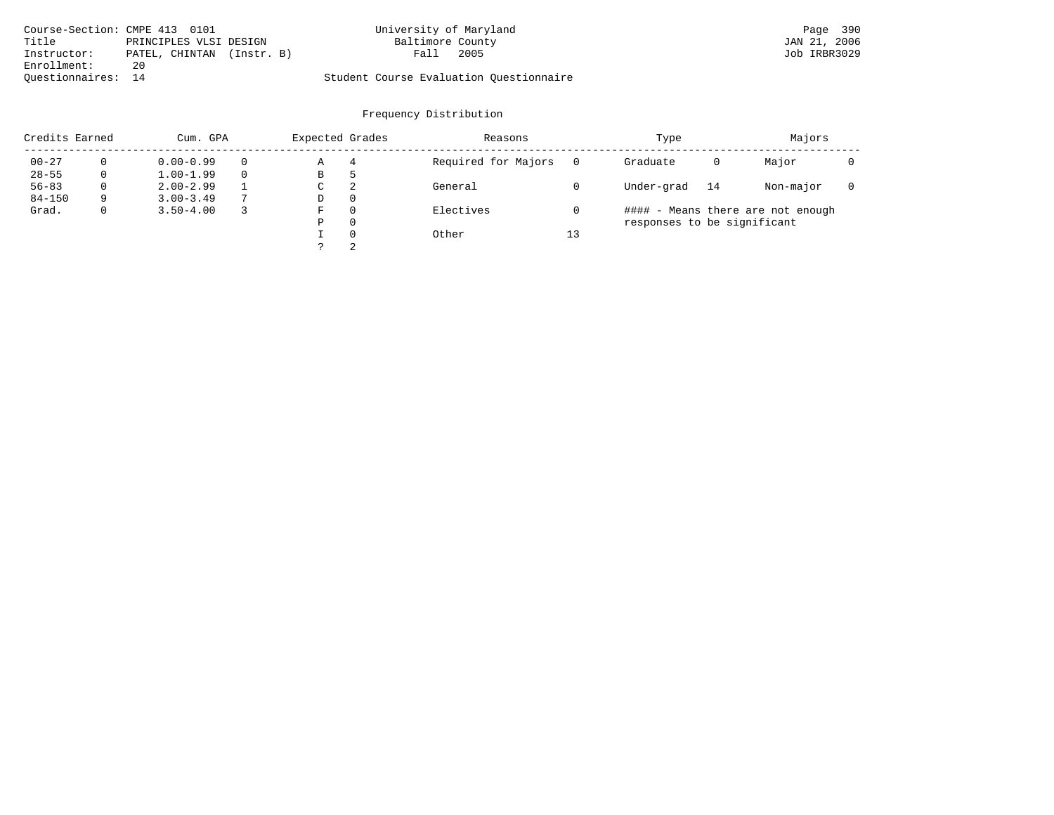Course-Section: CMPE 413 0101
Title: PRINCIPLES VLSI DESIGN
Instructor: PATEL, CHINTAN (Instr. B)
Enrollment: 20
Questionnaires: 14

University of Maryland
Baltimore County
Fall 2005

JAN 21, 2006
Job IRBR3029

Student Course Evaluation Questionnaire

## Frequency Distribution

| Credits Earned | | Cum. GPA | | Expected Grades | | Reasons | | Type | | Majors | |
|---|---|---|---|---|---|---|---|---|---|---|---|
| 00-27 | 0 | 0.00-0.99 | 0 | A | 4 | Required for Majors | 0 | Graduate | 0 | Major | 0 |
| 28-55 | 0 | 1.00-1.99 | 0 | B | 5 | | | | | | |
| 56-83 | 0 | 2.00-2.99 | 1 | C | 2 | General | 0 | Under-grad | 14 | Non-major | 0 |
| 84-150 | 9 | 3.00-3.49 | 7 | D | 0 | | | | | | |
| Grad. | 0 | 3.50-4.00 | 3 | F | 0 | Electives | 0 | | | | |
| | | | | P | 0 | | | | | | |
| | | | | I | 0 | Other | 13 | | | | |
| | | | | ? | 2 | | | | | | |

#### - Means there are not enough responses to be significant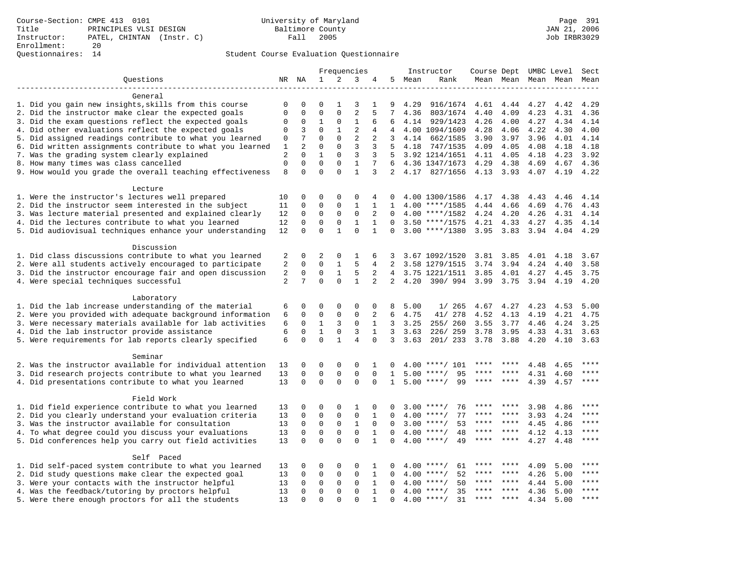Course-Section: CMPE 413 0101
Title: PRINCIPLES VLSI DESIGN
Instructor: PATEL, CHINTAN (Instr. C)
Enrollment: 20
Questionnaires: 14

University of Maryland
Baltimore County
Fall 2005

JAN 21, 2006
Job IRBR3029

Student Course Evaluation Questionnaire

| Questions | NR | NA | 1 | 2 | 3 | 4 | 5 | Instructor Mean | Instructor Rank | Course Mean | Dept Mean | UMBC Mean | Level Mean | Sect Mean |
|---|---|---|---|---|---|---|---|---|---|---|---|---|---|---|
| **General** | | | | | | | | | | | | | | |
| 1. Did you gain new insights,skills from this course | 0 | 0 | 0 | 1 | 3 | 1 | 9 | 4.29 | 916/1674 | 4.61 | 4.44 | 4.27 | 4.42 | 4.29 |
| 2. Did the instructor make clear the expected goals | 0 | 0 | 0 | 0 | 2 | 5 | 7 | 4.36 | 803/1674 | 4.40 | 4.09 | 4.23 | 4.31 | 4.36 |
| 3. Did the exam questions reflect the expected goals | 0 | 0 | 1 | 0 | 1 | 6 | 6 | 4.14 | 929/1423 | 4.26 | 4.00 | 4.27 | 4.34 | 4.14 |
| 4. Did other evaluations reflect the expected goals | 0 | 3 | 0 | 1 | 2 | 4 | 4 | 4.00 | 1094/1609 | 4.28 | 4.06 | 4.22 | 4.30 | 4.00 |
| 5. Did assigned readings contribute to what you learned | 0 | 7 | 0 | 0 | 2 | 2 | 3 | 4.14 | 662/1585 | 3.90 | 3.97 | 3.96 | 4.01 | 4.14 |
| 6. Did written assignments contribute to what you learned | 1 | 2 | 0 | 0 | 3 | 3 | 5 | 4.18 | 747/1535 | 4.09 | 4.05 | 4.08 | 4.18 | 4.18 |
| 7. Was the grading system clearly explained | 2 | 0 | 1 | 0 | 3 | 3 | 5 | 3.92 | 1214/1651 | 4.11 | 4.05 | 4.18 | 4.23 | 3.92 |
| 8. How many times was class cancelled | 0 | 0 | 0 | 0 | 1 | 7 | 6 | 4.36 | 1347/1673 | 4.29 | 4.38 | 4.69 | 4.67 | 4.36 |
| 9. How would you grade the overall teaching effectiveness | 8 | 0 | 0 | 0 | 1 | 3 | 2 | 4.17 | 827/1656 | 4.13 | 3.93 | 4.07 | 4.19 | 4.22 |
| **Lecture** | | | | | | | | | | | | | | |
| 1. Were the instructor's lectures well prepared | 10 | 0 | 0 | 0 | 0 | 4 | 0 | 4.00 | 1300/1586 | 4.17 | 4.38 | 4.43 | 4.46 | 4.14 |
| 2. Did the instructor seem interested in the subject | 11 | 0 | 0 | 0 | 1 | 1 | 1 | 4.00 | ****/1585 | 4.44 | 4.66 | 4.69 | 4.76 | 4.43 |
| 3. Was lecture material presented and explained clearly | 12 | 0 | 0 | 0 | 0 | 2 | 0 | 4.00 | ****/1582 | 4.24 | 4.20 | 4.26 | 4.31 | 4.14 |
| 4. Did the lectures contribute to what you learned | 12 | 0 | 0 | 0 | 1 | 1 | 0 | 3.50 | ****/1575 | 4.21 | 4.33 | 4.27 | 4.35 | 4.14 |
| 5. Did audiovisual techniques enhance your understanding | 12 | 0 | 0 | 1 | 0 | 1 | 0 | 3.00 | ****/1380 | 3.95 | 3.83 | 3.94 | 4.04 | 4.29 |
| **Discussion** | | | | | | | | | | | | | | |
| 1. Did class discussions contribute to what you learned | 2 | 0 | 2 | 0 | 1 | 6 | 3 | 3.67 | 1092/1520 | 3.81 | 3.85 | 4.01 | 4.18 | 3.67 |
| 2. Were all students actively encouraged to participate | 2 | 0 | 0 | 1 | 5 | 4 | 2 | 3.58 | 1279/1515 | 3.74 | 3.94 | 4.24 | 4.40 | 3.58 |
| 3. Did the instructor encourage fair and open discussion | 2 | 0 | 0 | 1 | 5 | 2 | 4 | 3.75 | 1221/1511 | 3.85 | 4.01 | 4.27 | 4.45 | 3.75 |
| 4. Were special techniques successful | 2 | 7 | 0 | 0 | 1 | 2 | 2 | 4.20 | 390/ 994 | 3.99 | 3.75 | 3.94 | 4.19 | 4.20 |
| **Laboratory** | | | | | | | | | | | | | | |
| 1. Did the lab increase understanding of the material | 6 | 0 | 0 | 0 | 0 | 0 | 8 | 5.00 | 1/ 265 | 4.67 | 4.27 | 4.23 | 4.53 | 5.00 |
| 2. Were you provided with adequate background information | 6 | 0 | 0 | 0 | 0 | 2 | 6 | 4.75 | 41/ 278 | 4.52 | 4.13 | 4.19 | 4.21 | 4.75 |
| 3. Were necessary materials available for lab activities | 6 | 0 | 1 | 3 | 0 | 1 | 3 | 3.25 | 255/ 260 | 3.55 | 3.77 | 4.46 | 4.24 | 3.25 |
| 4. Did the lab instructor provide assistance | 6 | 0 | 1 | 0 | 3 | 1 | 3 | 3.63 | 226/ 259 | 3.78 | 3.95 | 4.33 | 4.31 | 3.63 |
| 5. Were requirements for lab reports clearly specified | 6 | 0 | 0 | 1 | 4 | 0 | 3 | 3.63 | 201/ 233 | 3.78 | 3.88 | 4.20 | 4.10 | 3.63 |
| **Seminar** | | | | | | | | | | | | | | |
| 2. Was the instructor available for individual attention | 13 | 0 | 0 | 0 | 0 | 1 | 0 | 4.00 | ****/ 101 | **** | **** | 4.48 | 4.65 | **** |
| 3. Did research projects contribute to what you learned | 13 | 0 | 0 | 0 | 0 | 0 | 1 | 5.00 | ****/ 95 | **** | **** | 4.31 | 4.60 | **** |
| 4. Did presentations contribute to what you learned | 13 | 0 | 0 | 0 | 0 | 0 | 1 | 5.00 | ****/ 99 | **** | **** | 4.39 | 4.57 | **** |
| **Field Work** | | | | | | | | | | | | | | |
| 1. Did field experience contribute to what you learned | 13 | 0 | 0 | 0 | 1 | 0 | 0 | 3.00 | ****/ 76 | **** | **** | 3.98 | 4.86 | **** |
| 2. Did you clearly understand your evaluation criteria | 13 | 0 | 0 | 0 | 0 | 1 | 0 | 4.00 | ****/ 77 | **** | **** | 3.93 | 4.24 | **** |
| 3. Was the instructor available for consultation | 13 | 0 | 0 | 0 | 1 | 0 | 0 | 3.00 | ****/ 53 | **** | **** | 4.45 | 4.86 | **** |
| 4. To what degree could you discuss your evaluations | 13 | 0 | 0 | 0 | 0 | 1 | 0 | 4.00 | ****/ 48 | **** | **** | 4.12 | 4.13 | **** |
| 5. Did conferences help you carry out field activities | 13 | 0 | 0 | 0 | 0 | 1 | 0 | 4.00 | ****/ 49 | **** | **** | 4.27 | 4.48 | **** |
| **Self Paced** | | | | | | | | | | | | | | |
| 1. Did self-paced system contribute to what you learned | 13 | 0 | 0 | 0 | 0 | 1 | 0 | 4.00 | ****/ 61 | **** | **** | 4.09 | 5.00 | **** |
| 2. Did study questions make clear the expected goal | 13 | 0 | 0 | 0 | 0 | 1 | 0 | 4.00 | ****/ 52 | **** | **** | 4.26 | 5.00 | **** |
| 3. Were your contacts with the instructor helpful | 13 | 0 | 0 | 0 | 0 | 1 | 0 | 4.00 | ****/ 50 | **** | **** | 4.44 | 5.00 | **** |
| 4. Was the feedback/tutoring by proctors helpful | 13 | 0 | 0 | 0 | 0 | 1 | 0 | 4.00 | ****/ 35 | **** | **** | 4.36 | 5.00 | **** |
| 5. Were there enough proctors for all the students | 13 | 0 | 0 | 0 | 0 | 1 | 0 | 4.00 | ****/ 31 | **** | **** | 4.34 | 5.00 | **** |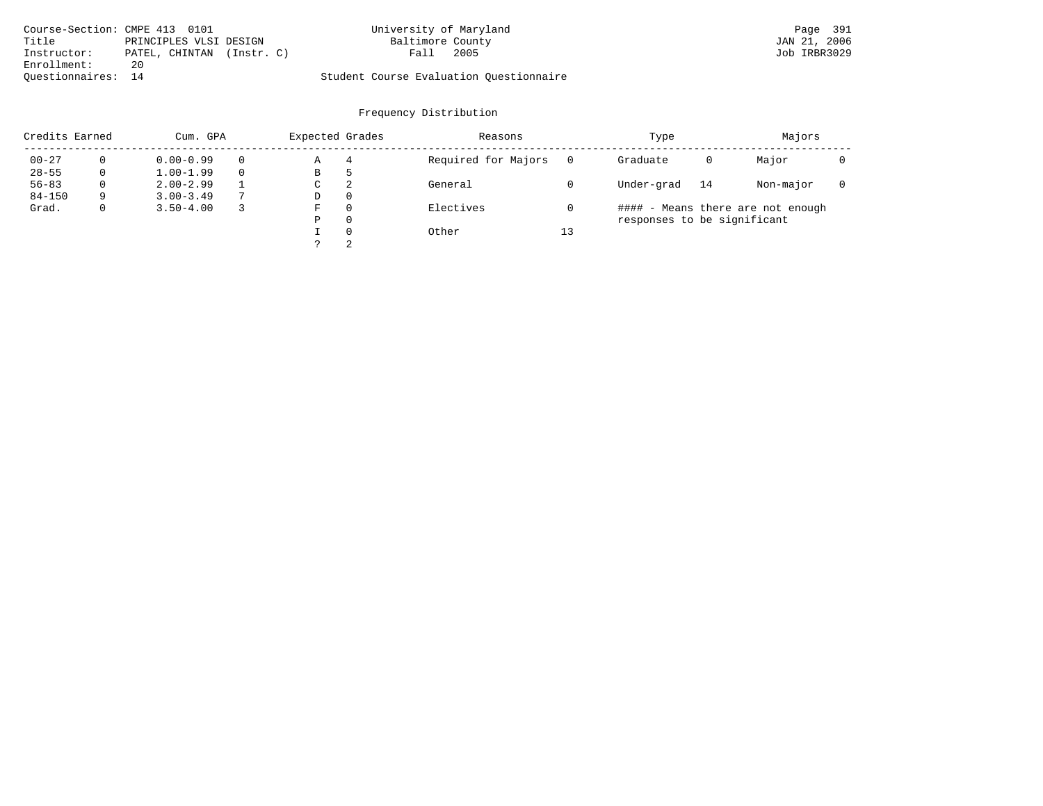Course-Section: CMPE 413 0101
Title: PRINCIPLES VLSI DESIGN
Instructor: PATEL, CHINTAN (Instr. C)
Enrollment: 20
Questionnaires: 14

University of Maryland
Baltimore County
Fall 2005

Student Course Evaluation Questionnaire

Page 391
JAN 21, 2006
Job IRBR3029

## Frequency Distribution

| Credits Earned | | Cum. GPA | | Expected Grades | | Reasons | | Type | | Majors | |
|---|---|---|---|---|---|---|---|---|---|---|---|
| 00-27 | 0 | 0.00-0.99 | 0 | A | 4 | Required for Majors | 0 | Graduate | 0 | Major | 0 |
| 28-55 | 0 | 1.00-1.99 | 0 | B | 5 | | | | | | |
| 56-83 | 0 | 2.00-2.99 | 1 | C | 2 | General | 0 | Under-grad | 14 | Non-major | 0 |
| 84-150 | 9 | 3.00-3.49 | 7 | D | 0 | | | | | | |
| Grad. | 0 | 3.50-4.00 | 3 | F | 0 | Electives | 0 | | | | |
| | | | | P | 0 | | | | | | |
| | | | | I | 0 | Other | 13 | | | | |
| | | | | ? | 2 | | | | | | |

#### - Means there are not enough responses to be significant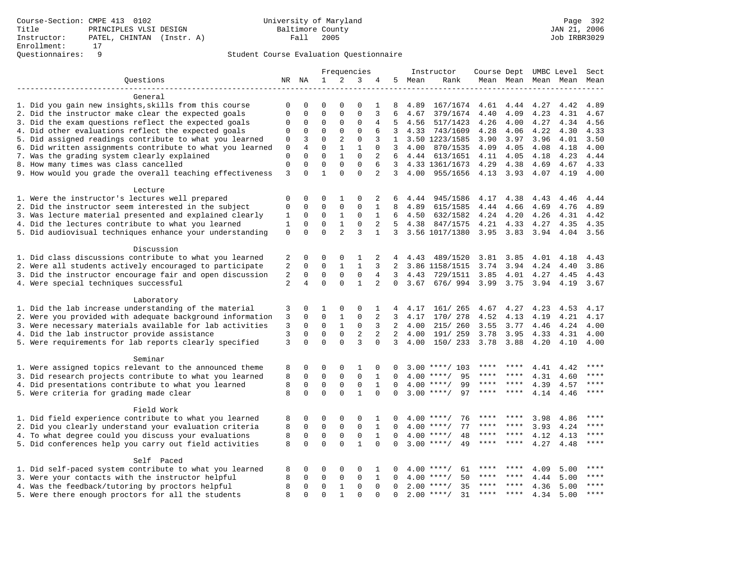Course-Section: CMPE 413 0102
Title: PRINCIPLES VLSI DESIGN
Instructor: PATEL, CHINTAN (Instr. A)
Enrollment: 17
Questionnaires: 9

University of Maryland
Baltimore County
Fall 2005

JAN 21, 2006
Job IRBR3029

Student Course Evaluation Questionnaire

| Questions | NR | NA | 1 | 2 | 3 | 4 | 5 | Instructor Mean | Instructor Rank | Course Mean | Dept Mean | UMBC Mean | Level Mean | Sect Mean |
|---|---|---|---|---|---|---|---|---|---|---|---|---|---|---|
| **General** | | | | | | | | | | | | | | |
| 1. Did you gain new insights,skills from this course | 0 | 0 | 0 | 0 | 0 | 1 | 8 | 4.89 | 167/1674 | 4.61 | 4.44 | 4.27 | 4.42 | 4.89 |
| 2. Did the instructor make clear the expected goals | 0 | 0 | 0 | 0 | 0 | 3 | 6 | 4.67 | 379/1674 | 4.40 | 4.09 | 4.23 | 4.31 | 4.67 |
| 3. Did the exam questions reflect the expected goals | 0 | 0 | 0 | 0 | 0 | 4 | 5 | 4.56 | 517/1423 | 4.26 | 4.00 | 4.27 | 4.34 | 4.56 |
| 4. Did other evaluations reflect the expected goals | 0 | 0 | 0 | 0 | 0 | 6 | 3 | 4.33 | 743/1609 | 4.28 | 4.06 | 4.22 | 4.30 | 4.33 |
| 5. Did assigned readings contribute to what you learned | 0 | 3 | 0 | 2 | 0 | 3 | 1 | 3.50 | 1223/1585 | 3.90 | 3.97 | 3.96 | 4.01 | 3.50 |
| 6. Did written assignments contribute to what you learned | 0 | 4 | 0 | 1 | 1 | 0 | 3 | 4.00 | 870/1535 | 4.09 | 4.05 | 4.08 | 4.18 | 4.00 |
| 7. Was the grading system clearly explained | 0 | 0 | 0 | 1 | 0 | 2 | 6 | 4.44 | 613/1651 | 4.11 | 4.05 | 4.18 | 4.23 | 4.44 |
| 8. How many times was class cancelled | 0 | 0 | 0 | 0 | 0 | 6 | 3 | 4.33 | 1361/1673 | 4.29 | 4.38 | 4.69 | 4.67 | 4.33 |
| 9. How would you grade the overall teaching effectiveness | 3 | 0 | 1 | 0 | 0 | 2 | 3 | 4.00 | 955/1656 | 4.13 | 3.93 | 4.07 | 4.19 | 4.00 |
| **Lecture** | | | | | | | | | | | | | | |
| 1. Were the instructor's lectures well prepared | 0 | 0 | 0 | 1 | 0 | 2 | 6 | 4.44 | 945/1586 | 4.17 | 4.38 | 4.43 | 4.46 | 4.44 |
| 2. Did the instructor seem interested in the subject | 0 | 0 | 0 | 0 | 0 | 1 | 8 | 4.89 | 615/1585 | 4.44 | 4.66 | 4.69 | 4.76 | 4.89 |
| 3. Was lecture material presented and explained clearly | 1 | 0 | 0 | 1 | 0 | 1 | 6 | 4.50 | 632/1582 | 4.24 | 4.20 | 4.26 | 4.31 | 4.42 |
| 4. Did the lectures contribute to what you learned | 1 | 0 | 0 | 1 | 0 | 2 | 5 | 4.38 | 847/1575 | 4.21 | 4.33 | 4.27 | 4.35 | 4.35 |
| 5. Did audiovisual techniques enhance your understanding | 0 | 0 | 0 | 2 | 3 | 1 | 3 | 3.56 | 1017/1380 | 3.95 | 3.83 | 3.94 | 4.04 | 3.56 |
| **Discussion** | | | | | | | | | | | | | | |
| 1. Did class discussions contribute to what you learned | 2 | 0 | 0 | 0 | 1 | 2 | 4 | 4.43 | 489/1520 | 3.81 | 3.85 | 4.01 | 4.18 | 4.43 |
| 2. Were all students actively encouraged to participate | 2 | 0 | 0 | 1 | 1 | 3 | 2 | 3.86 | 1158/1515 | 3.74 | 3.94 | 4.24 | 4.40 | 3.86 |
| 3. Did the instructor encourage fair and open discussion | 2 | 0 | 0 | 0 | 0 | 4 | 3 | 4.43 | 729/1511 | 3.85 | 4.01 | 4.27 | 4.45 | 4.43 |
| 4. Were special techniques successful | 2 | 4 | 0 | 0 | 1 | 2 | 0 | 3.67 | 676/ 994 | 3.99 | 3.75 | 3.94 | 4.19 | 3.67 |
| **Laboratory** | | | | | | | | | | | | | | |
| 1. Did the lab increase understanding of the material | 3 | 0 | 1 | 0 | 0 | 1 | 4 | 4.17 | 161/ 265 | 4.67 | 4.27 | 4.23 | 4.53 | 4.17 |
| 2. Were you provided with adequate background information | 3 | 0 | 0 | 1 | 0 | 2 | 3 | 4.17 | 170/ 278 | 4.52 | 4.13 | 4.19 | 4.21 | 4.17 |
| 3. Were necessary materials available for lab activities | 3 | 0 | 0 | 1 | 0 | 3 | 2 | 4.00 | 215/ 260 | 3.55 | 3.77 | 4.46 | 4.24 | 4.00 |
| 4. Did the lab instructor provide assistance | 3 | 0 | 0 | 0 | 2 | 2 | 2 | 4.00 | 191/ 259 | 3.78 | 3.95 | 4.33 | 4.31 | 4.00 |
| 5. Were requirements for lab reports clearly specified | 3 | 0 | 0 | 0 | 3 | 0 | 3 | 4.00 | 150/ 233 | 3.78 | 3.88 | 4.20 | 4.10 | 4.00 |
| **Seminar** | | | | | | | | | | | | | | |
| 1. Were assigned topics relevant to the announced theme | 8 | 0 | 0 | 0 | 1 | 0 | 0 | 3.00 | ****/ 103 | **** | **** | 4.41 | 4.42 | **** |
| 3. Did research projects contribute to what you learned | 8 | 0 | 0 | 0 | 0 | 1 | 0 | 4.00 | ****/ 95 | **** | **** | 4.31 | 4.60 | **** |
| 4. Did presentations contribute to what you learned | 8 | 0 | 0 | 0 | 0 | 1 | 0 | 4.00 | ****/ 99 | **** | **** | 4.39 | 4.57 | **** |
| 5. Were criteria for grading made clear | 8 | 0 | 0 | 0 | 1 | 0 | 0 | 3.00 | ****/ 97 | **** | **** | 4.14 | 4.46 | **** |
| **Field Work** | | | | | | | | | | | | | | |
| 1. Did field experience contribute to what you learned | 8 | 0 | 0 | 0 | 0 | 1 | 0 | 4.00 | ****/ 76 | **** | **** | 3.98 | 4.86 | **** |
| 2. Did you clearly understand your evaluation criteria | 8 | 0 | 0 | 0 | 0 | 1 | 0 | 4.00 | ****/ 77 | **** | **** | 3.93 | 4.24 | **** |
| 4. To what degree could you discuss your evaluations | 8 | 0 | 0 | 0 | 0 | 1 | 0 | 4.00 | ****/ 48 | **** | **** | 4.12 | 4.13 | **** |
| 5. Did conferences help you carry out field activities | 8 | 0 | 0 | 0 | 1 | 0 | 0 | 3.00 | ****/ 49 | **** | **** | 4.27 | 4.48 | **** |
| **Self Paced** | | | | | | | | | | | | | | |
| 1. Did self-paced system contribute to what you learned | 8 | 0 | 0 | 0 | 0 | 1 | 0 | 4.00 | ****/ 61 | **** | **** | 4.09 | 5.00 | **** |
| 3. Were your contacts with the instructor helpful | 8 | 0 | 0 | 0 | 0 | 1 | 0 | 4.00 | ****/ 50 | **** | **** | 4.44 | 5.00 | **** |
| 4. Was the feedback/tutoring by proctors helpful | 8 | 0 | 0 | 1 | 0 | 0 | 0 | 2.00 | ****/ 35 | **** | **** | 4.36 | 5.00 | **** |
| 5. Were there enough proctors for all the students | 8 | 0 | 0 | 1 | 0 | 0 | 0 | 2.00 | ****/ 31 | **** | **** | 4.34 | 5.00 | **** |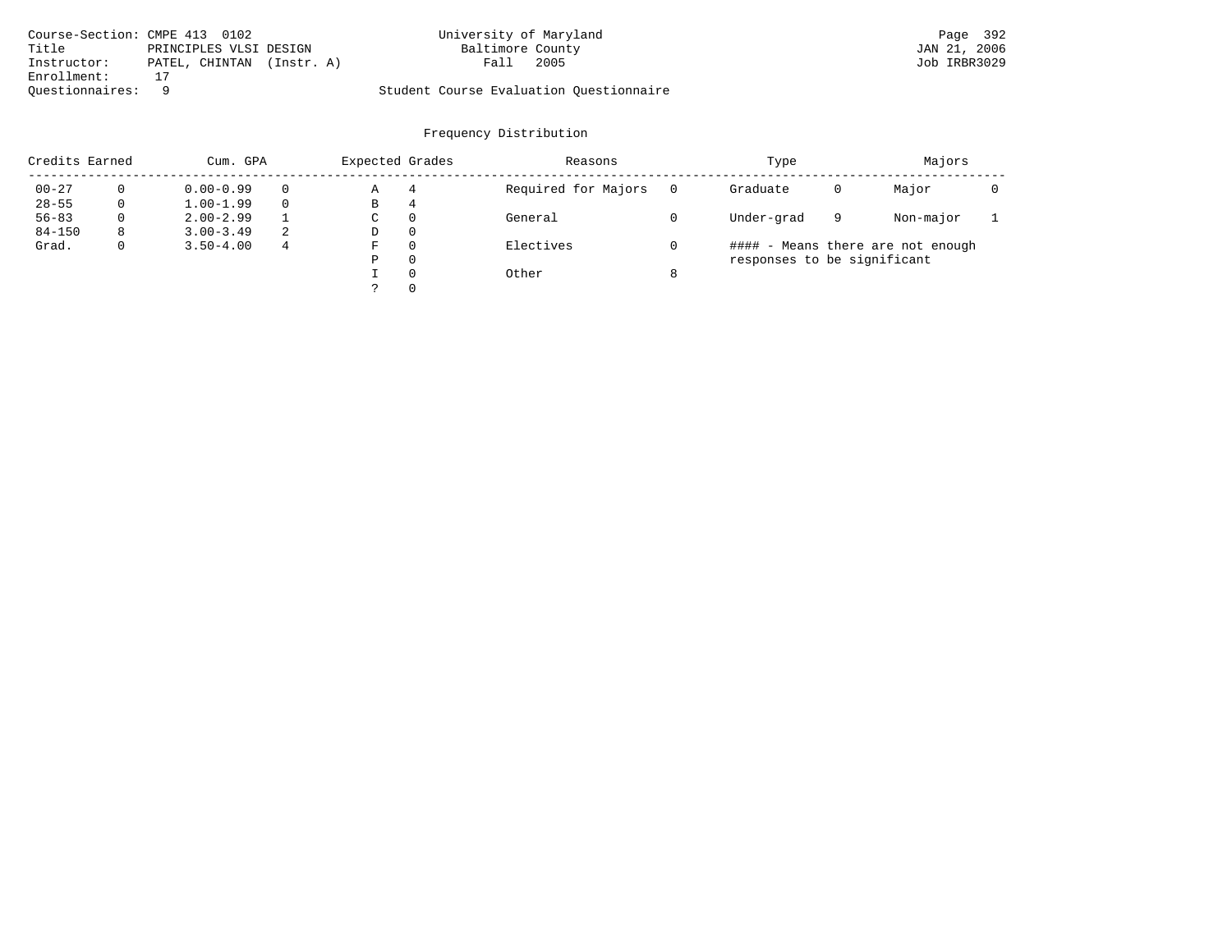Course-Section: CMPE 413 0102
Title: PRINCIPLES VLSI DESIGN
Instructor: PATEL, CHINTAN (Instr. A)
Enrollment: 17
Questionnaires: 9

University of Maryland
Baltimore County
Fall 2005

Student Course Evaluation Questionnaire

## Frequency Distribution

| Credits Earned | | Cum. GPA | | Expected Grades | | Reasons | | Type | | Majors | |
|---|---|---|---|---|---|---|---|---|---|---|---|
| 00-27 | 0 | 0.00-0.99 | 0 | A | 4 | Required for Majors | 0 | Graduate | 0 | Major | 0 |
| 28-55 | 0 | 1.00-1.99 | 0 | B | 4 | | | | | | |
| 56-83 | 0 | 2.00-2.99 | 1 | C | 0 | General | 0 | Under-grad | 9 | Non-major | 1 |
| 84-150 | 8 | 3.00-3.49 | 2 | D | 0 | | | | | | |
| Grad. | 0 | 3.50-4.00 | 4 | F | 0 | Electives | 0 | | | | |
| | | | | P | 0 | | | | | | |
| | | | | I | 0 | Other | 8 | | | | |
| | | | | ? | 0 | | | | | | |

#### - Means there are not enough responses to be significant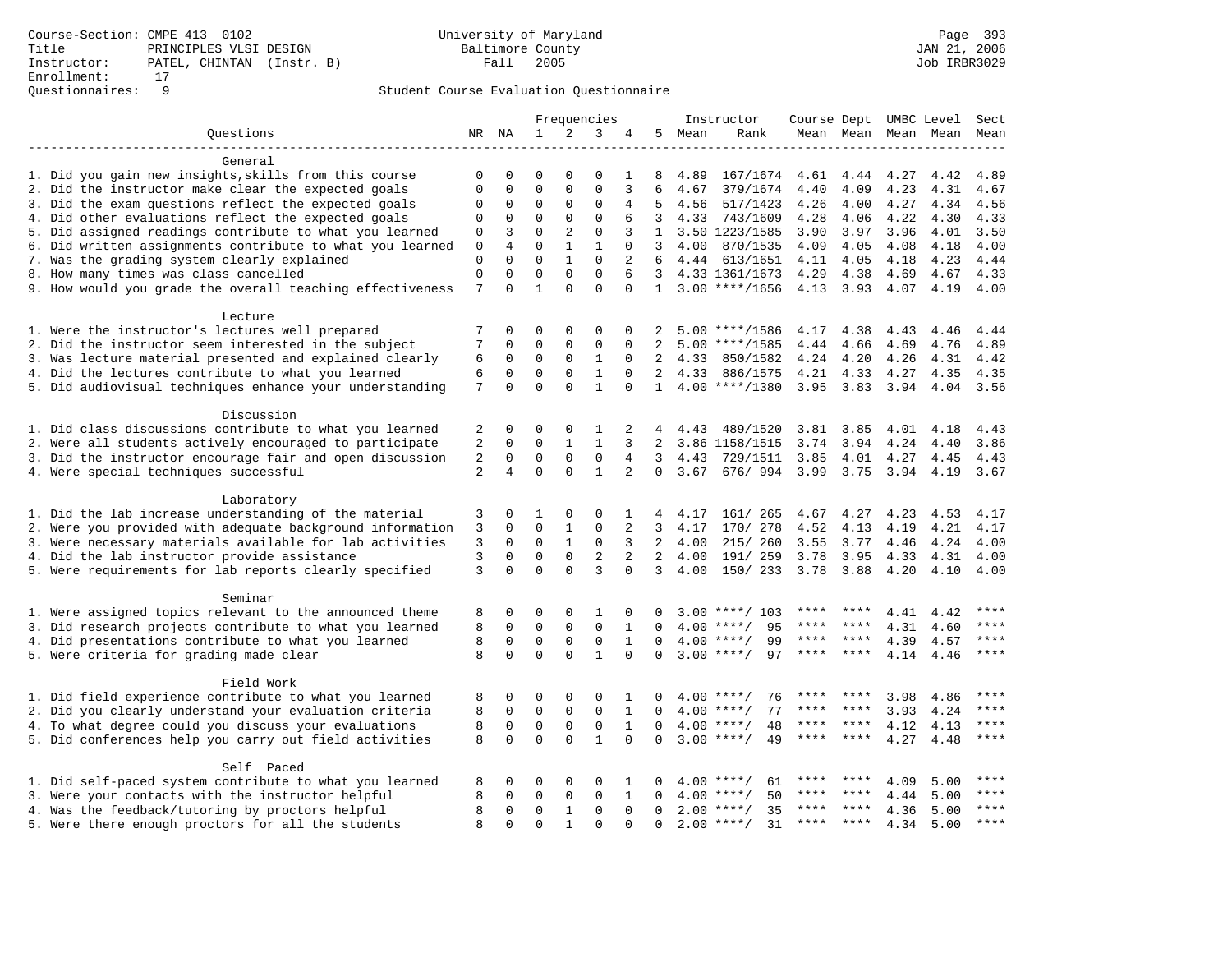Course-Section: CMPE 413 0102
Title: PRINCIPLES VLSI DESIGN
Instructor: PATEL, CHINTAN (Instr. B)
Enrollment: 17
Questionnaires: 9

University of Maryland
Baltimore County
Fall 2005

JAN 21, 2006
Job IRBR3029

Student Course Evaluation Questionnaire

| Questions | NR | NA | 1 | 2 | 3 | 4 | 5 | Instructor Mean | Instructor Rank | Course Mean | Dept Mean | UMBC Mean | Level Mean | Sect Mean |
|---|---|---|---|---|---|---|---|---|---|---|---|---|---|---|
| **General** | | | | | | | | | | | | | | |
| 1. Did you gain new insights,skills from this course | 0 | 0 | 0 | 0 | 0 | 1 | 8 | 4.89 | 167/1674 | 4.61 | 4.44 | 4.27 | 4.42 | 4.89 |
| 2. Did the instructor make clear the expected goals | 0 | 0 | 0 | 0 | 0 | 3 | 6 | 4.67 | 379/1674 | 4.40 | 4.09 | 4.23 | 4.31 | 4.67 |
| 3. Did the exam questions reflect the expected goals | 0 | 0 | 0 | 0 | 0 | 4 | 5 | 4.56 | 517/1423 | 4.26 | 4.00 | 4.27 | 4.34 | 4.56 |
| 4. Did other evaluations reflect the expected goals | 0 | 0 | 0 | 0 | 0 | 6 | 3 | 4.33 | 743/1609 | 4.28 | 4.06 | 4.22 | 4.30 | 4.33 |
| 5. Did assigned readings contribute to what you learned | 0 | 3 | 0 | 2 | 0 | 3 | 1 | 3.50 | 1223/1585 | 3.90 | 3.97 | 3.96 | 4.01 | 3.50 |
| 6. Did written assignments contribute to what you learned | 0 | 4 | 0 | 1 | 1 | 0 | 3 | 4.00 | 870/1535 | 4.09 | 4.05 | 4.08 | 4.18 | 4.00 |
| 7. Was the grading system clearly explained | 0 | 0 | 0 | 1 | 0 | 2 | 6 | 4.44 | 613/1651 | 4.11 | 4.05 | 4.18 | 4.23 | 4.44 |
| 8. How many times was class cancelled | 0 | 0 | 0 | 0 | 0 | 6 | 3 | 4.33 | 1361/1673 | 4.29 | 4.38 | 4.69 | 4.67 | 4.33 |
| 9. How would you grade the overall teaching effectiveness | 7 | 0 | 1 | 0 | 0 | 0 | 1 | 3.00 | ****/1656 | 4.13 | 3.93 | 4.07 | 4.19 | 4.00 |
| **Lecture** | | | | | | | | | | | | | | |
| 1. Were the instructor's lectures well prepared | 7 | 0 | 0 | 0 | 0 | 0 | 2 | 5.00 | ****/1586 | 4.17 | 4.38 | 4.43 | 4.46 | 4.44 |
| 2. Did the instructor seem interested in the subject | 7 | 0 | 0 | 0 | 0 | 0 | 2 | 5.00 | ****/1585 | 4.44 | 4.66 | 4.69 | 4.76 | 4.89 |
| 3. Was lecture material presented and explained clearly | 6 | 0 | 0 | 0 | 1 | 0 | 2 | 4.33 | 850/1582 | 4.24 | 4.20 | 4.26 | 4.31 | 4.42 |
| 4. Did the lectures contribute to what you learned | 6 | 0 | 0 | 0 | 1 | 0 | 2 | 4.33 | 886/1575 | 4.21 | 4.33 | 4.27 | 4.35 | 4.35 |
| 5. Did audiovisual techniques enhance your understanding | 7 | 0 | 0 | 0 | 1 | 0 | 1 | 4.00 | ****/1380 | 3.95 | 3.83 | 3.94 | 4.04 | 3.56 |
| **Discussion** | | | | | | | | | | | | | | |
| 1. Did class discussions contribute to what you learned | 2 | 0 | 0 | 0 | 1 | 2 | 4 | 4.43 | 489/1520 | 3.81 | 3.85 | 4.01 | 4.18 | 4.43 |
| 2. Were all students actively encouraged to participate | 2 | 0 | 0 | 1 | 1 | 3 | 2 | 3.86 | 1158/1515 | 3.74 | 3.94 | 4.24 | 4.40 | 3.86 |
| 3. Did the instructor encourage fair and open discussion | 2 | 0 | 0 | 0 | 0 | 4 | 3 | 4.43 | 729/1511 | 3.85 | 4.01 | 4.27 | 4.45 | 4.43 |
| 4. Were special techniques successful | 2 | 4 | 0 | 0 | 1 | 2 | 0 | 3.67 | 676/ 994 | 3.99 | 3.75 | 3.94 | 4.19 | 3.67 |
| **Laboratory** | | | | | | | | | | | | | | |
| 1. Did the lab increase understanding of the material | 3 | 0 | 1 | 0 | 0 | 1 | 4 | 4.17 | 161/ 265 | 4.67 | 4.27 | 4.23 | 4.53 | 4.17 |
| 2. Were you provided with adequate background information | 3 | 0 | 0 | 1 | 0 | 2 | 3 | 4.17 | 170/ 278 | 4.52 | 4.13 | 4.19 | 4.21 | 4.17 |
| 3. Were necessary materials available for lab activities | 3 | 0 | 0 | 1 | 0 | 3 | 2 | 4.00 | 215/ 260 | 3.55 | 3.77 | 4.46 | 4.24 | 4.00 |
| 4. Did the lab instructor provide assistance | 3 | 0 | 0 | 0 | 2 | 2 | 2 | 4.00 | 191/ 259 | 3.78 | 3.95 | 4.33 | 4.31 | 4.00 |
| 5. Were requirements for lab reports clearly specified | 3 | 0 | 0 | 0 | 3 | 0 | 3 | 4.00 | 150/ 233 | 3.78 | 3.88 | 4.20 | 4.10 | 4.00 |
| **Seminar** | | | | | | | | | | | | | | |
| 1. Were assigned topics relevant to the announced theme | 8 | 0 | 0 | 0 | 1 | 0 | 0 | 3.00 | ****/ 103 | **** | **** | 4.41 | 4.42 | **** |
| 3. Did research projects contribute to what you learned | 8 | 0 | 0 | 0 | 0 | 1 | 0 | 4.00 | ****/ 95 | **** | **** | 4.31 | 4.60 | **** |
| 4. Did presentations contribute to what you learned | 8 | 0 | 0 | 0 | 0 | 1 | 0 | 4.00 | ****/ 99 | **** | **** | 4.39 | 4.57 | **** |
| 5. Were criteria for grading made clear | 8 | 0 | 0 | 0 | 1 | 0 | 0 | 3.00 | ****/ 97 | **** | **** | 4.14 | 4.46 | **** |
| **Field Work** | | | | | | | | | | | | | | |
| 1. Did field experience contribute to what you learned | 8 | 0 | 0 | 0 | 0 | 1 | 0 | 4.00 | ****/ 76 | **** | **** | 3.98 | 4.86 | **** |
| 2. Did you clearly understand your evaluation criteria | 8 | 0 | 0 | 0 | 0 | 1 | 0 | 4.00 | ****/ 77 | **** | **** | 3.93 | 4.24 | **** |
| 4. To what degree could you discuss your evaluations | 8 | 0 | 0 | 0 | 0 | 1 | 0 | 4.00 | ****/ 48 | **** | **** | 4.12 | 4.13 | **** |
| 5. Did conferences help you carry out field activities | 8 | 0 | 0 | 0 | 1 | 0 | 0 | 3.00 | ****/ 49 | **** | **** | 4.27 | 4.48 | **** |
| **Self Paced** | | | | | | | | | | | | | | |
| 1. Did self-paced system contribute to what you learned | 8 | 0 | 0 | 0 | 0 | 1 | 0 | 4.00 | ****/ 61 | **** | **** | 4.09 | 5.00 | **** |
| 3. Were your contacts with the instructor helpful | 8 | 0 | 0 | 0 | 0 | 1 | 0 | 4.00 | ****/ 50 | **** | **** | 4.44 | 5.00 | **** |
| 4. Was the feedback/tutoring by proctors helpful | 8 | 0 | 0 | 1 | 0 | 0 | 0 | 2.00 | ****/ 35 | **** | **** | 4.36 | 5.00 | **** |
| 5. Were there enough proctors for all the students | 8 | 0 | 0 | 1 | 0 | 0 | 0 | 2.00 | ****/ 31 | **** | **** | 4.34 | 5.00 | **** |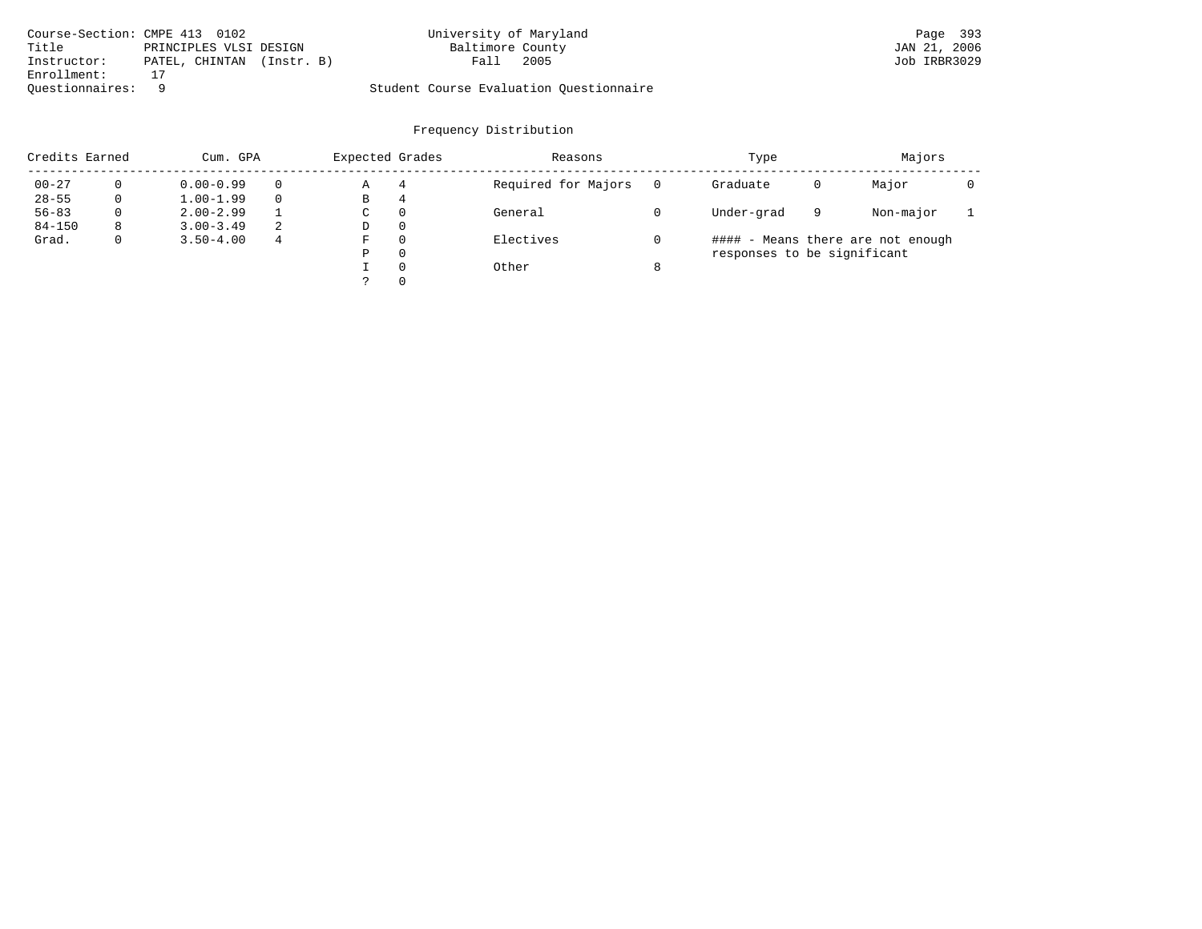Course-Section: CMPE 413 0102
Title: PRINCIPLES VLSI DESIGN
Instructor: PATEL, CHINTAN (Instr. B)
Enrollment: 17
Questionnaires: 9

University of Maryland
Baltimore County
Fall 2005

Student Course Evaluation Questionnaire

JAN 21, 2006
Job IRBR3029

## Frequency Distribution

| Credits Earned | | Cum. GPA | | Expected Grades | | Reasons | | Type | | Majors | |
|---|---|---|---|---|---|---|---|---|---|---|---|
| 00-27 | 0 | 0.00-0.99 | 0 | A | 4 | Required for Majors | 0 | Graduate | 0 | Major | 0 |
| 28-55 | 0 | 1.00-1.99 | 0 | B | 4 | | | | | | |
| 56-83 | 0 | 2.00-2.99 | 1 | C | 0 | General | 0 | Under-grad | 9 | Non-major | 1 |
| 84-150 | 8 | 3.00-3.49 | 2 | D | 0 | | | | | | |
| Grad. | 0 | 3.50-4.00 | 4 | F | 0 | Electives | 0 | | | | |
| | | | | P | 0 | | | | | | |
| | | | | I | 0 | Other | 8 | | | | |
| | | | | ? | 0 | | | | | | |

#### - Means there are not enough responses to be significant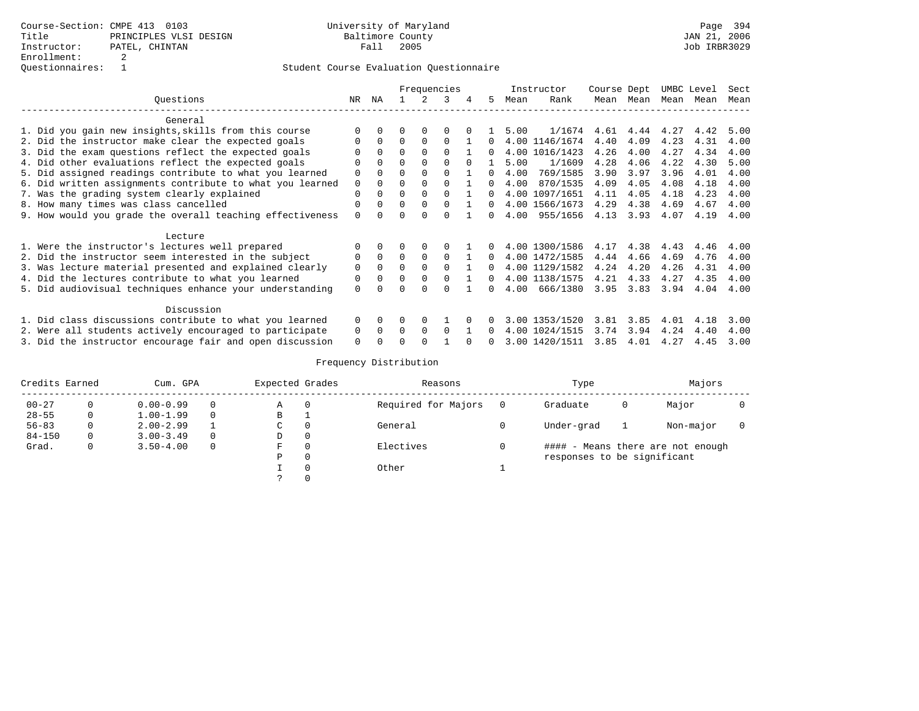Course-Section: CMPE 413 0103
Title: PRINCIPLES VLSI DESIGN
Instructor: PATEL, CHINTAN
Enrollment: 2
Questionnaires: 1

University of Maryland
Baltimore County
Fall 2005

JAN 21, 2006
Job IRBR3029

Student Course Evaluation Questionnaire

| Questions | NR | NA | 1 | 2 | 3 | 4 | 5 | Instructor Mean | Instructor Rank | Course Mean | Dept Mean | UMBC Mean | Level Mean | Sect Mean |
|---|---|---|---|---|---|---|---|---|---|---|---|---|---|---|
| **General** | | | | | | | | | | | | | | |
| 1. Did you gain new insights,skills from this course | 0 | 0 | 0 | 0 | 0 | 0 | 1 | 5.00 | 1/1674 | 4.61 | 4.44 | 4.27 | 4.42 | 5.00 |
| 2. Did the instructor make clear the expected goals | 0 | 0 | 0 | 0 | 0 | 1 | 0 | 4.00 | 1146/1674 | 4.40 | 4.09 | 4.23 | 4.31 | 4.00 |
| 3. Did the exam questions reflect the expected goals | 0 | 0 | 0 | 0 | 0 | 1 | 0 | 4.00 | 1016/1423 | 4.26 | 4.00 | 4.27 | 4.34 | 4.00 |
| 4. Did other evaluations reflect the expected goals | 0 | 0 | 0 | 0 | 0 | 0 | 1 | 5.00 | 1/1609 | 4.28 | 4.06 | 4.22 | 4.30 | 5.00 |
| 5. Did assigned readings contribute to what you learned | 0 | 0 | 0 | 0 | 0 | 1 | 0 | 4.00 | 769/1585 | 3.90 | 3.97 | 3.96 | 4.01 | 4.00 |
| 6. Did written assignments contribute to what you learned | 0 | 0 | 0 | 0 | 0 | 1 | 0 | 4.00 | 870/1535 | 4.09 | 4.05 | 4.08 | 4.18 | 4.00 |
| 7. Was the grading system clearly explained | 0 | 0 | 0 | 0 | 0 | 1 | 0 | 4.00 | 1097/1651 | 4.11 | 4.05 | 4.18 | 4.23 | 4.00 |
| 8. How many times was class cancelled | 0 | 0 | 0 | 0 | 0 | 1 | 0 | 4.00 | 1566/1673 | 4.29 | 4.38 | 4.69 | 4.67 | 4.00 |
| 9. How would you grade the overall teaching effectiveness | 0 | 0 | 0 | 0 | 0 | 1 | 0 | 4.00 | 955/1656 | 4.13 | 3.93 | 4.07 | 4.19 | 4.00 |
| **Lecture** | | | | | | | | | | | | | | |
| 1. Were the instructor's lectures well prepared | 0 | 0 | 0 | 0 | 0 | 1 | 0 | 4.00 | 1300/1586 | 4.17 | 4.38 | 4.43 | 4.46 | 4.00 |
| 2. Did the instructor seem interested in the subject | 0 | 0 | 0 | 0 | 0 | 1 | 0 | 4.00 | 1472/1585 | 4.44 | 4.66 | 4.69 | 4.76 | 4.00 |
| 3. Was lecture material presented and explained clearly | 0 | 0 | 0 | 0 | 0 | 1 | 0 | 4.00 | 1129/1582 | 4.24 | 4.20 | 4.26 | 4.31 | 4.00 |
| 4. Did the lectures contribute to what you learned | 0 | 0 | 0 | 0 | 0 | 1 | 0 | 4.00 | 1138/1575 | 4.21 | 4.33 | 4.27 | 4.35 | 4.00 |
| 5. Did audiovisual techniques enhance your understanding | 0 | 0 | 0 | 0 | 0 | 1 | 0 | 4.00 | 666/1380 | 3.95 | 3.83 | 3.94 | 4.04 | 4.00 |
| **Discussion** | | | | | | | | | | | | | | |
| 1. Did class discussions contribute to what you learned | 0 | 0 | 0 | 0 | 1 | 0 | 0 | 3.00 | 1353/1520 | 3.81 | 3.85 | 4.01 | 4.18 | 3.00 |
| 2. Were all students actively encouraged to participate | 0 | 0 | 0 | 0 | 0 | 1 | 0 | 4.00 | 1024/1515 | 3.74 | 3.94 | 4.24 | 4.40 | 4.00 |
| 3. Did the instructor encourage fair and open discussion | 0 | 0 | 0 | 0 | 1 | 0 | 0 | 3.00 | 1420/1511 | 3.85 | 4.01 | 4.27 | 4.45 | 3.00 |

Frequency Distribution

| Credits Earned | | Cum. GPA | | Expected Grades | | Reasons | | Type | | Majors | |
|---|---|---|---|---|---|---|---|---|---|---|---|
| 00-27 | 0 | 0.00-0.99 | 0 | A | 0 | Required for Majors | 0 | Graduate | 0 | Major | 0 |
| 28-55 | 0 | 1.00-1.99 | 0 | B | 1 | | | | | | |
| 56-83 | 0 | 2.00-2.99 | 1 | C | 0 | General | 0 | Under-grad | 1 | Non-major | 0 |
| 84-150 | 0 | 3.00-3.49 | 0 | D | 0 | | | | | | |
| Grad. | 0 | 3.50-4.00 | 0 | F | 0 | Electives | 0 | | | | |
| | | | | P | 0 | | | | | | |
| | | | | I | 0 | Other | 1 | | | | |
| | | | | ? | 0 | | | | | | |

#### - Means there are not enough responses to be significant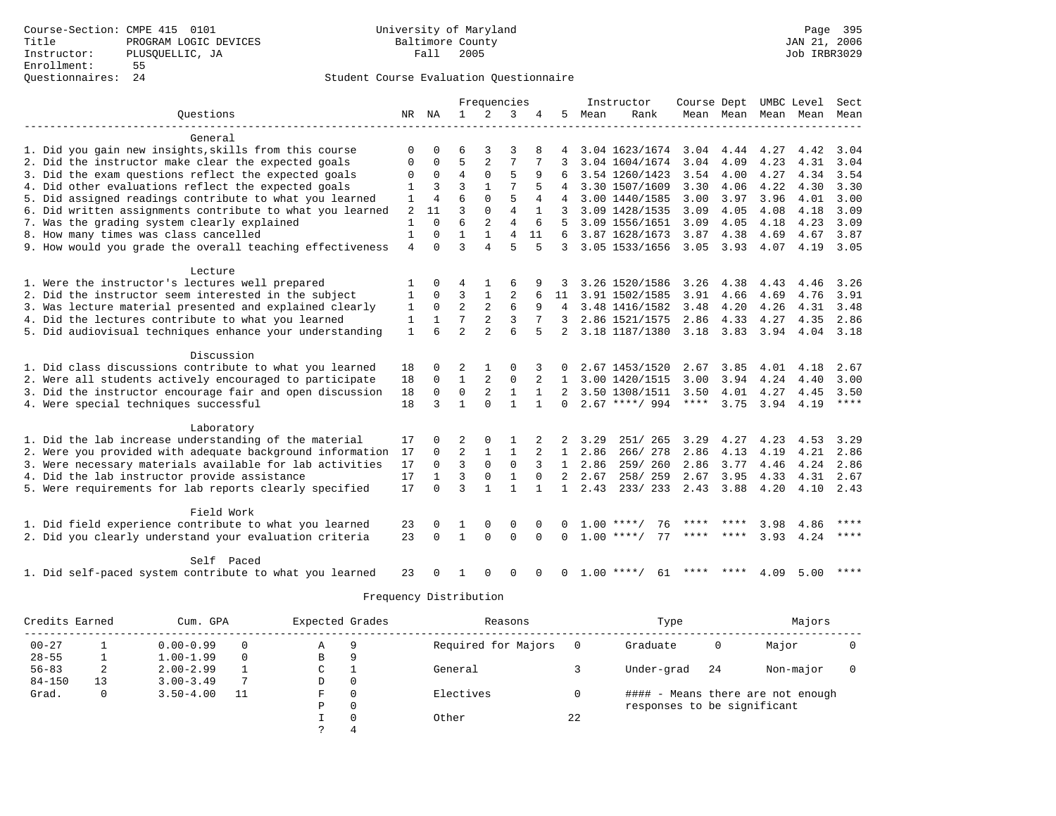Course-Section: CMPE 415 0101
Title: PROGRAM LOGIC DEVICES
Instructor: PLUSQUELLIC, JA
Enrollment: 55
Questionnaires: 24

University of Maryland
Baltimore County
Fall 2005

JAN 21, 2006
Job IRBR3029

## Student Course Evaluation Questionnaire

| Questions | NR | NA | 1 | 2 | 3 | 4 | 5 | Instructor Mean | Instructor Rank | Course Mean | Dept Mean | UMBC Mean | Level Mean | Sect Mean |
|---|---|---|---|---|---|---|---|---|---|---|---|---|---|---|
| **General** | | | | | | | | | | | | | | |
| 1. Did you gain new insights,skills from this course | 0 | 0 | 6 | 3 | 3 | 8 | 4 | 3.04 | 1623/1674 | 3.04 | 4.44 | 4.27 | 4.42 | 3.04 |
| 2. Did the instructor make clear the expected goals | 0 | 0 | 5 | 2 | 7 | 7 | 3 | 3.04 | 1604/1674 | 3.04 | 4.09 | 4.23 | 4.31 | 3.04 |
| 3. Did the exam questions reflect the expected goals | 0 | 0 | 4 | 0 | 5 | 9 | 6 | 3.54 | 1260/1423 | 3.54 | 4.00 | 4.27 | 4.34 | 3.54 |
| 4. Did other evaluations reflect the expected goals | 1 | 3 | 3 | 1 | 7 | 5 | 4 | 3.30 | 1507/1609 | 3.30 | 4.06 | 4.22 | 4.30 | 3.30 |
| 5. Did assigned readings contribute to what you learned | 1 | 4 | 6 | 0 | 5 | 4 | 4 | 3.00 | 1440/1585 | 3.00 | 3.97 | 3.96 | 4.01 | 3.00 |
| 6. Did written assignments contribute to what you learned | 2 | 11 | 3 | 0 | 4 | 1 | 3 | 3.09 | 1428/1535 | 3.09 | 4.05 | 4.08 | 4.18 | 3.09 |
| 7. Was the grading system clearly explained | 1 | 0 | 6 | 2 | 4 | 6 | 5 | 3.09 | 1556/1651 | 3.09 | 4.05 | 4.18 | 4.23 | 3.09 |
| 8. How many times was class cancelled | 1 | 0 | 1 | 1 | 4 | 11 | 6 | 3.87 | 1628/1673 | 3.87 | 4.38 | 4.69 | 4.67 | 3.87 |
| 9. How would you grade the overall teaching effectiveness | 4 | 0 | 3 | 4 | 5 | 5 | 3 | 3.05 | 1533/1656 | 3.05 | 3.93 | 4.07 | 4.19 | 3.05 |
| **Lecture** | | | | | | | | | | | | | | |
| 1. Were the instructor's lectures well prepared | 1 | 0 | 4 | 1 | 6 | 9 | 3 | 3.26 | 1520/1586 | 3.26 | 4.38 | 4.43 | 4.46 | 3.26 |
| 2. Did the instructor seem interested in the subject | 1 | 0 | 3 | 1 | 2 | 6 | 11 | 3.91 | 1502/1585 | 3.91 | 4.66 | 4.69 | 4.76 | 3.91 |
| 3. Was lecture material presented and explained clearly | 1 | 0 | 2 | 2 | 6 | 9 | 4 | 3.48 | 1416/1582 | 3.48 | 4.20 | 4.26 | 4.31 | 3.48 |
| 4. Did the lectures contribute to what you learned | 1 | 1 | 7 | 2 | 3 | 7 | 3 | 2.86 | 1521/1575 | 2.86 | 4.33 | 4.27 | 4.35 | 2.86 |
| 5. Did audiovisual techniques enhance your understanding | 1 | 6 | 2 | 2 | 6 | 5 | 2 | 3.18 | 1187/1380 | 3.18 | 3.83 | 3.94 | 4.04 | 3.18 |
| **Discussion** | | | | | | | | | | | | | | |
| 1. Did class discussions contribute to what you learned | 18 | 0 | 2 | 1 | 0 | 3 | 0 | 2.67 | 1453/1520 | 2.67 | 3.85 | 4.01 | 4.18 | 2.67 |
| 2. Were all students actively encouraged to participate | 18 | 0 | 1 | 2 | 0 | 2 | 1 | 3.00 | 1420/1515 | 3.00 | 3.94 | 4.24 | 4.40 | 3.00 |
| 3. Did the instructor encourage fair and open discussion | 18 | 0 | 0 | 2 | 1 | 1 | 2 | 3.50 | 1308/1511 | 3.50 | 4.01 | 4.27 | 4.45 | 3.50 |
| 4. Were special techniques successful | 18 | 3 | 1 | 0 | 1 | 1 | 0 | 2.67 | ****/ 994 | **** | 3.75 | 3.94 | 4.19 | **** |
| **Laboratory** | | | | | | | | | | | | | | |
| 1. Did the lab increase understanding of the material | 17 | 0 | 2 | 0 | 1 | 2 | 2 | 3.29 | 251/ 265 | 3.29 | 4.27 | 4.23 | 4.53 | 3.29 |
| 2. Were you provided with adequate background information | 17 | 0 | 2 | 1 | 1 | 2 | 1 | 2.86 | 266/ 278 | 2.86 | 4.13 | 4.19 | 4.21 | 2.86 |
| 3. Were necessary materials available for lab activities | 17 | 0 | 3 | 0 | 0 | 3 | 1 | 2.86 | 259/ 260 | 2.86 | 3.77 | 4.46 | 4.24 | 2.86 |
| 4. Did the lab instructor provide assistance | 17 | 1 | 3 | 0 | 1 | 0 | 2 | 2.67 | 258/ 259 | 2.67 | 3.95 | 4.33 | 4.31 | 2.67 |
| 5. Were requirements for lab reports clearly specified | 17 | 0 | 3 | 1 | 1 | 1 | 1 | 2.43 | 233/ 233 | 2.43 | 3.88 | 4.20 | 4.10 | 2.43 |
| **Field Work** | | | | | | | | | | | | | | |
| 1. Did field experience contribute to what you learned | 23 | 0 | 1 | 0 | 0 | 0 | 0 | 1.00 | ****/ 76 | **** | **** | 3.98 | 4.86 | **** |
| 2. Did you clearly understand your evaluation criteria | 23 | 0 | 1 | 0 | 0 | 0 | 0 | 1.00 | ****/ 77 | **** | **** | 3.93 | 4.24 | **** |
| **Self Paced** | | | | | | | | | | | | | | |
| 1. Did self-paced system contribute to what you learned | 23 | 0 | 1 | 0 | 0 | 0 | 0 | 1.00 | ****/ 61 | **** | **** | 4.09 | 5.00 | **** |

## Frequency Distribution

| Credits Earned | | Cum. GPA | | Expected Grades | | Reasons | | Type | | Majors | |
|---|---|---|---|---|---|---|---|---|---|---|---|
| 00-27 | 1 | 0.00-0.99 | 0 | A | 9 | Required for Majors | 0 | Graduate | 0 | Major | 0 |
| 28-55 | 1 | 1.00-1.99 | 0 | B | 9 | | | | | | |
| 56-83 | 2 | 2.00-2.99 | 1 | C | 1 | General | 3 | Under-grad | 24 | Non-major | 0 |
| 84-150 | 13 | 3.00-3.49 | 7 | D | 0 | | | | | | |
| Grad. | 0 | 3.50-4.00 | 11 | F | 0 | Electives | 0 | | | | |
| | | | | P | 0 | | | | | | |
| | | | | I | 0 | Other | 22 | | | | |
| | | | | ? | 4 | | | | | | |

#### - Means there are not enough responses to be significant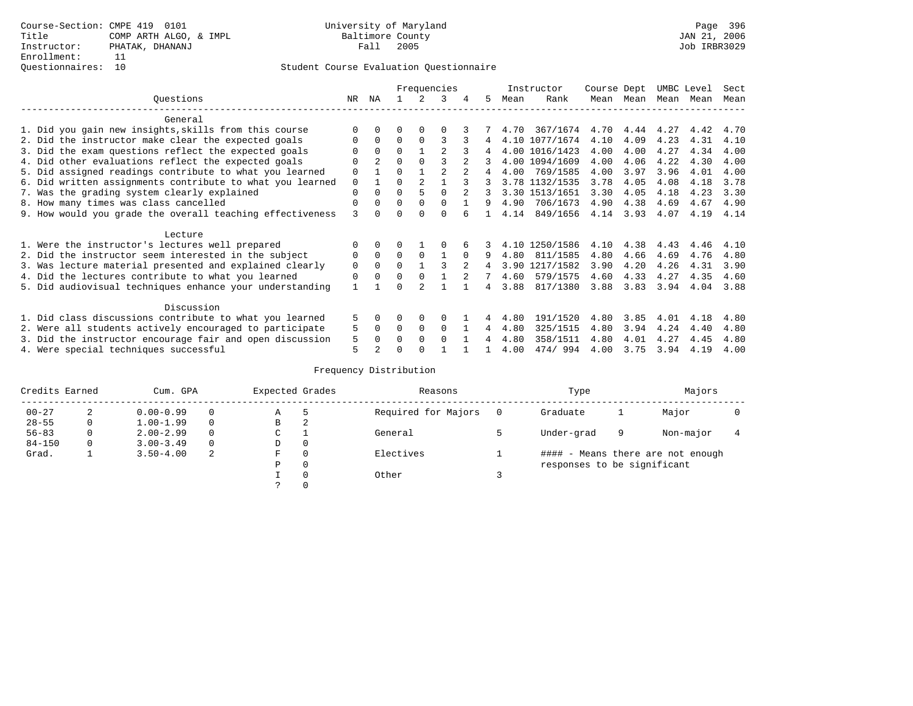Course-Section: CMPE 419 0101
Title: COMP ARTH ALGO, & IMPL
Instructor: PHATAK, DHANANJ
Enrollment: 11
Questionnaires: 10

University of Maryland
Baltimore County
Fall 2005

JAN 21, 2006
Job IRBR3029

## Student Course Evaluation Questionnaire

| Questions | NR | NA | 1 | 2 | 3 | 4 | 5 | Instructor Mean | Instructor Rank | Course Mean | Dept Mean | UMBC Mean | Level Mean | Sect Mean |
|---|---|---|---|---|---|---|---|---|---|---|---|---|---|---|
| **General** | | | | | | | | | | | | | | |
| 1. Did you gain new insights,skills from this course | 0 | 0 | 0 | 0 | 0 | 3 | 7 | 4.70 | 367/1674 | 4.70 | 4.44 | 4.27 | 4.42 | 4.70 |
| 2. Did the instructor make clear the expected goals | 0 | 0 | 0 | 0 | 3 | 3 | 4 | 4.10 | 1077/1674 | 4.10 | 4.09 | 4.23 | 4.31 | 4.10 |
| 3. Did the exam questions reflect the expected goals | 0 | 0 | 0 | 1 | 2 | 3 | 4 | 4.00 | 1016/1423 | 4.00 | 4.00 | 4.27 | 4.34 | 4.00 |
| 4. Did other evaluations reflect the expected goals | 0 | 2 | 0 | 0 | 3 | 2 | 3 | 4.00 | 1094/1609 | 4.00 | 4.06 | 4.22 | 4.30 | 4.00 |
| 5. Did assigned readings contribute to what you learned | 0 | 1 | 0 | 1 | 2 | 2 | 4 | 4.00 | 769/1585 | 4.00 | 3.97 | 3.96 | 4.01 | 4.00 |
| 6. Did written assignments contribute to what you learned | 0 | 1 | 0 | 2 | 1 | 3 | 3 | 3.78 | 1132/1535 | 3.78 | 4.05 | 4.08 | 4.18 | 3.78 |
| 7. Was the grading system clearly explained | 0 | 0 | 0 | 5 | 0 | 2 | 3 | 3.30 | 1513/1651 | 3.30 | 4.05 | 4.18 | 4.23 | 3.30 |
| 8. How many times was class cancelled | 0 | 0 | 0 | 0 | 0 | 1 | 9 | 4.90 | 706/1673 | 4.90 | 4.38 | 4.69 | 4.67 | 4.90 |
| 9. How would you grade the overall teaching effectiveness | 3 | 0 | 0 | 0 | 0 | 6 | 1 | 4.14 | 849/1656 | 4.14 | 3.93 | 4.07 | 4.19 | 4.14 |
| **Lecture** | | | | | | | | | | | | | | |
| 1. Were the instructor's lectures well prepared | 0 | 0 | 0 | 1 | 0 | 6 | 3 | 4.10 | 1250/1586 | 4.10 | 4.38 | 4.43 | 4.46 | 4.10 |
| 2. Did the instructor seem interested in the subject | 0 | 0 | 0 | 0 | 1 | 0 | 9 | 4.80 | 811/1585 | 4.80 | 4.66 | 4.69 | 4.76 | 4.80 |
| 3. Was lecture material presented and explained clearly | 0 | 0 | 0 | 1 | 3 | 2 | 4 | 3.90 | 1217/1582 | 3.90 | 4.20 | 4.26 | 4.31 | 3.90 |
| 4. Did the lectures contribute to what you learned | 0 | 0 | 0 | 0 | 1 | 2 | 7 | 4.60 | 579/1575 | 4.60 | 4.33 | 4.27 | 4.35 | 4.60 |
| 5. Did audiovisual techniques enhance your understanding | 1 | 1 | 0 | 2 | 1 | 1 | 4 | 3.88 | 817/1380 | 3.88 | 3.83 | 3.94 | 4.04 | 3.88 |
| **Discussion** | | | | | | | | | | | | | | |
| 1. Did class discussions contribute to what you learned | 5 | 0 | 0 | 0 | 0 | 1 | 4 | 4.80 | 191/1520 | 4.80 | 3.85 | 4.01 | 4.18 | 4.80 |
| 2. Were all students actively encouraged to participate | 5 | 0 | 0 | 0 | 0 | 1 | 4 | 4.80 | 325/1515 | 4.80 | 3.94 | 4.24 | 4.40 | 4.80 |
| 3. Did the instructor encourage fair and open discussion | 5 | 0 | 0 | 0 | 0 | 1 | 4 | 4.80 | 358/1511 | 4.80 | 4.01 | 4.27 | 4.45 | 4.80 |
| 4. Were special techniques successful | 5 | 2 | 0 | 0 | 1 | 1 | 1 | 4.00 | 474/ 994 | 4.00 | 3.75 | 3.94 | 4.19 | 4.00 |

## Frequency Distribution

| Credits Earned | | Cum. GPA | | Expected Grades | | Reasons | | Type | | Majors | |
|---|---|---|---|---|---|---|---|---|---|---|---|
| 00-27 | 2 | 0.00-0.99 | 0 | A | 5 | Required for Majors | 0 | Graduate | 1 | Major | 0 |
| 28-55 | 0 | 1.00-1.99 | 0 | B | 2 | | | | | | |
| 56-83 | 0 | 2.00-2.99 | 0 | C | 1 | General | 5 | Under-grad | 9 | Non-major | 4 |
| 84-150 | 0 | 3.00-3.49 | 0 | D | 0 | | | | | | |
| Grad. | 1 | 3.50-4.00 | 2 | F | 0 | Electives | 1 | | | | |
| | | | | P | 0 | | | | | | |
| | | | | I | 0 | Other | 3 | | | | |
| | | | | ? | 0 | | | | | | |

#### - Means there are not enough responses to be significant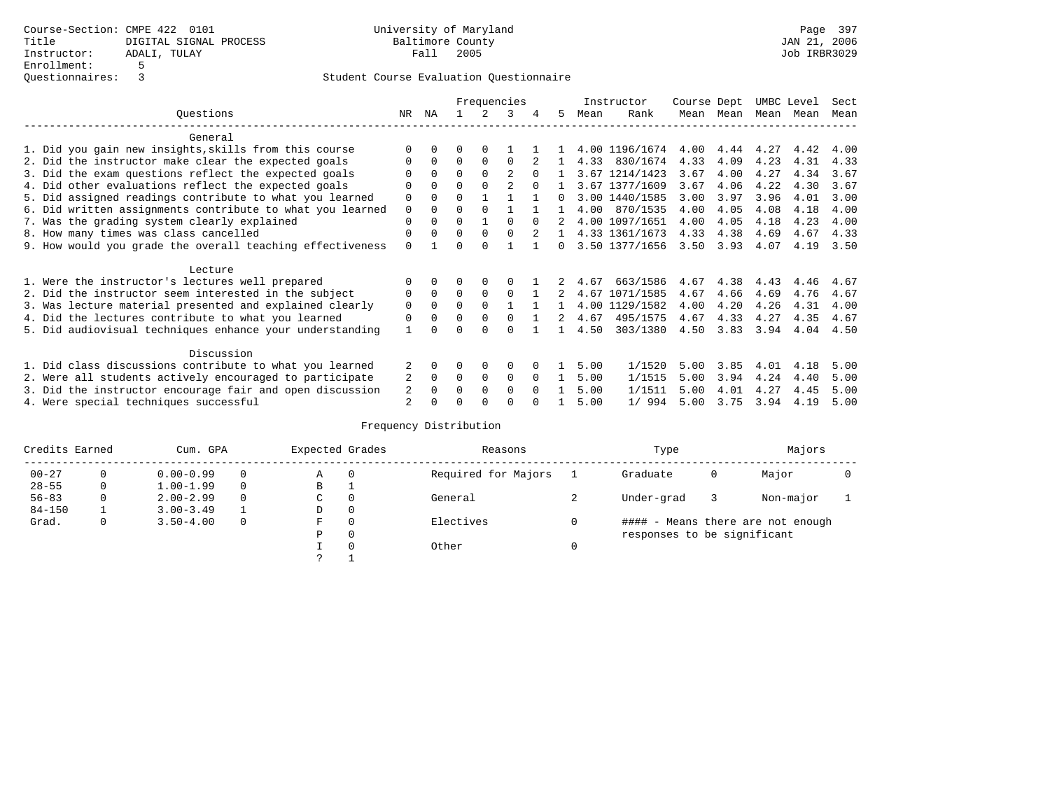Course-Section: CMPE 422 0101
Title: DIGITAL SIGNAL PROCESS
Instructor: ADALI, TULAY
Enrollment: 5
Questionnaires: 3

University of Maryland
Baltimore County
Fall 2005

Student Course Evaluation Questionnaire

| Questions | NR | NA | 1 | 2 | 3 | 4 | 5 | Instructor Mean | Rank | Course Mean | Dept Mean | UMBC Mean | Level Mean | Sect Mean |
|---|---|---|---|---|---|---|---|---|---|---|---|---|---|---|
| **General** | | | | | | | | | | | | | | |
| 1. Did you gain new insights,skills from this course | 0 | 0 | 0 | 0 | 1 | 1 | 1 | 4.00 | 1196/1674 | 4.00 | 4.44 | 4.27 | 4.42 | 4.00 |
| 2. Did the instructor make clear the expected goals | 0 | 0 | 0 | 0 | 0 | 2 | 1 | 4.33 | 830/1674 | 4.33 | 4.09 | 4.23 | 4.31 | 4.33 |
| 3. Did the exam questions reflect the expected goals | 0 | 0 | 0 | 0 | 2 | 0 | 1 | 3.67 | 1214/1423 | 3.67 | 4.00 | 4.27 | 4.34 | 3.67 |
| 4. Did other evaluations reflect the expected goals | 0 | 0 | 0 | 0 | 2 | 0 | 1 | 3.67 | 1377/1609 | 3.67 | 4.06 | 4.22 | 4.30 | 3.67 |
| 5. Did assigned readings contribute to what you learned | 0 | 0 | 0 | 1 | 1 | 1 | 0 | 3.00 | 1440/1585 | 3.00 | 3.97 | 3.96 | 4.01 | 3.00 |
| 6. Did written assignments contribute to what you learned | 0 | 0 | 0 | 0 | 1 | 1 | 1 | 4.00 | 870/1535 | 4.00 | 4.05 | 4.08 | 4.18 | 4.00 |
| 7. Was the grading system clearly explained | 0 | 0 | 0 | 1 | 0 | 0 | 2 | 4.00 | 1097/1651 | 4.00 | 4.05 | 4.18 | 4.23 | 4.00 |
| 8. How many times was class cancelled | 0 | 0 | 0 | 0 | 0 | 2 | 1 | 4.33 | 1361/1673 | 4.33 | 4.38 | 4.69 | 4.67 | 4.33 |
| 9. How would you grade the overall teaching effectiveness | 0 | 1 | 0 | 0 | 1 | 1 | 0 | 3.50 | 1377/1656 | 3.50 | 3.93 | 4.07 | 4.19 | 3.50 |
| **Lecture** | | | | | | | | | | | | | | |
| 1. Were the instructor's lectures well prepared | 0 | 0 | 0 | 0 | 0 | 1 | 2 | 4.67 | 663/1586 | 4.67 | 4.38 | 4.43 | 4.46 | 4.67 |
| 2. Did the instructor seem interested in the subject | 0 | 0 | 0 | 0 | 0 | 1 | 2 | 4.67 | 1071/1585 | 4.67 | 4.66 | 4.69 | 4.76 | 4.67 |
| 3. Was lecture material presented and explained clearly | 0 | 0 | 0 | 0 | 1 | 1 | 1 | 4.00 | 1129/1582 | 4.00 | 4.20 | 4.26 | 4.31 | 4.00 |
| 4. Did the lectures contribute to what you learned | 0 | 0 | 0 | 0 | 0 | 1 | 2 | 4.67 | 495/1575 | 4.67 | 4.33 | 4.27 | 4.35 | 4.67 |
| 5. Did audiovisual techniques enhance your understanding | 1 | 0 | 0 | 0 | 0 | 1 | 1 | 4.50 | 303/1380 | 4.50 | 3.83 | 3.94 | 4.04 | 4.50 |
| **Discussion** | | | | | | | | | | | | | | |
| 1. Did class discussions contribute to what you learned | 2 | 0 | 0 | 0 | 0 | 0 | 1 | 5.00 | 1/1520 | 5.00 | 3.85 | 4.01 | 4.18 | 5.00 |
| 2. Were all students actively encouraged to participate | 2 | 0 | 0 | 0 | 0 | 0 | 1 | 5.00 | 1/1515 | 5.00 | 3.94 | 4.24 | 4.40 | 5.00 |
| 3. Did the instructor encourage fair and open discussion | 2 | 0 | 0 | 0 | 0 | 0 | 1 | 5.00 | 1/1511 | 5.00 | 4.01 | 4.27 | 4.45 | 5.00 |
| 4. Were special techniques successful | 2 | 0 | 0 | 0 | 0 | 0 | 1 | 5.00 | 1/ 994 | 5.00 | 3.75 | 3.94 | 4.19 | 5.00 |

Frequency Distribution

| Credits Earned | | Cum. GPA | | Expected Grades | | Reasons | | Type | | Majors | |
|---|---|---|---|---|---|---|---|---|---|---|---|
| 00-27 | 0 | 0.00-0.99 | 0 | A | 0 | Required for Majors | 1 | Graduate | 0 | Major | 0 |
| 28-55 | 0 | 1.00-1.99 | 0 | B | 1 | | | | | | |
| 56-83 | 0 | 2.00-2.99 | 0 | C | 0 | General | 2 | Under-grad | 3 | Non-major | 1 |
| 84-150 | 1 | 3.00-3.49 | 1 | D | 0 | | | | | | |
| Grad. | 0 | 3.50-4.00 | 0 | F | 0 | Electives | 0 | #### - Means there are not enough responses to be significant | | | |
| | | | | P | 0 | | | | | | |
| | | | | I | 0 | Other | 0 | | | | |
| | | | | ? | 1 | | | | | | |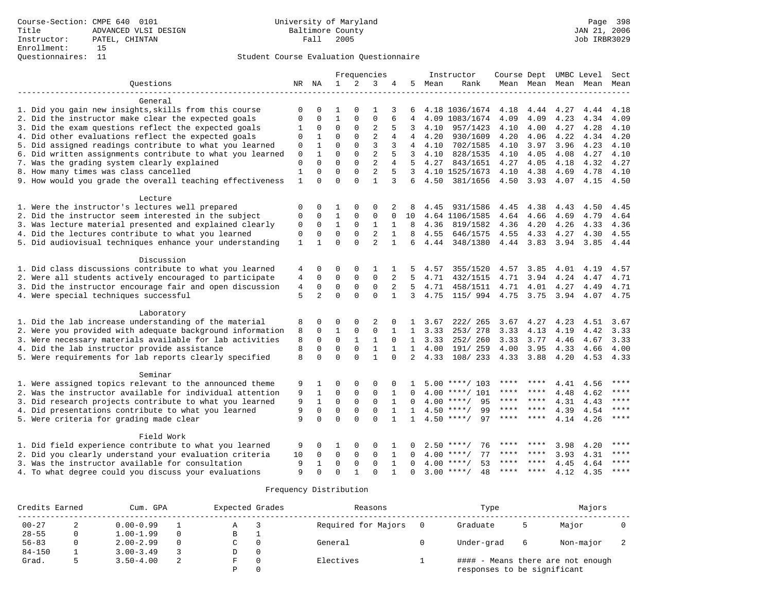Course-Section: CMPE 640 0101
Title: ADVANCED VLSI DESIGN
Instructor: PATEL, CHINTAN
Enrollment: 15
Questionnaires: 11

University of Maryland
Baltimore County
Fall 2005

Page 398
JAN 21, 2006
Job IRBR3029

## Student Course Evaluation Questionnaire

| Questions | NR | NA | 1 | 2 | 3 | 4 | 5 | Instructor Mean | Rank | Course Mean | Dept Mean | UMBC Mean | Level Mean | Sect Mean |
|---|---|---|---|---|---|---|---|---|---|---|---|---|---|---|
| **General** | | | | | | | | | | | | | | |
| 1. Did you gain new insights,skills from this course | 0 | 0 | 1 | 0 | 1 | 3 | 6 | 4.18 | 1036/1674 | 4.18 | 4.44 | 4.27 | 4.44 | 4.18 |
| 2. Did the instructor make clear the expected goals | 0 | 0 | 1 | 0 | 0 | 6 | 4 | 4.09 | 1083/1674 | 4.09 | 4.09 | 4.23 | 4.34 | 4.09 |
| 3. Did the exam questions reflect the expected goals | 1 | 0 | 0 | 0 | 2 | 5 | 3 | 4.10 | 957/1423 | 4.10 | 4.00 | 4.27 | 4.28 | 4.10 |
| 4. Did other evaluations reflect the expected goals | 0 | 1 | 0 | 0 | 2 | 4 | 4 | 4.20 | 930/1609 | 4.20 | 4.06 | 4.22 | 4.34 | 4.20 |
| 5. Did assigned readings contribute to what you learned | 0 | 1 | 0 | 0 | 3 | 3 | 4 | 4.10 | 702/1585 | 4.10 | 3.97 | 3.96 | 4.23 | 4.10 |
| 6. Did written assignments contribute to what you learned | 0 | 1 | 0 | 0 | 2 | 5 | 3 | 4.10 | 828/1535 | 4.10 | 4.05 | 4.08 | 4.27 | 4.10 |
| 7. Was the grading system clearly explained | 0 | 0 | 0 | 0 | 2 | 4 | 5 | 4.27 | 843/1651 | 4.27 | 4.05 | 4.18 | 4.32 | 4.27 |
| 8. How many times was class cancelled | 1 | 0 | 0 | 0 | 2 | 5 | 3 | 4.10 | 1525/1673 | 4.10 | 4.38 | 4.69 | 4.78 | 4.10 |
| 9. How would you grade the overall teaching effectiveness | 1 | 0 | 0 | 0 | 1 | 3 | 6 | 4.50 | 381/1656 | 4.50 | 3.93 | 4.07 | 4.15 | 4.50 |
| **Lecture** | | | | | | | | | | | | | | |
| 1. Were the instructor's lectures well prepared | 0 | 0 | 1 | 0 | 0 | 2 | 8 | 4.45 | 931/1586 | 4.45 | 4.38 | 4.43 | 4.50 | 4.45 |
| 2. Did the instructor seem interested in the subject | 0 | 0 | 1 | 0 | 0 | 0 | 10 | 4.64 | 1106/1585 | 4.64 | 4.66 | 4.69 | 4.79 | 4.64 |
| 3. Was lecture material presented and explained clearly | 0 | 0 | 1 | 0 | 1 | 1 | 8 | 4.36 | 819/1582 | 4.36 | 4.20 | 4.26 | 4.33 | 4.36 |
| 4. Did the lectures contribute to what you learned | 0 | 0 | 0 | 0 | 2 | 1 | 8 | 4.55 | 646/1575 | 4.55 | 4.33 | 4.27 | 4.30 | 4.55 |
| 5. Did audiovisual techniques enhance your understanding | 1 | 1 | 0 | 0 | 2 | 1 | 6 | 4.44 | 348/1380 | 4.44 | 3.83 | 3.94 | 3.85 | 4.44 |
| **Discussion** | | | | | | | | | | | | | | |
| 1. Did class discussions contribute to what you learned | 4 | 0 | 0 | 0 | 1 | 1 | 5 | 4.57 | 355/1520 | 4.57 | 3.85 | 4.01 | 4.19 | 4.57 |
| 2. Were all students actively encouraged to participate | 4 | 0 | 0 | 0 | 0 | 2 | 5 | 4.71 | 432/1515 | 4.71 | 3.94 | 4.24 | 4.47 | 4.71 |
| 3. Did the instructor encourage fair and open discussion | 4 | 0 | 0 | 0 | 0 | 2 | 5 | 4.71 | 458/1511 | 4.71 | 4.01 | 4.27 | 4.49 | 4.71 |
| 4. Were special techniques successful | 5 | 2 | 0 | 0 | 0 | 1 | 3 | 4.75 | 115/ 994 | 4.75 | 3.75 | 3.94 | 4.07 | 4.75 |
| **Laboratory** | | | | | | | | | | | | | | |
| 1. Did the lab increase understanding of the material | 8 | 0 | 0 | 0 | 2 | 0 | 1 | 3.67 | 222/ 265 | 3.67 | 4.27 | 4.23 | 4.51 | 3.67 |
| 2. Were you provided with adequate background information | 8 | 0 | 1 | 0 | 0 | 1 | 1 | 3.33 | 253/ 278 | 3.33 | 4.13 | 4.19 | 4.42 | 3.33 |
| 3. Were necessary materials available for lab activities | 8 | 0 | 0 | 1 | 1 | 0 | 1 | 3.33 | 252/ 260 | 3.33 | 3.77 | 4.46 | 4.67 | 3.33 |
| 4. Did the lab instructor provide assistance | 8 | 0 | 0 | 0 | 1 | 1 | 1 | 4.00 | 191/ 259 | 4.00 | 3.95 | 4.33 | 4.66 | 4.00 |
| 5. Were requirements for lab reports clearly specified | 8 | 0 | 0 | 0 | 1 | 0 | 2 | 4.33 | 108/ 233 | 4.33 | 3.88 | 4.20 | 4.53 | 4.33 |
| **Seminar** | | | | | | | | | | | | | | |
| 1. Were assigned topics relevant to the announced theme | 9 | 1 | 0 | 0 | 0 | 0 | 1 | 5.00 | ****/ 103 | **** | **** | 4.41 | 4.56 | **** |
| 2. Was the instructor available for individual attention | 9 | 1 | 0 | 0 | 0 | 1 | 0 | 4.00 | ****/ 101 | **** | **** | 4.48 | 4.62 | **** |
| 3. Did research projects contribute to what you learned | 9 | 1 | 0 | 0 | 0 | 1 | 0 | 4.00 | ****/ 95 | **** | **** | 4.31 | 4.43 | **** |
| 4. Did presentations contribute to what you learned | 9 | 0 | 0 | 0 | 0 | 1 | 1 | 4.50 | ****/ 99 | **** | **** | 4.39 | 4.54 | **** |
| 5. Were criteria for grading made clear | 9 | 0 | 0 | 0 | 0 | 1 | 1 | 4.50 | ****/ 97 | **** | **** | 4.14 | 4.26 | **** |
| **Field Work** | | | | | | | | | | | | | | |
| 1. Did field experience contribute to what you learned | 9 | 0 | 1 | 0 | 0 | 1 | 0 | 2.50 | ****/ 76 | **** | **** | 3.98 | 4.20 | **** |
| 2. Did you clearly understand your evaluation criteria | 10 | 0 | 0 | 0 | 0 | 1 | 0 | 4.00 | ****/ 77 | **** | **** | 3.93 | 4.31 | **** |
| 3. Was the instructor available for consultation | 9 | 1 | 0 | 0 | 0 | 1 | 0 | 4.00 | ****/ 53 | **** | **** | 4.45 | 4.64 | **** |
| 4. To what degree could you discuss your evaluations | 9 | 0 | 0 | 1 | 0 | 1 | 0 | 3.00 | ****/ 48 | **** | **** | 4.12 | 4.35 | **** |

### Frequency Distribution

| Credits Earned | | Cum. GPA | | Expected Grades | | Reasons | | Type | | Majors | |
|---|---|---|---|---|---|---|---|---|---|---|---|
| 00-27 | 2 | 0.00-0.99 | 1 | A | 3 | Required for Majors | 0 | Graduate | 5 | Major | 0 |
| 28-55 | 0 | 1.00-1.99 | 0 | B | 1 | | | | | | |
| 56-83 | 0 | 2.00-2.99 | 0 | C | 0 | General | 0 | Under-grad | 6 | Non-major | 2 |
| 84-150 | 1 | 3.00-3.49 | 3 | D | 0 | | | | | | |
| Grad. | 5 | 3.50-4.00 | 2 | F | 0 | Electives | 1 | #### - Means there are not enough responses to be significant | | | |
| | | | | P | 0 | | | | | | |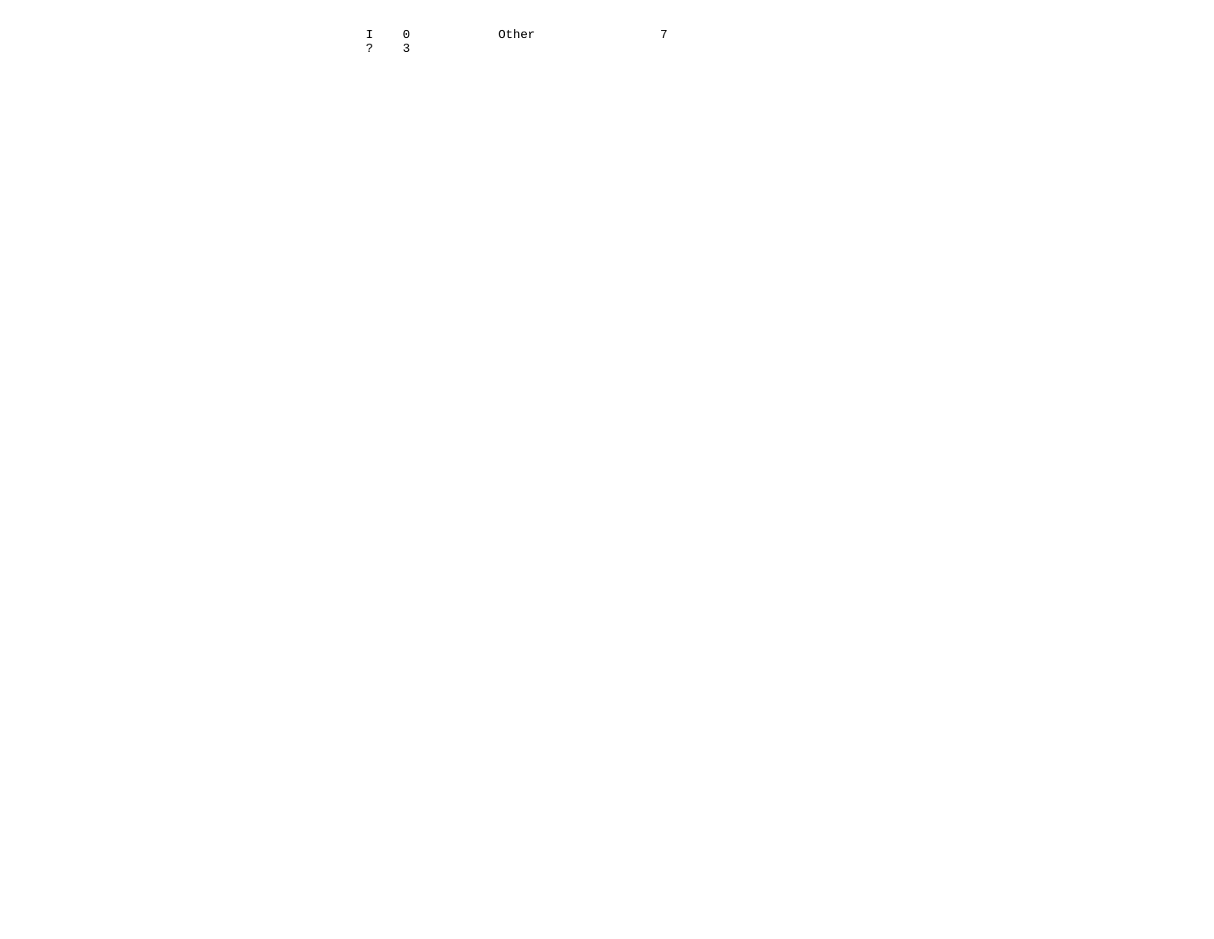| | | | |
|---|---|---|---|
| I | 0 | Other | 7 |
| ? | 3 | | |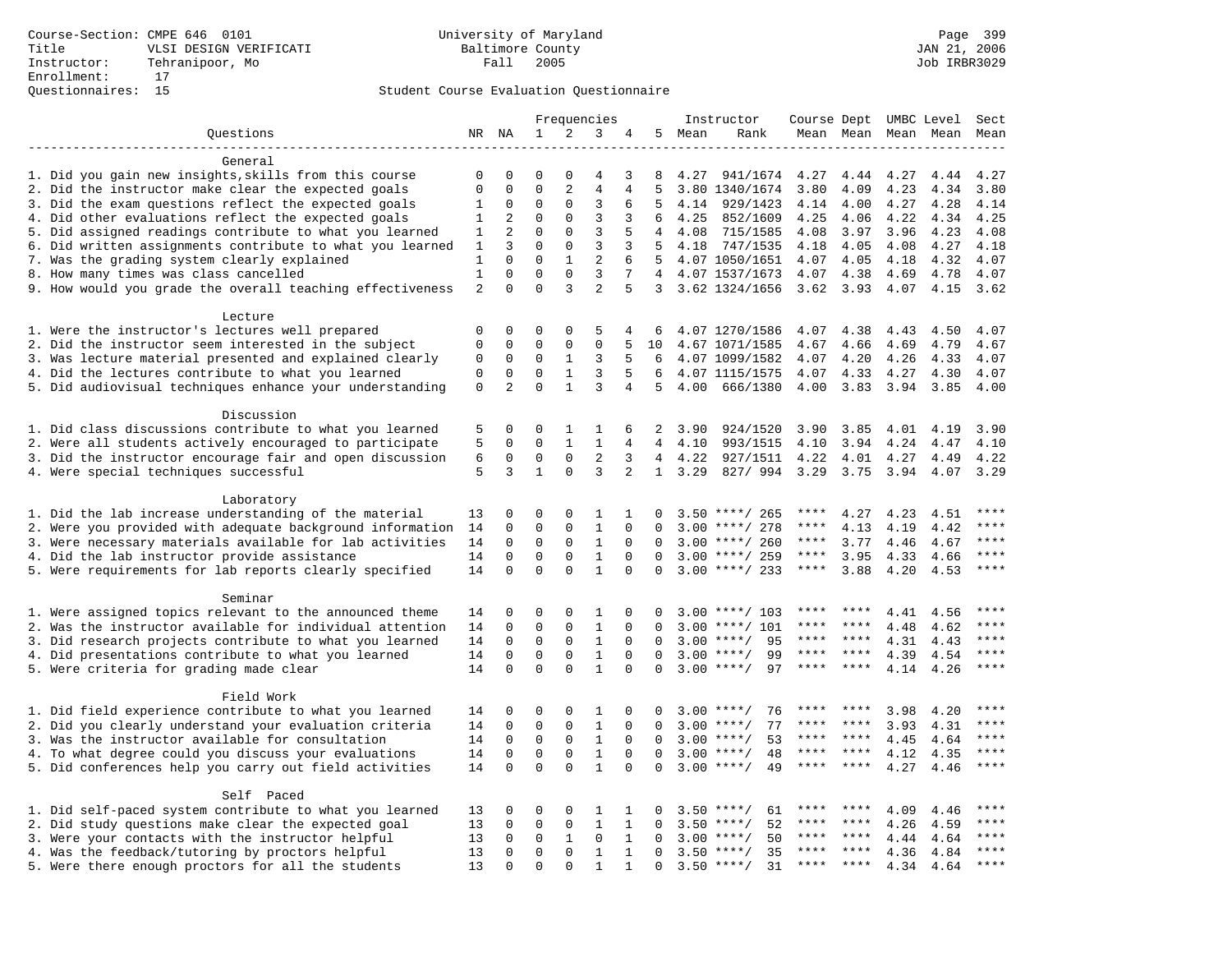Course-Section: CMPE 646 0101
Title: VLSI DESIGN VERIFICATI
Instructor: Tehranipoor, Mo
Enrollment: 17
Questionnaires: 15

University of Maryland
Baltimore County
Fall 2005

Student Course Evaluation Questionnaire

| Questions | NR | NA | 1 | 2 | 3 | 4 | 5 | Instructor Mean | Instructor Rank | Course Mean | Dept Mean | UMBC Level Mean | Level Mean | Sect Mean |
|---|---|---|---|---|---|---|---|---|---|---|---|---|---|---|
| **General** | | | | | | | | | | | | | | |
| 1. Did you gain new insights,skills from this course | 0 | 0 | 0 | 0 | 4 | 3 | 8 | 4.27 | 941/1674 | 4.27 | 4.44 | 4.27 | 4.44 | 4.27 |
| 2. Did the instructor make clear the expected goals | 0 | 0 | 0 | 2 | 4 | 4 | 5 | 3.80 | 1340/1674 | 3.80 | 4.09 | 4.23 | 4.34 | 3.80 |
| 3. Did the exam questions reflect the expected goals | 1 | 0 | 0 | 0 | 3 | 6 | 5 | 4.14 | 929/1423 | 4.14 | 4.00 | 4.27 | 4.28 | 4.14 |
| 4. Did other evaluations reflect the expected goals | 1 | 2 | 0 | 0 | 3 | 3 | 6 | 4.25 | 852/1609 | 4.25 | 4.06 | 4.22 | 4.34 | 4.25 |
| 5. Did assigned readings contribute to what you learned | 1 | 2 | 0 | 0 | 3 | 5 | 4 | 4.08 | 715/1585 | 4.08 | 3.97 | 3.96 | 4.23 | 4.08 |
| 6. Did written assignments contribute to what you learned | 1 | 3 | 0 | 0 | 3 | 3 | 5 | 4.18 | 747/1535 | 4.18 | 4.05 | 4.08 | 4.27 | 4.18 |
| 7. Was the grading system clearly explained | 1 | 0 | 0 | 1 | 2 | 6 | 5 | 4.07 | 1050/1651 | 4.07 | 4.05 | 4.18 | 4.32 | 4.07 |
| 8. How many times was class cancelled | 1 | 0 | 0 | 0 | 3 | 7 | 4 | 4.07 | 1537/1673 | 4.07 | 4.38 | 4.69 | 4.78 | 4.07 |
| 9. How would you grade the overall teaching effectiveness | 2 | 0 | 0 | 3 | 2 | 5 | 3 | 3.62 | 1324/1656 | 3.62 | 3.93 | 4.07 | 4.15 | 3.62 |
| **Lecture** | | | | | | | | | | | | | | |
| 1. Were the instructor's lectures well prepared | 0 | 0 | 0 | 0 | 5 | 4 | 6 | 4.07 | 1270/1586 | 4.07 | 4.38 | 4.43 | 4.50 | 4.07 |
| 2. Did the instructor seem interested in the subject | 0 | 0 | 0 | 0 | 0 | 5 | 10 | 4.67 | 1071/1585 | 4.67 | 4.66 | 4.69 | 4.79 | 4.67 |
| 3. Was lecture material presented and explained clearly | 0 | 0 | 0 | 1 | 3 | 5 | 6 | 4.07 | 1099/1582 | 4.07 | 4.20 | 4.26 | 4.33 | 4.07 |
| 4. Did the lectures contribute to what you learned | 0 | 0 | 0 | 1 | 3 | 5 | 6 | 4.07 | 1115/1575 | 4.07 | 4.33 | 4.27 | 4.30 | 4.07 |
| 5. Did audiovisual techniques enhance your understanding | 0 | 2 | 0 | 1 | 3 | 4 | 5 | 4.00 | 666/1380 | 4.00 | 3.83 | 3.94 | 3.85 | 4.00 |
| **Discussion** | | | | | | | | | | | | | | |
| 1. Did class discussions contribute to what you learned | 5 | 0 | 0 | 1 | 1 | 6 | 2 | 3.90 | 924/1520 | 3.90 | 3.85 | 4.01 | 4.19 | 3.90 |
| 2. Were all students actively encouraged to participate | 5 | 0 | 0 | 1 | 1 | 4 | 4 | 4.10 | 993/1515 | 4.10 | 3.94 | 4.24 | 4.47 | 4.10 |
| 3. Did the instructor encourage fair and open discussion | 6 | 0 | 0 | 0 | 2 | 3 | 4 | 4.22 | 927/1511 | 4.22 | 4.01 | 4.27 | 4.49 | 4.22 |
| 4. Were special techniques successful | 5 | 3 | 1 | 0 | 3 | 2 | 1 | 3.29 | 827/ 994 | 3.29 | 3.75 | 3.94 | 4.07 | 3.29 |
| **Laboratory** | | | | | | | | | | | | | | |
| 1. Did the lab increase understanding of the material | 13 | 0 | 0 | 0 | 1 | 1 | 0 | 3.50 | ****/ 265 | **** | 4.27 | 4.23 | 4.51 | **** |
| 2. Were you provided with adequate background information | 14 | 0 | 0 | 0 | 1 | 0 | 0 | 3.00 | ****/ 278 | **** | 4.13 | 4.19 | 4.42 | **** |
| 3. Were necessary materials available for lab activities | 14 | 0 | 0 | 0 | 1 | 0 | 0 | 3.00 | ****/ 260 | **** | 3.77 | 4.46 | 4.67 | **** |
| 4. Did the lab instructor provide assistance | 14 | 0 | 0 | 0 | 1 | 0 | 0 | 3.00 | ****/ 259 | **** | 3.95 | 4.33 | 4.66 | **** |
| 5. Were requirements for lab reports clearly specified | 14 | 0 | 0 | 0 | 1 | 0 | 0 | 3.00 | ****/ 233 | **** | 3.88 | 4.20 | 4.53 | **** |
| **Seminar** | | | | | | | | | | | | | | |
| 1. Were assigned topics relevant to the announced theme | 14 | 0 | 0 | 0 | 1 | 0 | 0 | 3.00 | ****/ 103 | **** | **** | 4.41 | 4.56 | **** |
| 2. Was the instructor available for individual attention | 14 | 0 | 0 | 0 | 1 | 0 | 0 | 3.00 | ****/ 101 | **** | **** | 4.48 | 4.62 | **** |
| 3. Did research projects contribute to what you learned | 14 | 0 | 0 | 0 | 1 | 0 | 0 | 3.00 | ****/ 95 | **** | **** | 4.31 | 4.43 | **** |
| 4. Did presentations contribute to what you learned | 14 | 0 | 0 | 0 | 1 | 0 | 0 | 3.00 | ****/ 99 | **** | **** | 4.39 | 4.54 | **** |
| 5. Were criteria for grading made clear | 14 | 0 | 0 | 0 | 1 | 0 | 0 | 3.00 | ****/ 97 | **** | **** | 4.14 | 4.26 | **** |
| **Field Work** | | | | | | | | | | | | | | |
| 1. Did field experience contribute to what you learned | 14 | 0 | 0 | 0 | 1 | 0 | 0 | 3.00 | ****/ 76 | **** | **** | 3.98 | 4.20 | **** |
| 2. Did you clearly understand your evaluation criteria | 14 | 0 | 0 | 0 | 1 | 0 | 0 | 3.00 | ****/ 77 | **** | **** | 3.93 | 4.31 | **** |
| 3. Was the instructor available for consultation | 14 | 0 | 0 | 0 | 1 | 0 | 0 | 3.00 | ****/ 53 | **** | **** | 4.45 | 4.64 | **** |
| 4. To what degree could you discuss your evaluations | 14 | 0 | 0 | 0 | 1 | 0 | 0 | 3.00 | ****/ 48 | **** | **** | 4.12 | 4.35 | **** |
| 5. Did conferences help you carry out field activities | 14 | 0 | 0 | 0 | 1 | 0 | 0 | 3.00 | ****/ 49 | **** | **** | 4.27 | 4.46 | **** |
| **Self Paced** | | | | | | | | | | | | | | |
| 1. Did self-paced system contribute to what you learned | 13 | 0 | 0 | 0 | 1 | 1 | 0 | 3.50 | ****/ 61 | **** | **** | 4.09 | 4.46 | **** |
| 2. Did study questions make clear the expected goal | 13 | 0 | 0 | 0 | 1 | 1 | 0 | 3.50 | ****/ 52 | **** | **** | 4.26 | 4.59 | **** |
| 3. Were your contacts with the instructor helpful | 13 | 0 | 0 | 1 | 0 | 1 | 0 | 3.00 | ****/ 50 | **** | **** | 4.44 | 4.64 | **** |
| 4. Was the feedback/tutoring by proctors helpful | 13 | 0 | 0 | 0 | 1 | 1 | 0 | 3.50 | ****/ 35 | **** | **** | 4.36 | 4.84 | **** |
| 5. Were there enough proctors for all the students | 13 | 0 | 0 | 0 | 1 | 1 | 0 | 3.50 | ****/ 31 | **** | **** | 4.34 | 4.64 | **** |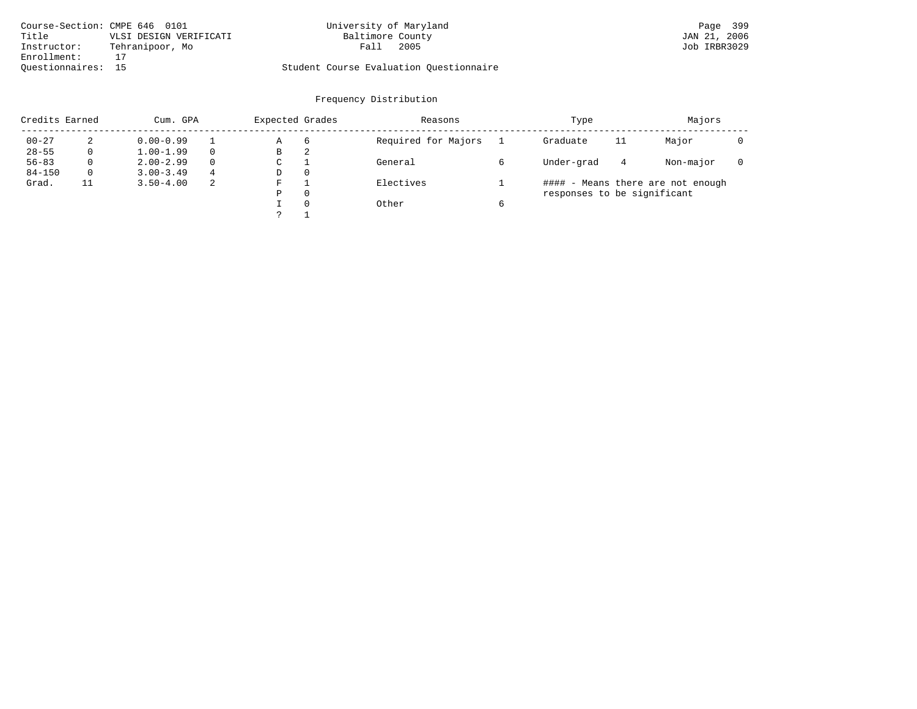Course-Section: CMPE 646 0101
Title VLSI DESIGN VERIFICATI
Instructor: Tehranipoor, Mo
Enrollment: 17
Questionnaires: 15

University of Maryland
Baltimore County
Fall 2005

Student Course Evaluation Questionnaire

JAN 21, 2006
Job IRBR3029

## Frequency Distribution

| Credits Earned | | Cum. GPA | | Expected Grades | | Reasons | | Type | | Majors | |
|---|---|---|---|---|---|---|---|---|---|---|---|
| 00-27 | 2 | 0.00-0.99 | 1 | A | 6 | Required for Majors | 1 | Graduate | 11 | Major | 0 |
| 28-55 | 0 | 1.00-1.99 | 0 | B | 2 | | | | | | |
| 56-83 | 0 | 2.00-2.99 | 0 | C | 1 | General | 6 | Under-grad | 4 | Non-major | 0 |
| 84-150 | 0 | 3.00-3.49 | 4 | D | 0 | | | | | | |
| Grad. | 11 | 3.50-4.00 | 2 | F | 1 | Electives | 1 | | | | |
| | | | | P | 0 | | | | | | |
| | | | | I | 0 | Other | 6 | | | | |
| | | | | ? | 1 | | | | | | |

#### - Means there are not enough responses to be significant